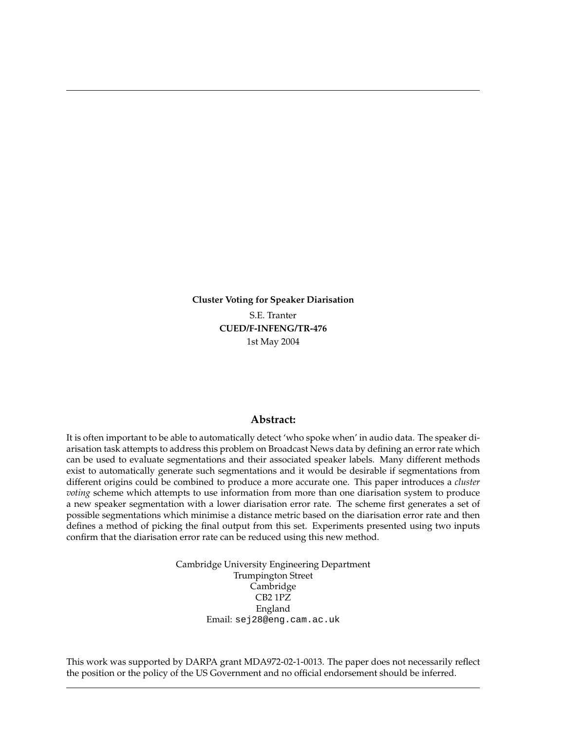**Cluster Voting for Speaker Diarisation**

S.E. Tranter

**CUED/F-INFENG/TR-476**

1st May 2004

## Abstract:

It is often important to be able to automatically detect 'who spoke when' in audio data. The speaker diarisation task attempts to address this problem on Broadcast News data by defining an error rate which can be used to evaluate segmentations and their associated speaker labels. Many different methods exist to automatically generate such segmentations and it would be desirable if segmentations from different origins could be combined to produce a more accurate one. This paper introduces a *cluster voting* scheme which attempts to use information from more than one diarisation system to produce a new speaker segmentation with a lower diarisation error rate. The scheme first generates a set of possible segmentations which minimise a distance metric based on the diarisation error rate and then defines a method of picking the final output from this set. Experiments presented using two inputs confirm that the diarisation error rate can be reduced using this new method.

Cambridge University Engineering Department
Trumpington Street
Cambridge
CB2 1PZ
England
Email: `sej28@eng.cam.ac.uk`

This work was supported by DARPA grant MDA972-02-1-0013. The paper does not necessarily reflect the position or the policy of the US Government and no official endorsement should be inferred.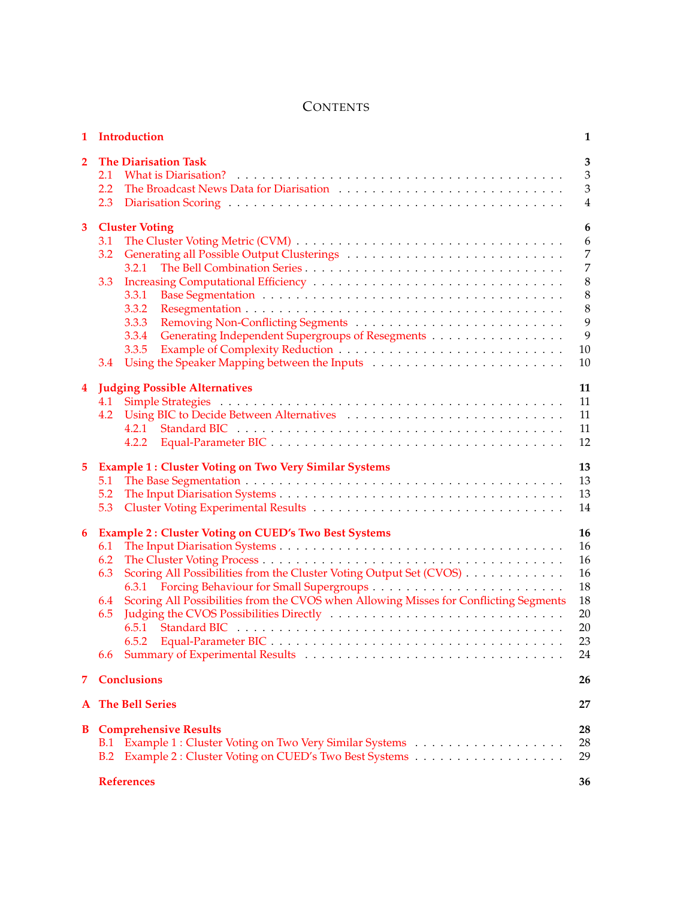# Contents

**1 Introduction** — 1

**2 The Diarisation Task** — 3
- 2.1 What is Diarisation? — 3
- 2.2 The Broadcast News Data for Diarisation — 3
- 2.3 Diarisation Scoring — 4

**3 Cluster Voting** — 6
- 3.1 The Cluster Voting Metric (CVM) — 6
- 3.2 Generating all Possible Output Clusterings — 7
  - 3.2.1 The Bell Combination Series — 7
- 3.3 Increasing Computational Efficiency — 8
  - 3.3.1 Base Segmentation — 8
  - 3.3.2 Resegmentation — 8
  - 3.3.3 Removing Non-Conflicting Segments — 9
  - 3.3.4 Generating Independent Supergroups of Resegments — 9
  - 3.3.5 Example of Complexity Reduction — 10
- 3.4 Using the Speaker Mapping between the Inputs — 10

**4 Judging Possible Alternatives** — 11
- 4.1 Simple Strategies — 11
- 4.2 Using BIC to Decide Between Alternatives — 11
  - 4.2.1 Standard BIC — 11
  - 4.2.2 Equal-Parameter BIC — 12

**5 Example 1 : Cluster Voting on Two Very Similar Systems** — 13
- 5.1 The Base Segmentation — 13
- 5.2 The Input Diarisation Systems — 13
- 5.3 Cluster Voting Experimental Results — 14

**6 Example 2 : Cluster Voting on CUED's Two Best Systems** — 16
- 6.1 The Input Diarisation Systems — 16
- 6.2 The Cluster Voting Process — 16
- 6.3 Scoring All Possibilities from the Cluster Voting Output Set (CVOS) — 16
  - 6.3.1 Forcing Behaviour for Small Supergroups — 18
- 6.4 Scoring All Possibilities from the CVOS when Allowing Misses for Conflicting Segments — 18
- 6.5 Judging the CVOS Possibilities Directly — 20
  - 6.5.1 Standard BIC — 20
  - 6.5.2 Equal-Parameter BIC — 23
- 6.6 Summary of Experimental Results — 24

**7 Conclusions** — 26

**A The Bell Series** — 27

**B Comprehensive Results** — 28
- B.1 Example 1 : Cluster Voting on Two Very Similar Systems — 28
- B.2 Example 2 : Cluster Voting on CUED's Two Best Systems — 29

**References** — 36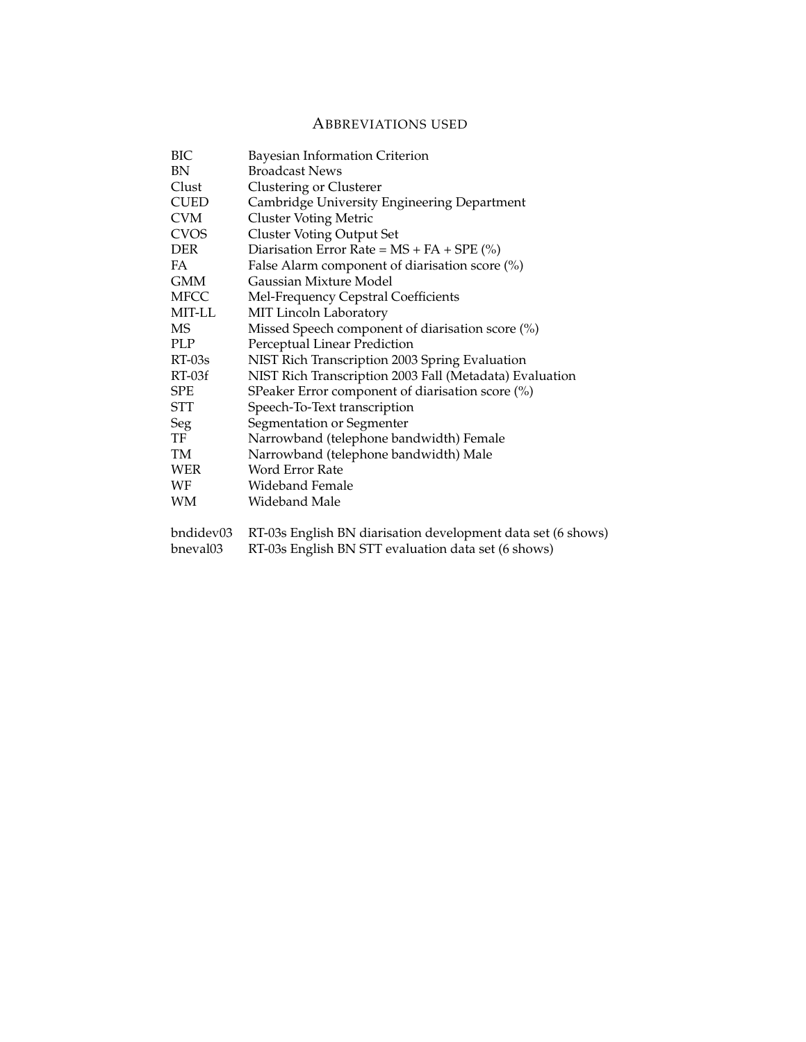## ABBREVIATIONS USED

| | |
|---|---|
| BIC | Bayesian Information Criterion |
| BN | Broadcast News |
| Clust | Clustering or Clusterer |
| CUED | Cambridge University Engineering Department |
| CVM | Cluster Voting Metric |
| CVOS | Cluster Voting Output Set |
| DER | Diarisation Error Rate = MS + FA + SPE (%) |
| FA | False Alarm component of diarisation score (%) |
| GMM | Gaussian Mixture Model |
| MFCC | Mel-Frequency Cepstral Coefficients |
| MIT-LL | MIT Lincoln Laboratory |
| MS | Missed Speech component of diarisation score (%) |
| PLP | Perceptual Linear Prediction |
| RT-03s | NIST Rich Transcription 2003 Spring Evaluation |
| RT-03f | NIST Rich Transcription 2003 Fall (Metadata) Evaluation |
| SPE | SPeaker Error component of diarisation score (%) |
| STT | Speech-To-Text transcription |
| Seg | Segmentation or Segmenter |
| TF | Narrowband (telephone bandwidth) Female |
| TM | Narrowband (telephone bandwidth) Male |
| WER | Word Error Rate |
| WF | Wideband Female |
| WM | Wideband Male |
| | |
| bndidev03 | RT-03s English BN diarisation development data set (6 shows) |
| bneval03 | RT-03s English BN STT evaluation data set (6 shows) |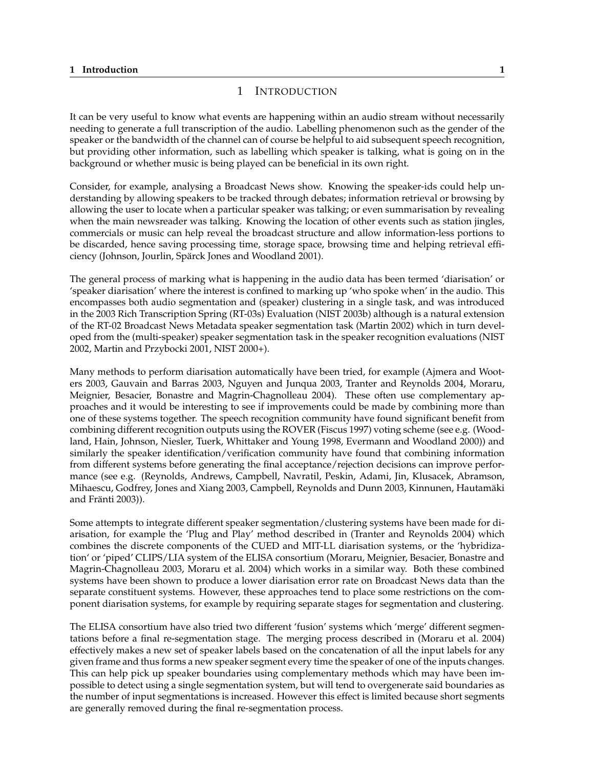# 1 Introduction

It can be very useful to know what events are happening within an audio stream without necessarily needing to generate a full transcription of the audio. Labelling phenomenon such as the gender of the speaker or the bandwidth of the channel can of course be helpful to aid subsequent speech recognition, but providing other information, such as labelling which speaker is talking, what is going on in the background or whether music is being played can be beneficial in its own right.

Consider, for example, analysing a Broadcast News show. Knowing the speaker-ids could help understanding by allowing speakers to be tracked through debates; information retrieval or browsing by allowing the user to locate when a particular speaker was talking; or even summarisation by revealing when the main newsreader was talking. Knowing the location of other events such as station jingles, commercials or music can help reveal the broadcast structure and allow information-less portions to be discarded, hence saving processing time, storage space, browsing time and helping retrieval efficiency (Johnson, Jourlin, Spärck Jones and Woodland 2001).

The general process of marking what is happening in the audio data has been termed 'diarisation' or 'speaker diarisation' where the interest is confined to marking up 'who spoke when' in the audio. This encompasses both audio segmentation and (speaker) clustering in a single task, and was introduced in the 2003 Rich Transcription Spring (RT-03s) Evaluation (NIST 2003b) although is a natural extension of the RT-02 Broadcast News Metadata speaker segmentation task (Martin 2002) which in turn developed from the (multi-speaker) speaker segmentation task in the speaker recognition evaluations (NIST 2002, Martin and Przybocki 2001, NIST 2000+).

Many methods to perform diarisation automatically have been tried, for example (Ajmera and Wooters 2003, Gauvain and Barras 2003, Nguyen and Junqua 2003, Tranter and Reynolds 2004, Moraru, Meignier, Besacier, Bonastre and Magrin-Chagnolleau 2004). These often use complementary approaches and it would be interesting to see if improvements could be made by combining more than one of these systems together. The speech recognition community have found significant benefit from combining different recognition outputs using the ROVER (Fiscus 1997) voting scheme (see e.g. (Woodland, Hain, Johnson, Niesler, Tuerk, Whittaker and Young 1998, Evermann and Woodland 2000)) and similarly the speaker identification/verification community have found that combining information from different systems before generating the final acceptance/rejection decisions can improve performance (see e.g. (Reynolds, Andrews, Campbell, Navratil, Peskin, Adami, Jin, Klusacek, Abramson, Mihaescu, Godfrey, Jones and Xiang 2003, Campbell, Reynolds and Dunn 2003, Kinnunen, Hautamäki and Fränti 2003)).

Some attempts to integrate different speaker segmentation/clustering systems have been made for diarisation, for example the 'Plug and Play' method described in (Tranter and Reynolds 2004) which combines the discrete components of the CUED and MIT-LL diarisation systems, or the 'hybridization' or 'piped' CLIPS/LIA system of the ELISA consortium (Moraru, Meignier, Besacier, Bonastre and Magrin-Chagnolleau 2003, Moraru et al. 2004) which works in a similar way. Both these combined systems have been shown to produce a lower diarisation error rate on Broadcast News data than the separate constituent systems. However, these approaches tend to place some restrictions on the component diarisation systems, for example by requiring separate stages for segmentation and clustering.

The ELISA consortium have also tried two different 'fusion' systems which 'merge' different segmentations before a final re-segmentation stage. The merging process described in (Moraru et al. 2004) effectively makes a new set of speaker labels based on the concatenation of all the input labels for any given frame and thus forms a new speaker segment every time the speaker of one of the inputs changes. This can help pick up speaker boundaries using complementary methods which may have been impossible to detect using a single segmentation system, but will tend to overgenerate said boundaries as the number of input segmentations is increased. However this effect is limited because short segments are generally removed during the final re-segmentation process.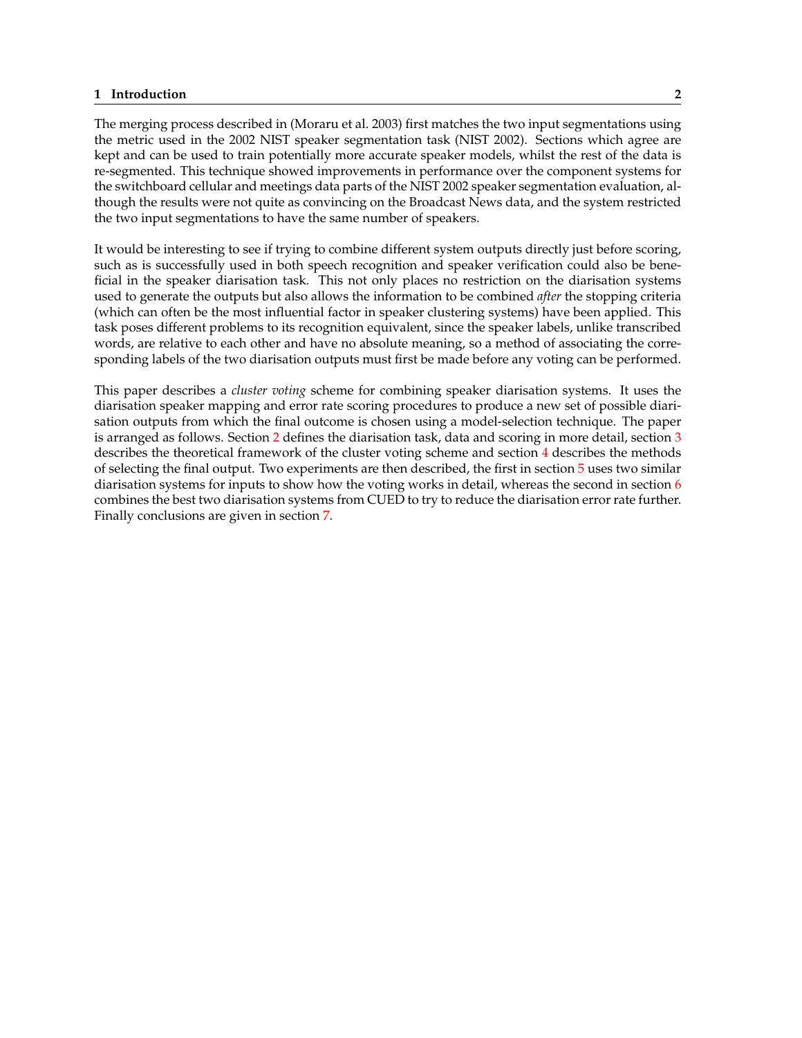The merging process described in (Moraru et al. 2003) first matches the two input segmentations using the metric used in the 2002 NIST speaker segmentation task (NIST 2002). Sections which agree are kept and can be used to train potentially more accurate speaker models, whilst the rest of the data is re-segmented. This technique showed improvements in performance over the component systems for the switchboard cellular and meetings data parts of the NIST 2002 speaker segmentation evaluation, although the results were not quite as convincing on the Broadcast News data, and the system restricted the two input segmentations to have the same number of speakers.

It would be interesting to see if trying to combine different system outputs directly just before scoring, such as is successfully used in both speech recognition and speaker verification could also be beneficial in the speaker diarisation task. This not only places no restriction on the diarisation systems used to generate the outputs but also allows the information to be combined *after* the stopping criteria (which can often be the most influential factor in speaker clustering systems) have been applied. This task poses different problems to its recognition equivalent, since the speaker labels, unlike transcribed words, are relative to each other and have no absolute meaning, so a method of associating the corresponding labels of the two diarisation outputs must first be made before any voting can be performed.

This paper describes a *cluster voting* scheme for combining speaker diarisation systems. It uses the diarisation speaker mapping and error rate scoring procedures to produce a new set of possible diarisation outputs from which the final outcome is chosen using a model-selection technique. The paper is arranged as follows. Section 2 defines the diarisation task, data and scoring in more detail, section 3 describes the theoretical framework of the cluster voting scheme and section 4 describes the methods of selecting the final output. Two experiments are then described, the first in section 5 uses two similar diarisation systems for inputs to show how the voting works in detail, whereas the second in section 6 combines the best two diarisation systems from CUED to try to reduce the diarisation error rate further. Finally conclusions are given in section 7.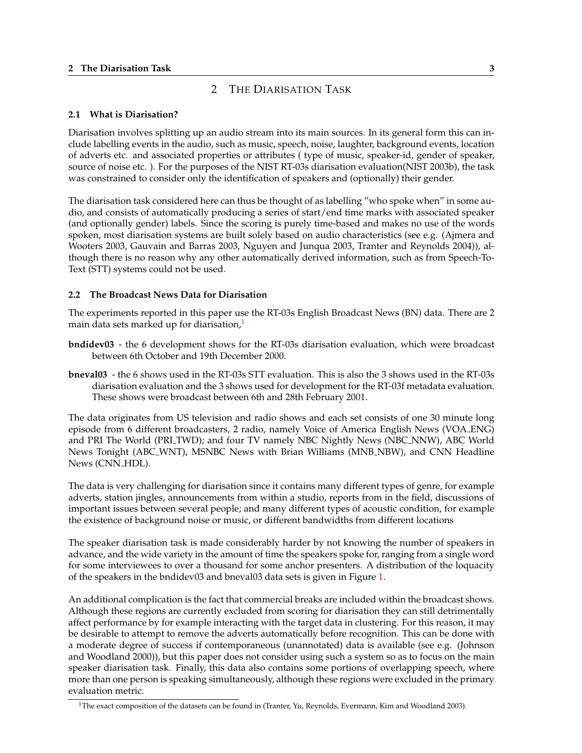# 2 The Diarisation Task

## 2.1 What is Diarisation?

Diarisation involves splitting up an audio stream into its main sources. In its general form this can include labelling events in the audio, such as music, speech, noise, laughter, background events, location of adverts etc. and associated properties or attributes ( type of music, speaker-id, gender of speaker, source of noise etc. ). For the purposes of the NIST RT-03s diarisation evaluation(NIST 2003b), the task was constrained to consider only the identification of speakers and (optionally) their gender.

The diarisation task considered here can thus be thought of as labelling "who spoke when" in some audio, and consists of automatically producing a series of start/end time marks with associated speaker (and optionally gender) labels. Since the scoring is purely time-based and makes no use of the words spoken, most diarisation systems are built solely based on audio characteristics (see e.g. (Ajmera and Wooters 2003, Gauvain and Barras 2003, Nguyen and Junqua 2003, Tranter and Reynolds 2004)), although there is no reason why any other automatically derived information, such as from Speech-To-Text (STT) systems could not be used.

## 2.2 The Broadcast News Data for Diarisation

The experiments reported in this paper use the RT-03s English Broadcast News (BN) data. There are 2 main data sets marked up for diarisation,[1]

**bndidev03** - the 6 development shows for the RT-03s diarisation evaluation, which were broadcast between 6th October and 19th December 2000.

**bneval03** - the 6 shows used in the RT-03s STT evaluation. This is also the 3 shows used in the RT-03s diarisation evaluation and the 3 shows used for development for the RT-03f metadata evaluation. These shows were broadcast between 6th and 28th February 2001.

The data originates from US television and radio shows and each set consists of one 30 minute long episode from 6 different broadcasters, 2 radio, namely Voice of America English News (VOA_ENG) and PRI The World (PRI_TWD); and four TV namely NBC Nightly News (NBC_NNW), ABC World News Tonight (ABC_WNT), MSNBC News with Brian Williams (MNB_NBW), and CNN Headline News (CNN_HDL).

The data is very challenging for diarisation since it contains many different types of genre, for example adverts, station jingles, announcements from within a studio, reports from in the field, discussions of important issues between several people; and many different types of acoustic condition, for example the existence of background noise or music, or different bandwidths from different locations

The speaker diarisation task is made considerably harder by not knowing the number of speakers in advance, and the wide variety in the amount of time the speakers spoke for, ranging from a single word for some interviewees to over a thousand for some anchor presenters. A distribution of the loquacity of the speakers in the bndidev03 and bneval03 data sets is given in Figure 1.

An additional complication is the fact that commercial breaks are included within the broadcast shows. Although these regions are currently excluded from scoring for diarisation they can still detrimentally affect performance by for example interacting with the target data in clustering. For this reason, it may be desirable to attempt to remove the adverts automatically before recognition. This can be done with a moderate degree of success if contemporaneous (unannotated) data is available (see e.g. (Johnson and Woodland 2000)), but this paper does not consider using such a system so as to focus on the main speaker diarisation task. Finally, this data also contains some portions of overlapping speech, where more than one person is speaking simultaneously, although these regions were excluded in the primary evaluation metric.

[1] The exact composition of the datasets can be found in (Tranter, Yu, Reynolds, Evermann, Kim and Woodland 2003).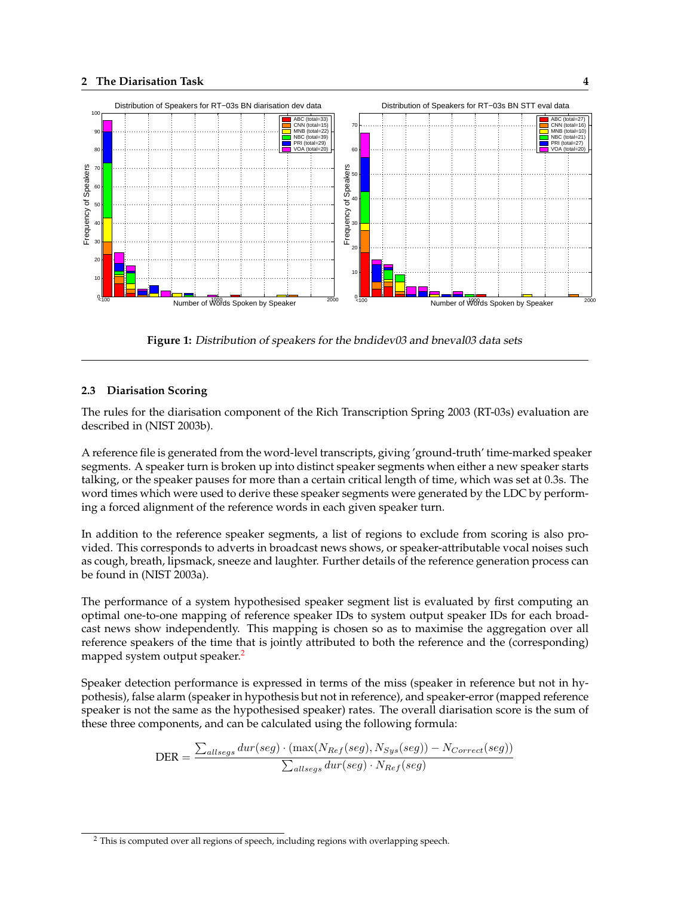Figure 1: *Distribution of speakers for the bndidev03 and bneval03 data sets*

### 2.3 Diarisation Scoring

The rules for the diarisation component of the Rich Transcription Spring 2003 (RT-03s) evaluation are described in (NIST 2003b).

A reference file is generated from the word-level transcripts, giving 'ground-truth' time-marked speaker segments. A speaker turn is broken up into distinct speaker segments when either a new speaker starts talking, or the speaker pauses for more than a certain critical length of time, which was set at 0.3s. The word times which were used to derive these speaker segments were generated by the LDC by performing a forced alignment of the reference words in each given speaker turn.

In addition to the reference speaker segments, a list of regions to exclude from scoring is also provided. This corresponds to adverts in broadcast news shows, or speaker-attributable vocal noises such as cough, breath, lipsmack, sneeze and laughter. Further details of the reference generation process can be found in (NIST 2003a).

The performance of a system hypothesised speaker segment list is evaluated by first computing an optimal one-to-one mapping of reference speaker IDs to system output speaker IDs for each broadcast news show independently. This mapping is chosen so as to maximise the aggregation over all reference speakers of the time that is jointly attributed to both the reference and the (corresponding) mapped system output speaker.[2]

Speaker detection performance is expressed in terms of the miss (speaker in reference but not in hypothesis), false alarm (speaker in hypothesis but not in reference), and speaker-error (mapped reference speaker is not the same as the hypothesised speaker) rates. The overall diarisation score is the sum of these three components, and can be calculated using the following formula:

$$\text{DER} = \frac{\sum_{allsegs} dur(seg) \cdot (\max(N_{Ref}(seg), N_{Sys}(seg)) - N_{Correct}(seg))}{\sum_{allsegs} dur(seg) \cdot N_{Ref}(seg)}$$

[2] This is computed over all regions of speech, including regions with overlapping speech.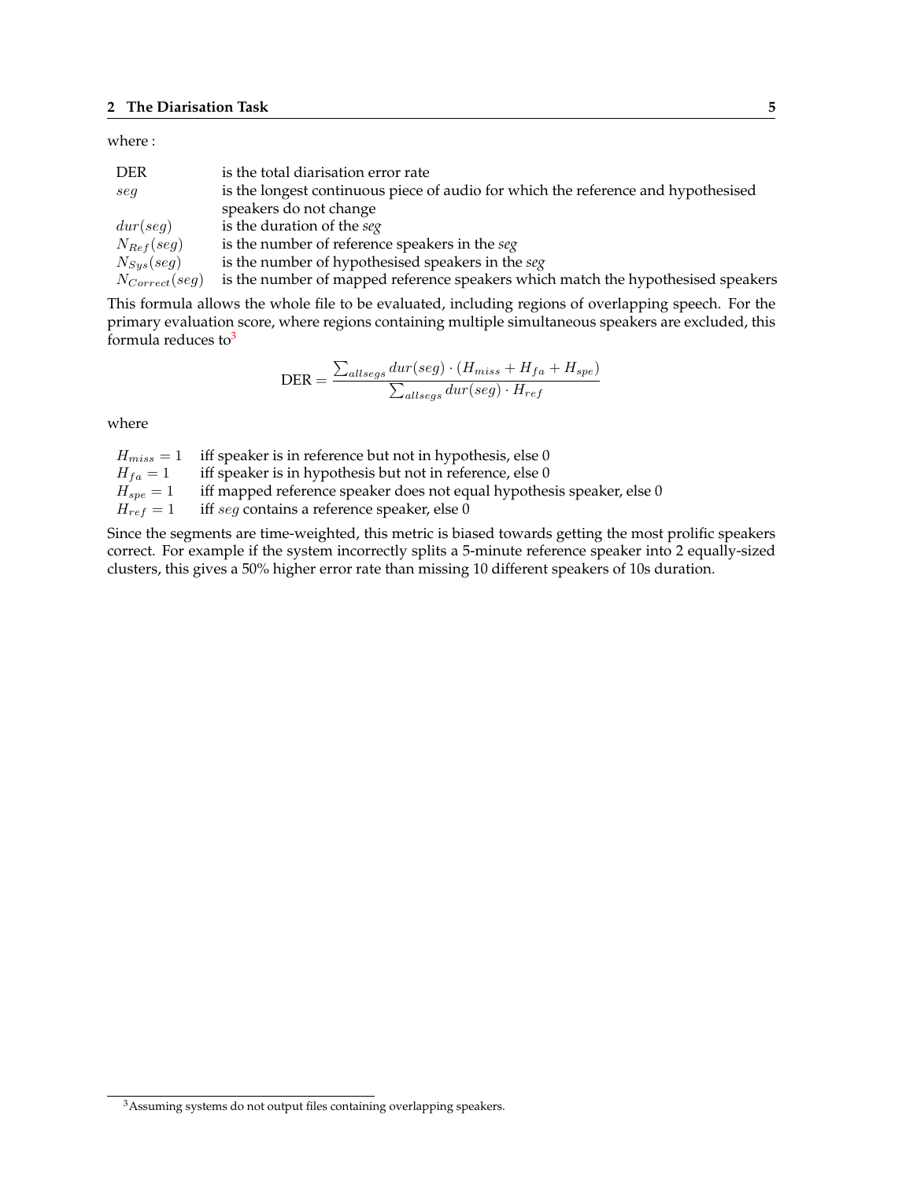where :

| | |
|---|---|
| DER | is the total diarisation error rate |
| $seg$ | is the longest continuous piece of audio for which the reference and hypothesised speakers do not change |
| $dur(seg)$ | is the duration of the *seg* |
| $N_{Ref}(seg)$ | is the number of reference speakers in the *seg* |
| $N_{Sys}(seg)$ | is the number of hypothesised speakers in the *seg* |
| $N_{Correct}(seg)$ | is the number of mapped reference speakers which match the hypothesised speakers |

This formula allows the whole file to be evaluated, including regions of overlapping speech. For the primary evaluation score, where regions containing multiple simultaneous speakers are excluded, this formula reduces to[3]

$$\text{DER} = \frac{\sum_{allsegs} dur(seg) \cdot (H_{miss} + H_{fa} + H_{spe})}{\sum_{allsegs} dur(seg) \cdot H_{ref}}$$

where

| | |
|---|---|
| $H_{miss} = 1$ | iff speaker is in reference but not in hypothesis, else 0 |
| $H_{fa} = 1$ | iff speaker is in hypothesis but not in reference, else 0 |
| $H_{spe} = 1$ | iff mapped reference speaker does not equal hypothesis speaker, else 0 |
| $H_{ref} = 1$ | iff $seg$ contains a reference speaker, else 0 |

Since the segments are time-weighted, this metric is biased towards getting the most prolific speakers correct. For example if the system incorrectly splits a 5-minute reference speaker into 2 equally-sized clusters, this gives a 50% higher error rate than missing 10 different speakers of 10s duration.

[3] Assuming systems do not output files containing overlapping speakers.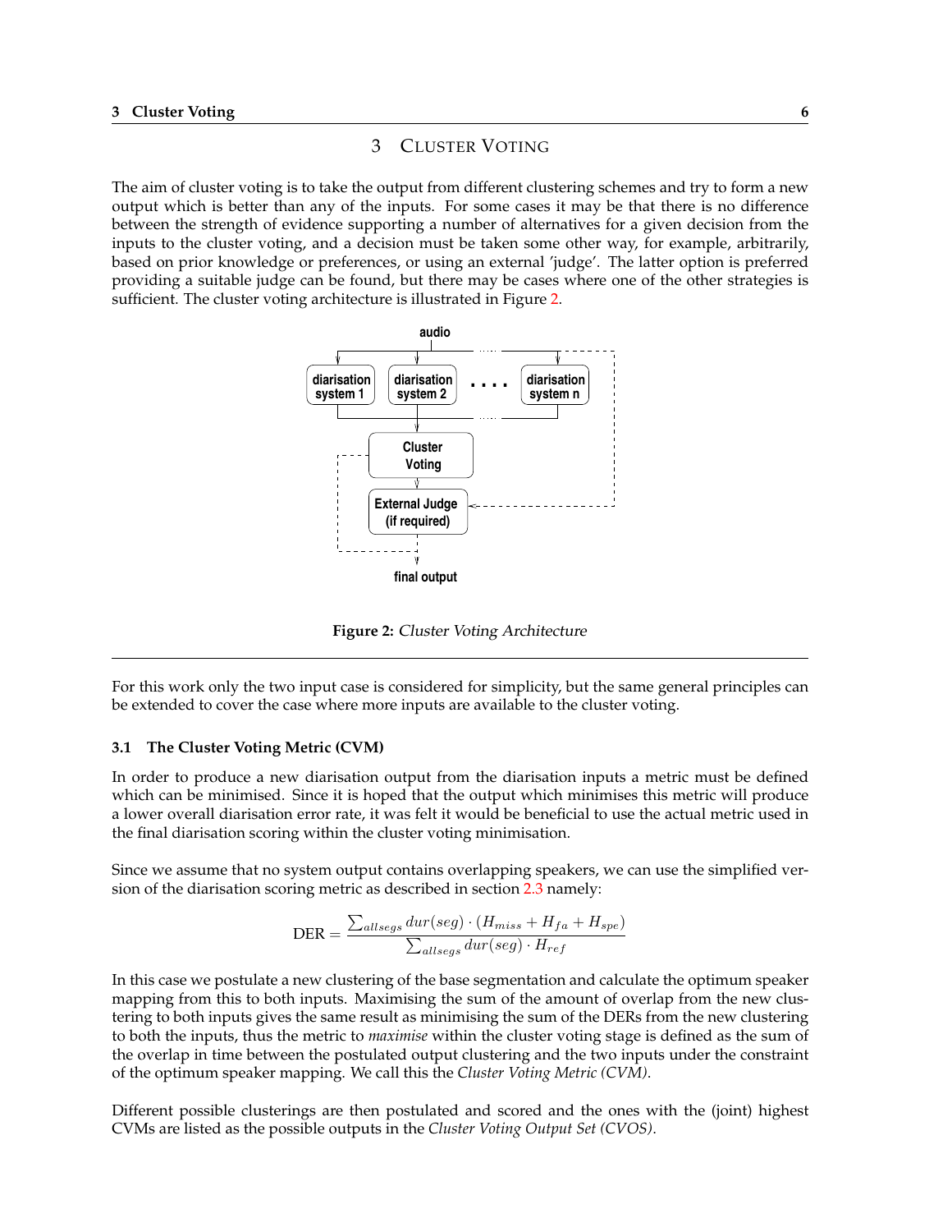# 3 Cluster Voting

The aim of cluster voting is to take the output from different clustering schemes and try to form a new output which is better than any of the inputs. For some cases it may be that there is no difference between the strength of evidence supporting a number of alternatives for a given decision from the inputs to the cluster voting, and a decision must be taken some other way, for example, arbitrarily, based on prior knowledge or preferences, or using an external 'judge'. The latter option is preferred providing a suitable judge can be found, but there may be cases where one of the other strategies is sufficient. The cluster voting architecture is illustrated in Figure 2.

**Figure 2:** *Cluster Voting Architecture*

For this work only the two input case is considered for simplicity, but the same general principles can be extended to cover the case where more inputs are available to the cluster voting.

## 3.1 The Cluster Voting Metric (CVM)

In order to produce a new diarisation output from the diarisation inputs a metric must be defined which can be minimised. Since it is hoped that the output which minimises this metric will produce a lower overall diarisation error rate, it was felt it would be beneficial to use the actual metric used in the final diarisation scoring within the cluster voting minimisation.

Since we assume that no system output contains overlapping speakers, we can use the simplified version of the diarisation scoring metric as described in section 2.3 namely:

$$\text{DER} = \frac{\sum_{allsegs} dur(seg) \cdot (H_{miss} + H_{fa} + H_{spe})}{\sum_{allsegs} dur(seg) \cdot H_{ref}}$$

In this case we postulate a new clustering of the base segmentation and calculate the optimum speaker mapping from this to both inputs. Maximising the sum of the amount of overlap from the new clustering to both inputs gives the same result as minimising the sum of the DERs from the new clustering to both the inputs, thus the metric to *maximise* within the cluster voting stage is defined as the sum of the overlap in time between the postulated output clustering and the two inputs under the constraint of the optimum speaker mapping. We call this the *Cluster Voting Metric (CVM)*.

Different possible clusterings are then postulated and scored and the ones with the (joint) highest CVMs are listed as the possible outputs in the *Cluster Voting Output Set (CVOS)*.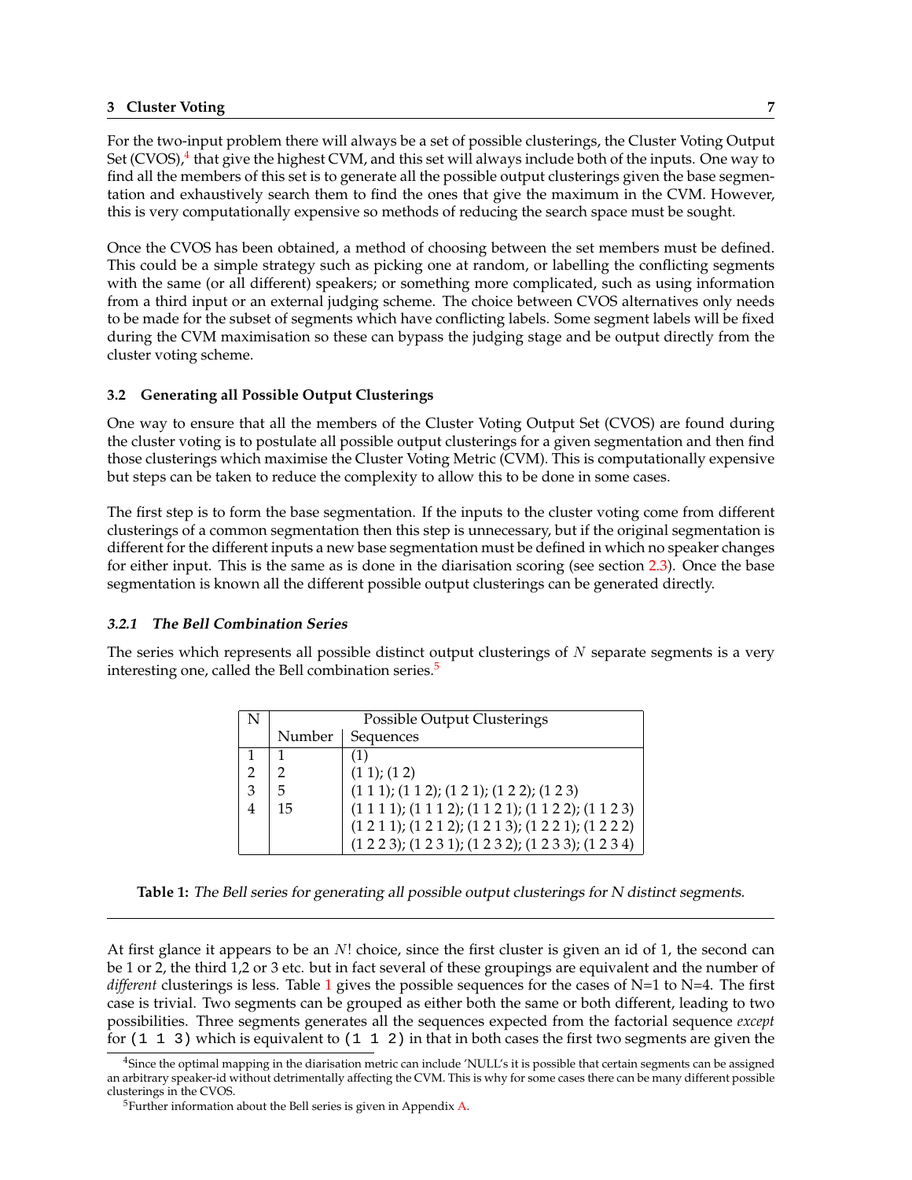For the two-input problem there will always be a set of possible clusterings, the Cluster Voting Output Set (CVOS),[4] that give the highest CVM, and this set will always include both of the inputs. One way to find all the members of this set is to generate all the possible output clusterings given the base segmentation and exhaustively search them to find the ones that give the maximum in the CVM. However, this is very computationally expensive so methods of reducing the search space must be sought.

Once the CVOS has been obtained, a method of choosing between the set members must be defined. This could be a simple strategy such as picking one at random, or labelling the conflicting segments with the same (or all different) speakers; or something more complicated, such as using information from a third input or an external judging scheme. The choice between CVOS alternatives only needs to be made for the subset of segments which have conflicting labels. Some segment labels will be fixed during the CVM maximisation so these can bypass the judging stage and be output directly from the cluster voting scheme.

### 3.2 Generating all Possible Output Clusterings

One way to ensure that all the members of the Cluster Voting Output Set (CVOS) are found during the cluster voting is to postulate all possible output clusterings for a given segmentation and then find those clusterings which maximise the Cluster Voting Metric (CVM). This is computationally expensive but steps can be taken to reduce the complexity to allow this to be done in some cases.

The first step is to form the base segmentation. If the inputs to the cluster voting come from different clusterings of a common segmentation then this step is unnecessary, but if the original segmentation is different for the different inputs a new base segmentation must be defined in which no speaker changes for either input. This is the same as is done in the diarisation scoring (see section 2.3). Once the base segmentation is known all the different possible output clusterings can be generated directly.

#### *3.2.1 The Bell Combination Series*

The series which represents all possible distinct output clusterings of $N$ separate segments is a very interesting one, called the Bell combination series.[5]

| N | Possible Output Clusterings | |
|---|---|---|
| | Number | Sequences |
| 1 | 1 | (1) |
| 2 | 2 | (1 1); (1 2) |
| 3 | 5 | (1 1 1); (1 1 2); (1 2 1); (1 2 2); (1 2 3) |
| 4 | 15 | (1 1 1 1); (1 1 1 2); (1 1 2 1); (1 1 2 2); (1 1 2 3) |
| | | (1 2 1 1); (1 2 1 2); (1 2 1 3); (1 2 2 1); (1 2 2 2) |
| | | (1 2 2 3); (1 2 3 1); (1 2 3 2); (1 2 3 3); (1 2 3 4) |

**Table 1:** *The Bell series for generating all possible output clusterings for N distinct segments.*

At first glance it appears to be an $N!$ choice, since the first cluster is given an id of 1, the second can be 1 or 2, the third 1,2 or 3 etc. but in fact several of these groupings are equivalent and the number of *different* clusterings is less. Table 1 gives the possible sequences for the cases of N=1 to N=4. The first case is trivial. Two segments can be grouped as either both the same or both different, leading to two possibilities. Three segments generates all the sequences expected from the factorial sequence *except* for `(1 1 3)` which is equivalent to `(1 1 2)` in that in both cases the first two segments are given the

[4] Since the optimal mapping in the diarisation metric can include 'NULL's it is possible that certain segments can be assigned an arbitrary speaker-id without detrimentally affecting the CVM. This is why for some cases there can be many different possible clusterings in the CVOS.

[5] Further information about the Bell series is given in Appendix A.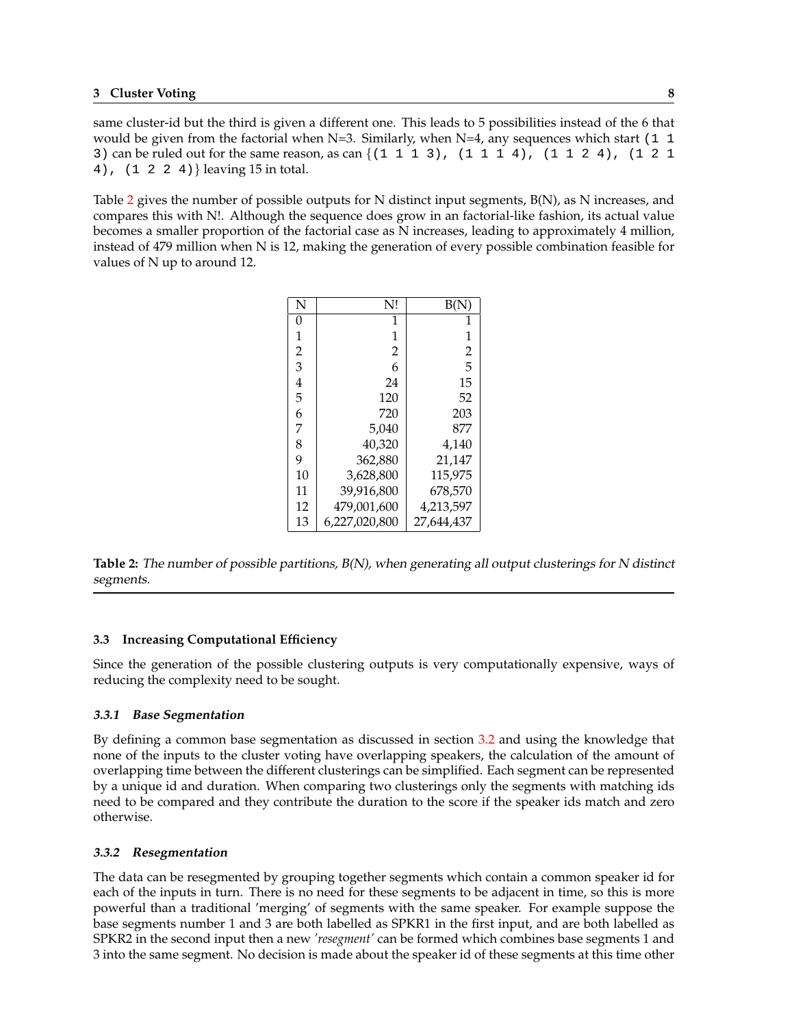same cluster-id but the third is given a different one. This leads to 5 possibilities instead of the 6 that would be given from the factorial when N=3. Similarly, when N=4, any sequences which start `(1 1 3)` can be ruled out for the same reason, as can {`(1 1 1 3), (1 1 1 4), (1 1 2 4), (1 2 1 4), (1 2 2 4)`} leaving 15 in total.

Table 2 gives the number of possible outputs for N distinct input segments, B(N), as N increases, and compares this with N!. Although the sequence does grow in an factorial-like fashion, its actual value becomes a smaller proportion of the factorial case as N increases, leading to approximately 4 million, instead of 479 million when N is 12, making the generation of every possible combination feasible for values of N up to around 12.

| N | N! | B(N) |
|---|---:|---:|
| 0 | 1 | 1 |
| 1 | 1 | 1 |
| 2 | 2 | 2 |
| 3 | 6 | 5 |
| 4 | 24 | 15 |
| 5 | 120 | 52 |
| 6 | 720 | 203 |
| 7 | 5,040 | 877 |
| 8 | 40,320 | 4,140 |
| 9 | 362,880 | 21,147 |
| 10 | 3,628,800 | 115,975 |
| 11 | 39,916,800 | 678,570 |
| 12 | 479,001,600 | 4,213,597 |
| 13 | 6,227,020,800 | 27,644,437 |

**Table 2:** *The number of possible partitions, B(N), when generating all output clusterings for N distinct segments.*

### 3.3 Increasing Computational Efficiency

Since the generation of the possible clustering outputs is very computationally expensive, ways of reducing the complexity need to be sought.

#### *3.3.1 Base Segmentation*

By defining a common base segmentation as discussed in section 3.2 and using the knowledge that none of the inputs to the cluster voting have overlapping speakers, the calculation of the amount of overlapping time between the different clusterings can be simplified. Each segment can be represented by a unique id and duration. When comparing two clusterings only the segments with matching ids need to be compared and they contribute the duration to the score if the speaker ids match and zero otherwise.

#### *3.3.2 Resegmentation*

The data can be resegmented by grouping together segments which contain a common speaker id for each of the inputs in turn. There is no need for these segments to be adjacent in time, so this is more powerful than a traditional 'merging' of segments with the same speaker. For example suppose the base segments number 1 and 3 are both labelled as SPKR1 in the first input, and are both labelled as SPKR2 in the second input then a new *'resegment'* can be formed which combines base segments 1 and 3 into the same segment. No decision is made about the speaker id of these segments at this time other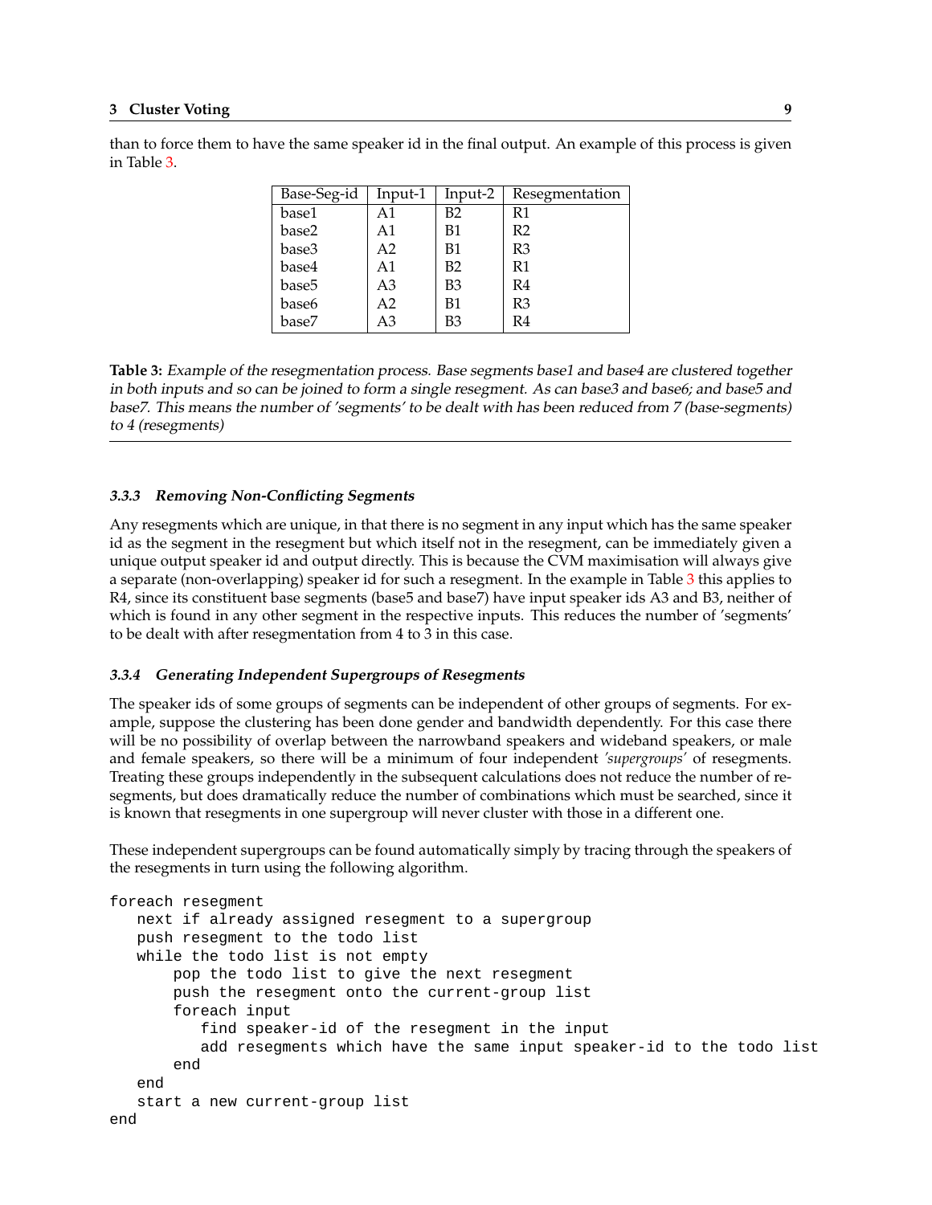than to force them to have the same speaker id in the final output. An example of this process is given in Table 3.

| Base-Seg-id | Input-1 | Input-2 | Resegmentation |
|---|---|---|---|
| base1 | A1 | B2 | R1 |
| base2 | A1 | B1 | R2 |
| base3 | A2 | B1 | R3 |
| base4 | A1 | B2 | R1 |
| base5 | A3 | B3 | R4 |
| base6 | A2 | B1 | R3 |
| base7 | A3 | B3 | R4 |

**Table 3:** *Example of the resegmentation process. Base segments base1 and base4 are clustered together in both inputs and so can be joined to form a single resegment. As can base3 and base6; and base5 and base7. This means the number of 'segments' to be dealt with has been reduced from 7 (base-segments) to 4 (resegments)*

#### *3.3.3 Removing Non-Conflicting Segments*

Any resegments which are unique, in that there is no segment in any input which has the same speaker id as the segment in the resegment but which itself not in the resegment, can be immediately given a unique output speaker id and output directly. This is because the CVM maximisation will always give a separate (non-overlapping) speaker id for such a resegment. In the example in Table 3 this applies to R4, since its constituent base segments (base5 and base7) have input speaker ids A3 and B3, neither of which is found in any other segment in the respective inputs. This reduces the number of 'segments' to be dealt with after resegmentation from 4 to 3 in this case.

#### *3.3.4 Generating Independent Supergroups of Resegments*

The speaker ids of some groups of segments can be independent of other groups of segments. For example, suppose the clustering has been done gender and bandwidth dependently. For this case there will be no possibility of overlap between the narrowband speakers and wideband speakers, or male and female speakers, so there will be a minimum of four independent *'supergroups'* of resegments. Treating these groups independently in the subsequent calculations does not reduce the number of resegments, but does dramatically reduce the number of combinations which must be searched, since it is known that resegments in one supergroup will never cluster with those in a different one.

These independent supergroups can be found automatically simply by tracing through the speakers of the resegments in turn using the following algorithm.

```
foreach resegment
   next if already assigned resegment to a supergroup
   push resegment to the todo list
   while the todo list is not empty
       pop the todo list to give the next resegment
       push the resegment onto the current-group list
       foreach input
          find speaker-id of the resegment in the input
          add resegments which have the same input speaker-id to the todo list
       end
   end
   start a new current-group list
end
```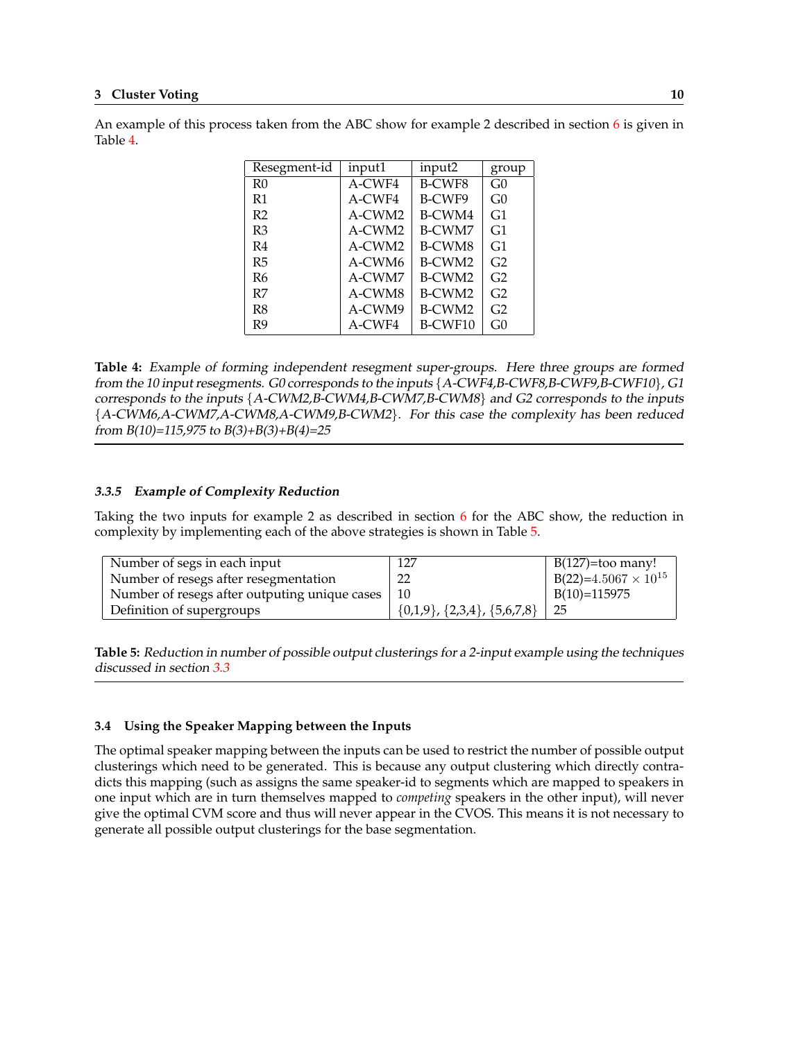An example of this process taken from the ABC show for example 2 described in section 6 is given in Table 4.

| Resegment-id | input1 | input2 | group |
|---|---|---|---|
| R0 | A-CWF4 | B-CWF8 | G0 |
| R1 | A-CWF4 | B-CWF9 | G0 |
| R2 | A-CWM2 | B-CWM4 | G1 |
| R3 | A-CWM2 | B-CWM7 | G1 |
| R4 | A-CWM2 | B-CWM8 | G1 |
| R5 | A-CWM6 | B-CWM2 | G2 |
| R6 | A-CWM7 | B-CWM2 | G2 |
| R7 | A-CWM8 | B-CWM2 | G2 |
| R8 | A-CWM9 | B-CWM2 | G2 |
| R9 | A-CWF4 | B-CWF10 | G0 |

**Table 4:** *Example of forming independent resegment super-groups. Here three groups are formed from the 10 input resegments. G0 corresponds to the inputs {A-CWF4,B-CWF8,B-CWF9,B-CWF10}, G1 corresponds to the inputs {A-CWM2,B-CWM4,B-CWM7,B-CWM8} and G2 corresponds to the inputs {A-CWM6,A-CWM7,A-CWM8,A-CWM9,B-CWM2}. For this case the complexity has been reduced from B(10)=115,975 to B(3)+B(3)+B(4)=25*

#### 3.3.5 *Example of Complexity Reduction*

Taking the two inputs for example 2 as described in section 6 for the ABC show, the reduction in complexity by implementing each of the above strategies is shown in Table 5.

| | | |
|---|---|---|
| Number of segs in each input | 127 | B(127)=too many! |
| Number of resegs after resegmentation | 22 | B(22)=$4.5067 \times 10^{15}$ |
| Number of resegs after outputing unique cases | 10 | B(10)=115975 |
| Definition of supergroups | {0,1,9}, {2,3,4}, {5,6,7,8} | 25 |

**Table 5:** *Reduction in number of possible output clusterings for a 2-input example using the techniques discussed in section 3.3*

### 3.4 Using the Speaker Mapping between the Inputs

The optimal speaker mapping between the inputs can be used to restrict the number of possible output clusterings which need to be generated. This is because any output clustering which directly contradicts this mapping (such as assigns the same speaker-id to segments which are mapped to speakers in one input which are in turn themselves mapped to *competing* speakers in the other input), will never give the optimal CVM score and thus will never appear in the CVOS. This means it is not necessary to generate all possible output clusterings for the base segmentation.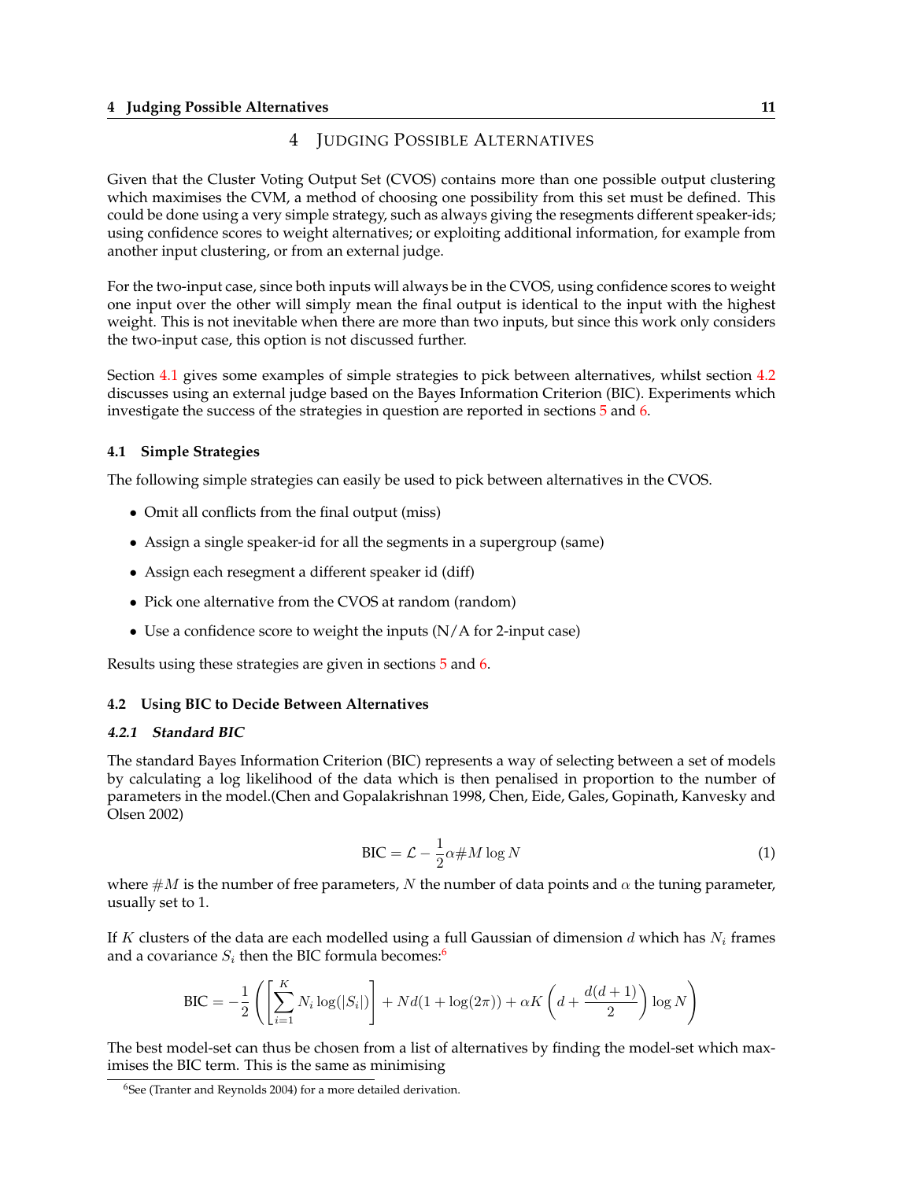# 4 Judging Possible Alternatives

Given that the Cluster Voting Output Set (CVOS) contains more than one possible output clustering which maximises the CVM, a method of choosing one possibility from this set must be defined. This could be done using a very simple strategy, such as always giving the resegments different speaker-ids; using confidence scores to weight alternatives; or exploiting additional information, for example from another input clustering, or from an external judge.

For the two-input case, since both inputs will always be in the CVOS, using confidence scores to weight one input over the other will simply mean the final output is identical to the input with the highest weight. This is not inevitable when there are more than two inputs, but since this work only considers the two-input case, this option is not discussed further.

Section 4.1 gives some examples of simple strategies to pick between alternatives, whilst section 4.2 discusses using an external judge based on the Bayes Information Criterion (BIC). Experiments which investigate the success of the strategies in question are reported in sections 5 and 6.

## 4.1 Simple Strategies

The following simple strategies can easily be used to pick between alternatives in the CVOS.

- Omit all conflicts from the final output (miss)
- Assign a single speaker-id for all the segments in a supergroup (same)
- Assign each resegment a different speaker id (diff)
- Pick one alternative from the CVOS at random (random)
- Use a confidence score to weight the inputs (N/A for 2-input case)

Results using these strategies are given in sections 5 and 6.

## 4.2 Using BIC to Decide Between Alternatives

### 4.2.1 Standard BIC

The standard Bayes Information Criterion (BIC) represents a way of selecting between a set of models by calculating a log likelihood of the data which is then penalised in proportion to the number of parameters in the model.(Chen and Gopalakrishnan 1998, Chen, Eide, Gales, Gopinath, Kanvesky and Olsen 2002)

$$\text{BIC} = \mathcal{L} - \frac{1}{2}\alpha \#M \log N \tag{1}$$

where $\#M$ is the number of free parameters, $N$ the number of data points and $\alpha$ the tuning parameter, usually set to 1.

If $K$ clusters of the data are each modelled using a full Gaussian of dimension $d$ which has $N_i$ frames and a covariance $S_i$ then the BIC formula becomes:[6]

$$\text{BIC} = -\frac{1}{2}\left(\left[\sum_{i=1}^{K} N_i \log(|S_i|)\right] + Nd(1+\log(2\pi)) + \alpha K\left(d + \frac{d(d+1)}{2}\right)\log N\right)$$

The best model-set can thus be chosen from a list of alternatives by finding the model-set which maximises the BIC term. This is the same as minimising

[6] See (Tranter and Reynolds 2004) for a more detailed derivation.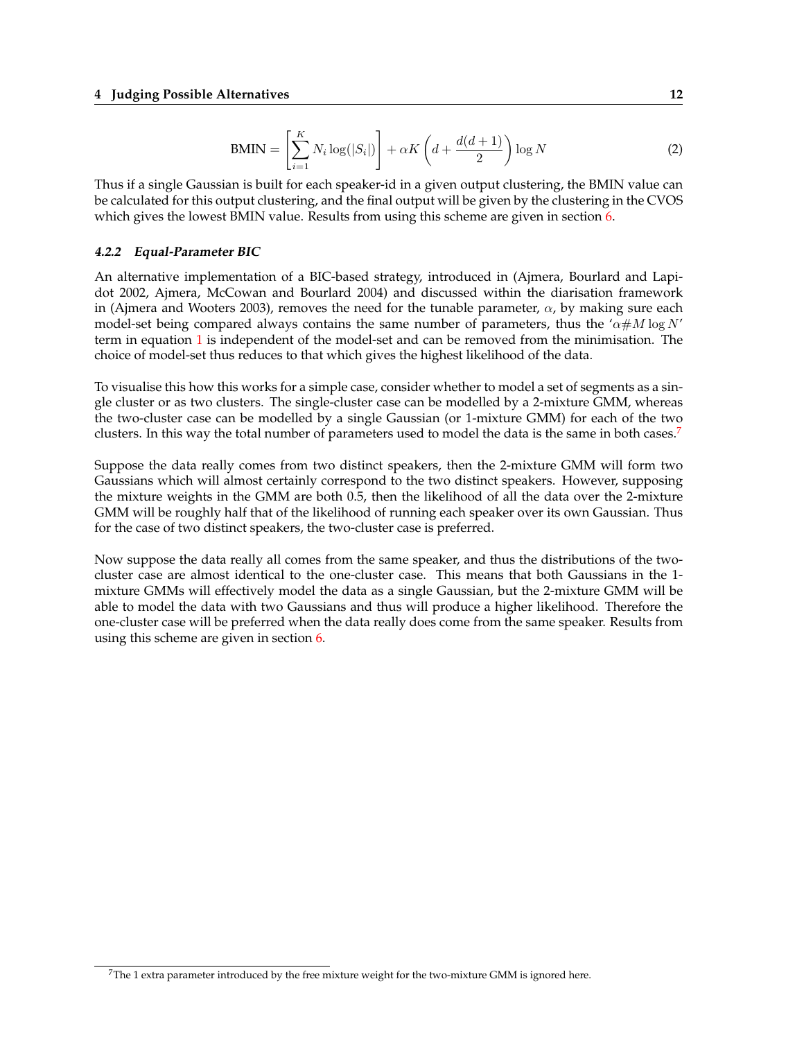$$\text{BMIN} = \left[\sum_{i=1}^{K} N_i \log(|S_i|)\right] + \alpha K \left(d + \frac{d(d+1)}{2}\right) \log N \tag{2}$$

Thus if a single Gaussian is built for each speaker-id in a given output clustering, the BMIN value can be calculated for this output clustering, and the final output will be given by the clustering in the CVOS which gives the lowest BMIN value. Results from using this scheme are given in section 6.

#### 4.2.2 Equal-Parameter BIC

An alternative implementation of a BIC-based strategy, introduced in (Ajmera, Bourlard and Lapidot 2002, Ajmera, McCowan and Bourlard 2004) and discussed within the diarisation framework in (Ajmera and Wooters 2003), removes the need for the tunable parameter, $\alpha$, by making sure each model-set being compared always contains the same number of parameters, thus the '$\alpha \# M \log N$' term in equation 1 is independent of the model-set and can be removed from the minimisation. The choice of model-set thus reduces to that which gives the highest likelihood of the data.

To visualise this how this works for a simple case, consider whether to model a set of segments as a single cluster or as two clusters. The single-cluster case can be modelled by a 2-mixture GMM, whereas the two-cluster case can be modelled by a single Gaussian (or 1-mixture GMM) for each of the two clusters. In this way the total number of parameters used to model the data is the same in both cases.[7]

Suppose the data really comes from two distinct speakers, then the 2-mixture GMM will form two Gaussians which will almost certainly correspond to the two distinct speakers. However, supposing the mixture weights in the GMM are both 0.5, then the likelihood of all the data over the 2-mixture GMM will be roughly half that of the likelihood of running each speaker over its own Gaussian. Thus for the case of two distinct speakers, the two-cluster case is preferred.

Now suppose the data really all comes from the same speaker, and thus the distributions of the two-cluster case are almost identical to the one-cluster case. This means that both Gaussians in the 1-mixture GMMs will effectively model the data as a single Gaussian, but the 2-mixture GMM will be able to model the data with two Gaussians and thus will produce a higher likelihood. Therefore the one-cluster case will be preferred when the data really does come from the same speaker. Results from using this scheme are given in section 6.

[7] The 1 extra parameter introduced by the free mixture weight for the two-mixture GMM is ignored here.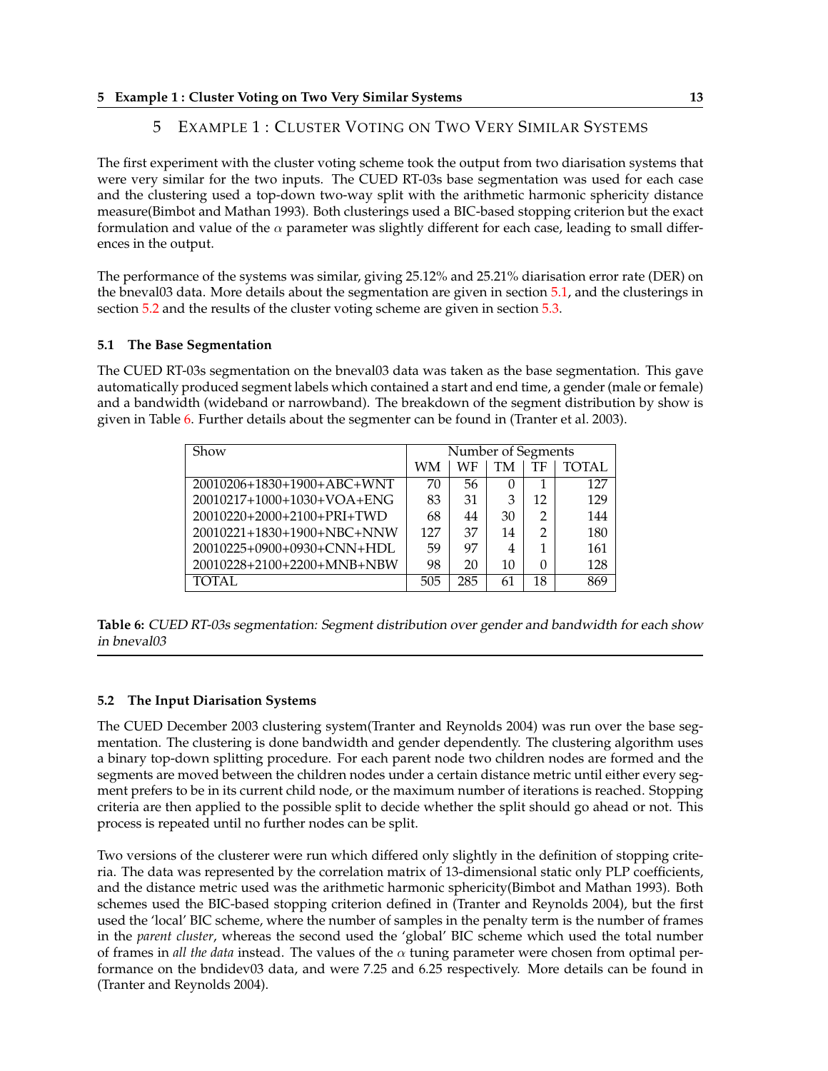# 5 Example 1 : Cluster Voting on Two Very Similar Systems

The first experiment with the cluster voting scheme took the output from two diarisation systems that were very similar for the two inputs. The CUED RT-03s base segmentation was used for each case and the clustering used a top-down two-way split with the arithmetic harmonic sphericity distance measure(Bimbot and Mathan 1993). Both clusterings used a BIC-based stopping criterion but the exact formulation and value of the $\alpha$ parameter was slightly different for each case, leading to small differences in the output.

The performance of the systems was similar, giving 25.12% and 25.21% diarisation error rate (DER) on the bneval03 data. More details about the segmentation are given in section 5.1, and the clusterings in section 5.2 and the results of the cluster voting scheme are given in section 5.3.

## 5.1 The Base Segmentation

The CUED RT-03s segmentation on the bneval03 data was taken as the base segmentation. This gave automatically produced segment labels which contained a start and end time, a gender (male or female) and a bandwidth (wideband or narrowband). The breakdown of the segment distribution by show is given in Table 6. Further details about the segmenter can be found in (Tranter et al. 2003).

| Show | Number of Segments | | | | |
|---|---|---|---|---|---|
| | WM | WF | TM | TF | TOTAL |
| 20010206+1830+1900+ABC+WNT | 70 | 56 | 0 | 1 | 127 |
| 20010217+1000+1030+VOA+ENG | 83 | 31 | 3 | 12 | 129 |
| 20010220+2000+2100+PRI+TWD | 68 | 44 | 30 | 2 | 144 |
| 20010221+1830+1900+NBC+NNW | 127 | 37 | 14 | 2 | 180 |
| 20010225+0900+0930+CNN+HDL | 59 | 97 | 4 | 1 | 161 |
| 20010228+2100+2200+MNB+NBW | 98 | 20 | 10 | 0 | 128 |
| TOTAL | 505 | 285 | 61 | 18 | 869 |

**Table 6:** *CUED RT-03s segmentation: Segment distribution over gender and bandwidth for each show in bneval03*

## 5.2 The Input Diarisation Systems

The CUED December 2003 clustering system(Tranter and Reynolds 2004) was run over the base segmentation. The clustering is done bandwidth and gender dependently. The clustering algorithm uses a binary top-down splitting procedure. For each parent node two children nodes are formed and the segments are moved between the children nodes under a certain distance metric until either every segment prefers to be in its current child node, or the maximum number of iterations is reached. Stopping criteria are then applied to the possible split to decide whether the split should go ahead or not. This process is repeated until no further nodes can be split.

Two versions of the clusterer were run which differed only slightly in the definition of stopping criteria. The data was represented by the correlation matrix of 13-dimensional static only PLP coefficients, and the distance metric used was the arithmetic harmonic sphericity(Bimbot and Mathan 1993). Both schemes used the BIC-based stopping criterion defined in (Tranter and Reynolds 2004), but the first used the 'local' BIC scheme, where the number of samples in the penalty term is the number of frames in the *parent cluster*, whereas the second used the 'global' BIC scheme which used the total number of frames in *all the data* instead. The values of the $\alpha$ tuning parameter were chosen from optimal performance on the bndidev03 data, and were 7.25 and 6.25 respectively. More details can be found in (Tranter and Reynolds 2004).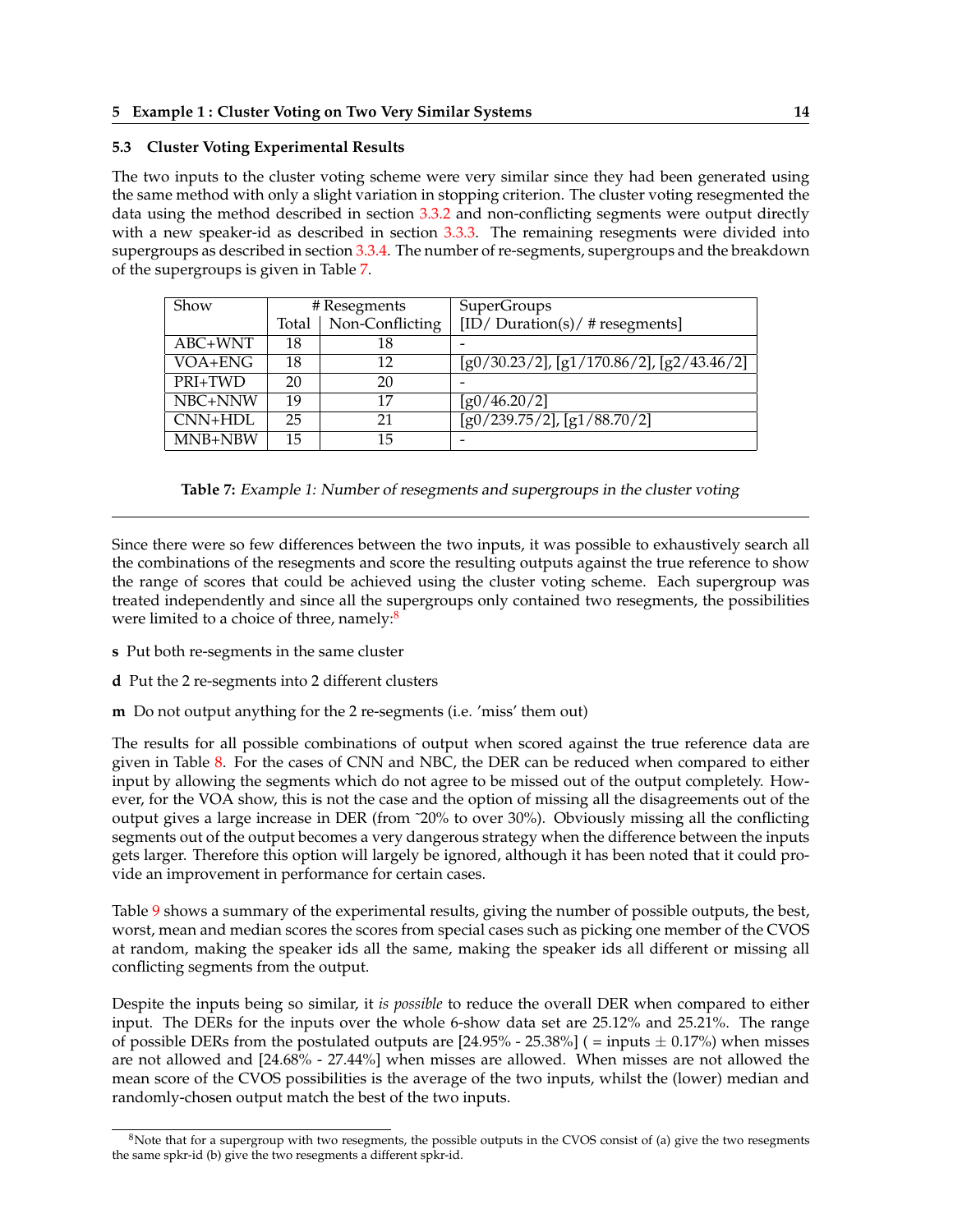### 5.3 Cluster Voting Experimental Results

The two inputs to the cluster voting scheme were very similar since they had been generated using the same method with only a slight variation in stopping criterion. The cluster voting resegmented the data using the method described in section 3.3.2 and non-conflicting segments were output directly with a new speaker-id as described in section 3.3.3. The remaining resegments were divided into supergroups as described in section 3.3.4. The number of re-segments, supergroups and the breakdown of the supergroups is given in Table 7.

| Show | # Resegments | | SuperGroups |
|---|---|---|---|
| | Total | Non-Conflicting | [ID/ Duration(s)/ # resegments] |
| ABC+WNT | 18 | 18 | - |
| VOA+ENG | 18 | 12 | [g0/30.23/2], [g1/170.86/2], [g2/43.46/2] |
| PRI+TWD | 20 | 20 | - |
| NBC+NNW | 19 | 17 | [g0/46.20/2] |
| CNN+HDL | 25 | 21 | [g0/239.75/2], [g1/88.70/2] |
| MNB+NBW | 15 | 15 | - |

**Table 7:** *Example 1: Number of resegments and supergroups in the cluster voting*

Since there were so few differences between the two inputs, it was possible to exhaustively search all the combinations of the resegments and score the resulting outputs against the true reference to show the range of scores that could be achieved using the cluster voting scheme. Each supergroup was treated independently and since all the supergroups only contained two resegments, the possibilities were limited to a choice of three, namely:[8]

**s** Put both re-segments in the same cluster

**d** Put the 2 re-segments into 2 different clusters

**m** Do not output anything for the 2 re-segments (i.e. 'miss' them out)

The results for all possible combinations of output when scored against the true reference data are given in Table 8. For the cases of CNN and NBC, the DER can be reduced when compared to either input by allowing the segments which do not agree to be missed out of the output completely. However, for the VOA show, this is not the case and the option of missing all the disagreements out of the output gives a large increase in DER (from ~20% to over 30%). Obviously missing all the conflicting segments out of the output becomes a very dangerous strategy when the difference between the inputs gets larger. Therefore this option will largely be ignored, although it has been noted that it could provide an improvement in performance for certain cases.

Table 9 shows a summary of the experimental results, giving the number of possible outputs, the best, worst, mean and median scores the scores from special cases such as picking one member of the CVOS at random, making the speaker ids all the same, making the speaker ids all different or missing all conflicting segments from the output.

Despite the inputs being so similar, it *is possible* to reduce the overall DER when compared to either input. The DERs for the inputs over the whole 6-show data set are 25.12% and 25.21%. The range of possible DERs from the postulated outputs are [24.95% - 25.38%] ( = inputs $\pm$ 0.17%) when misses are not allowed and [24.68% - 27.44%] when misses are allowed. When misses are not allowed the mean score of the CVOS possibilities is the average of the two inputs, whilst the (lower) median and randomly-chosen output match the best of the two inputs.

[8] Note that for a supergroup with two resegments, the possible outputs in the CVOS consist of (a) give the two resegments the same spkr-id (b) give the two resegments a different spkr-id.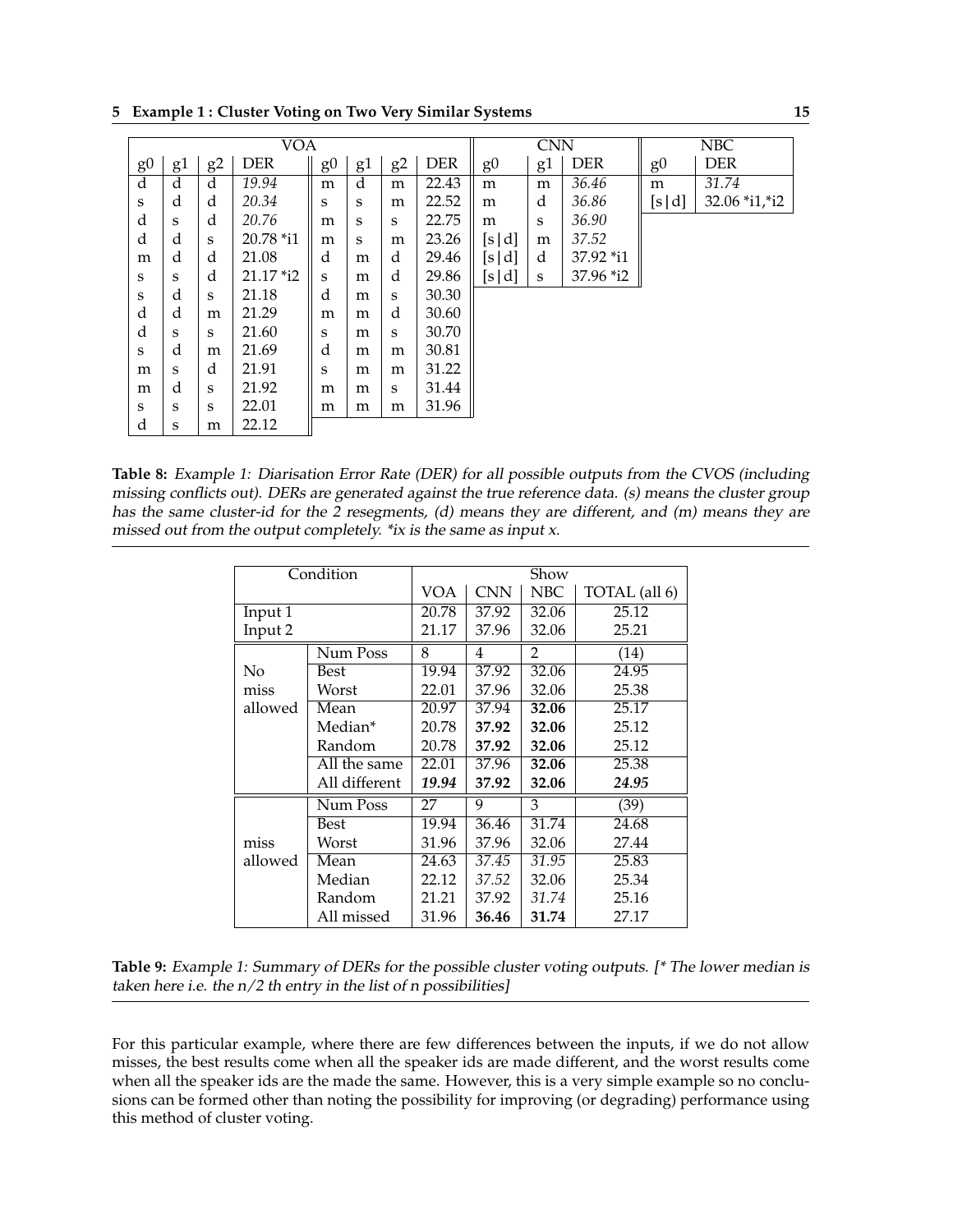| VOA | | | | | | | | CNN | | | NBC | |
|---|---|---|---|---|---|---|---|---|---|---|---|---|
| g0 | g1 | g2 | DER | g0 | g1 | g2 | DER | g0 | g1 | DER | g0 | DER |
| d | d | d | *19.94* | m | d | m | 22.43 | m | m | *36.46* | m | *31.74* |
| s | d | d | *20.34* | s | s | m | 22.52 | m | d | *36.86* | [s\|d] | 32.06 *i1,*i2 |
| d | s | d | *20.76* | m | s | s | 22.75 | m | s | *36.90* | | |
| d | d | s | 20.78 *i1 | m | s | m | 23.26 | [s\|d] | m | *37.52* | | |
| m | d | d | 21.08 | d | m | d | 29.46 | [s\|d] | d | 37.92 *i1 | | |
| s | s | d | 21.17 *i2 | s | m | d | 29.86 | [s\|d] | s | 37.96 *i2 | | |
| s | d | s | 21.18 | d | m | s | 30.30 | | | | | |
| d | d | m | 21.29 | m | m | d | 30.60 | | | | | |
| d | s | s | 21.60 | s | m | s | 30.70 | | | | | |
| s | d | m | 21.69 | d | m | m | 30.81 | | | | | |
| m | s | d | 21.91 | s | m | m | 31.22 | | | | | |
| m | d | s | 21.92 | m | m | s | 31.44 | | | | | |
| s | s | s | 22.01 | m | m | m | 31.96 | | | | | |
| d | s | m | 22.12 | | | | | | | | | |

**Table 8:** *Example 1: Diarisation Error Rate (DER) for all possible outputs from the CVOS (including missing conflicts out). DERs are generated against the true reference data. (s) means the cluster group has the same cluster-id for the 2 resegments, (d) means they are different, and (m) means they are missed out from the output completely. *ix is the same as input x.*

| Condition | | Show | | | |
|---|---|---|---|---|---|
| | | VOA | CNN | NBC | TOTAL (all 6) |
| Input 1 | | 20.78 | 37.92 | 32.06 | 25.12 |
| Input 2 | | 21.17 | 37.96 | 32.06 | 25.21 |
| | Num Poss | 8 | 4 | 2 | (14) |
| No miss allowed | Best | 19.94 | 37.92 | 32.06 | 24.95 |
| | Worst | 22.01 | 37.96 | 32.06 | 25.38 |
| | Mean | 20.97 | 37.94 | **32.06** | 25.17 |
| | Median* | 20.78 | **37.92** | **32.06** | 25.12 |
| | Random | 20.78 | **37.92** | **32.06** | 25.12 |
| | All the same | 22.01 | 37.96 | **32.06** | 25.38 |
| | All different | ***19.94*** | **37.92** | **32.06** | ***24.95*** |
| | Num Poss | 27 | 9 | 3 | (39) |
| miss allowed | Best | 19.94 | 36.46 | 31.74 | 24.68 |
| | Worst | 31.96 | 37.96 | 32.06 | 27.44 |
| | Mean | 24.63 | *37.45* | *31.95* | 25.83 |
| | Median | 22.12 | *37.52* | 32.06 | 25.34 |
| | Random | 21.21 | 37.92 | *31.74* | 25.16 |
| | All missed | 31.96 | **36.46** | **31.74** | 27.17 |

**Table 9:** *Example 1: Summary of DERs for the possible cluster voting outputs. [* The lower median is taken here i.e. the n/2 th entry in the list of n possibilities]*

For this particular example, where there are few differences between the inputs, if we do not allow misses, the best results come when all the speaker ids are made different, and the worst results come when all the speaker ids are the made the same. However, this is a very simple example so no conclusions can be formed other than noting the possibility for improving (or degrading) performance using this method of cluster voting.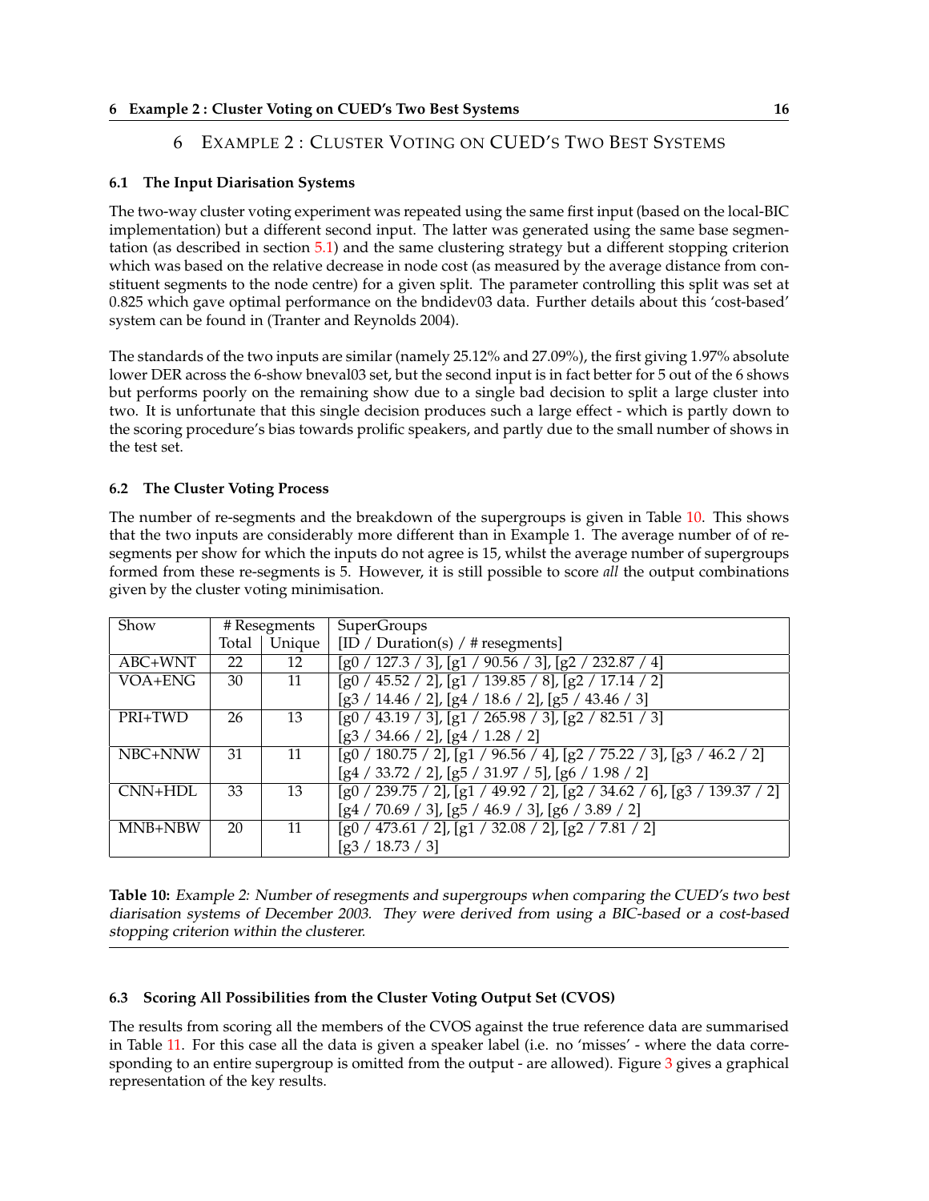# 6 Example 2 : Cluster Voting on CUED's Two Best Systems

### 6.1 The Input Diarisation Systems

The two-way cluster voting experiment was repeated using the same first input (based on the local-BIC implementation) but a different second input. The latter was generated using the same base segmentation (as described in section 5.1) and the same clustering strategy but a different stopping criterion which was based on the relative decrease in node cost (as measured by the average distance from constituent segments to the node centre) for a given split. The parameter controlling this split was set at 0.825 which gave optimal performance on the bndidev03 data. Further details about this 'cost-based' system can be found in (Tranter and Reynolds 2004).

The standards of the two inputs are similar (namely 25.12% and 27.09%), the first giving 1.97% absolute lower DER across the 6-show bneval03 set, but the second input is in fact better for 5 out of the 6 shows but performs poorly on the remaining show due to a single bad decision to split a large cluster into two. It is unfortunate that this single decision produces such a large effect - which is partly down to the scoring procedure's bias towards prolific speakers, and partly due to the small number of shows in the test set.

### 6.2 The Cluster Voting Process

The number of re-segments and the breakdown of the supergroups is given in Table 10. This shows that the two inputs are considerably more different than in Example 1. The average number of of re-segments per show for which the inputs do not agree is 15, whilst the average number of supergroups formed from these re-segments is 5. However, it is still possible to score *all* the output combinations given by the cluster voting minimisation.

| Show | # Resegments | | SuperGroups |
|---|---|---|---|
| | Total | Unique | [ID / Duration(s) / # resegments] |
| ABC+WNT | 22 | 12 | [g0 / 127.3 / 3], [g1 / 90.56 / 3], [g2 / 232.87 / 4] |
| VOA+ENG | 30 | 11 | [g0 / 45.52 / 2], [g1 / 139.85 / 8], [g2 / 17.14 / 2] [g3 / 14.46 / 2], [g4 / 18.6 / 2], [g5 / 43.46 / 3] |
| PRI+TWD | 26 | 13 | [g0 / 43.19 / 3], [g1 / 265.98 / 3], [g2 / 82.51 / 3] [g3 / 34.66 / 2], [g4 / 1.28 / 2] |
| NBC+NNW | 31 | 11 | [g0 / 180.75 / 2], [g1 / 96.56 / 4], [g2 / 75.22 / 3], [g3 / 46.2 / 2] [g4 / 33.72 / 2], [g5 / 31.97 / 5], [g6 / 1.98 / 2] |
| CNN+HDL | 33 | 13 | [g0 / 239.75 / 2], [g1 / 49.92 / 2], [g2 / 34.62 / 6], [g3 / 139.37 / 2] [g4 / 70.69 / 3], [g5 / 46.9 / 3], [g6 / 3.89 / 2] |
| MNB+NBW | 20 | 11 | [g0 / 473.61 / 2], [g1 / 32.08 / 2], [g2 / 7.81 / 2] [g3 / 18.73 / 3] |

**Table 10:** *Example 2: Number of resegments and supergroups when comparing the CUED's two best diarisation systems of December 2003. They were derived from using a BIC-based or a cost-based stopping criterion within the clusterer.*

### 6.3 Scoring All Possibilities from the Cluster Voting Output Set (CVOS)

The results from scoring all the members of the CVOS against the true reference data are summarised in Table 11. For this case all the data is given a speaker label (i.e. no 'misses' - where the data corresponding to an entire supergroup is omitted from the output - are allowed). Figure 3 gives a graphical representation of the key results.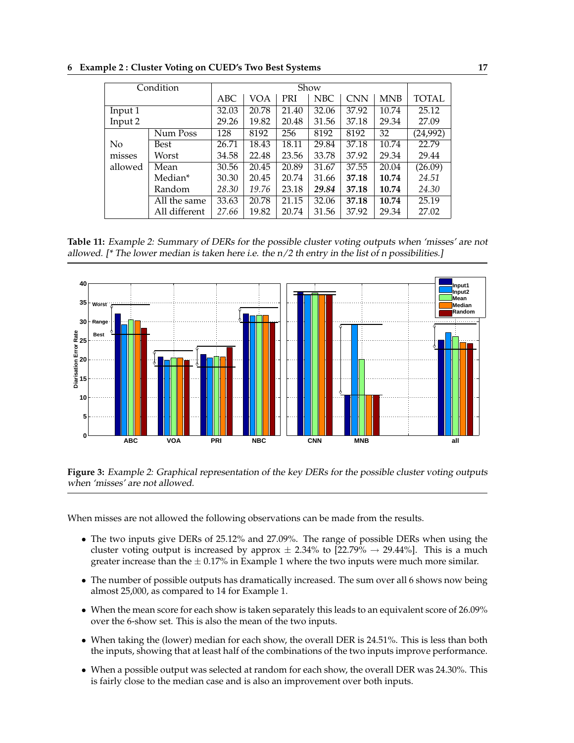| Condition | | Show | | | | | | |
|---|---|---|---|---|---|---|---|---|
| | | ABC | VOA | PRI | NBC | CNN | MNB | TOTAL |
| Input 1 | | 32.03 | 20.78 | 21.40 | 32.06 | 37.92 | 10.74 | 25.12 |
| Input 2 | | 29.26 | 19.82 | 20.48 | 31.56 | 37.18 | 29.34 | 27.09 |
| No misses allowed | Num Poss | 128 | 8192 | 256 | 8192 | 8192 | 32 | (24,992) |
| | Best | 26.71 | 18.43 | 18.11 | 29.84 | 37.18 | 10.74 | 22.79 |
| | Worst | 34.58 | 22.48 | 23.56 | 33.78 | 37.92 | 29.34 | 29.44 |
| | Mean | 30.56 | 20.45 | 20.89 | 31.67 | 37.55 | 20.04 | (26.09) |
| | Median* | 30.30 | 20.45 | 20.74 | 31.66 | **37.18** | **10.74** | *24.51* |
| | Random | *28.30* | *19.76* | 23.18 | ***29.84*** | **37.18** | **10.74** | *24.30* |
| | All the same | 33.63 | 20.78 | 21.15 | 32.06 | **37.18** | **10.74** | 25.19 |
| | All different | *27.66* | 19.82 | 20.74 | 31.56 | 37.92 | 29.34 | 27.02 |

**Table 11:** *Example 2: Summary of DERs for the possible cluster voting outputs when 'misses' are not allowed. [* The lower median is taken here i.e. the n/2 th entry in the list of n possibilities.]*

**Figure 3:** *Example 2: Graphical representation of the key DERs for the possible cluster voting outputs when 'misses' are not allowed.*

When misses are not allowed the following observations can be made from the results.

- The two inputs give DERs of 25.12% and 27.09%. The range of possible DERs when using the cluster voting output is increased by approx $\pm$ 2.34% to [22.79% $\rightarrow$ 29.44%]. This is a much greater increase than the $\pm$ 0.17% in Example 1 where the two inputs were much more similar.
- The number of possible outputs has dramatically increased. The sum over all 6 shows now being almost 25,000, as compared to 14 for Example 1.
- When the mean score for each show is taken separately this leads to an equivalent score of 26.09% over the 6-show set. This is also the mean of the two inputs.
- When taking the (lower) median for each show, the overall DER is 24.51%. This is less than both the inputs, showing that at least half of the combinations of the two inputs improve performance.
- When a possible output was selected at random for each show, the overall DER was 24.30%. This is fairly close to the median case and is also an improvement over both inputs.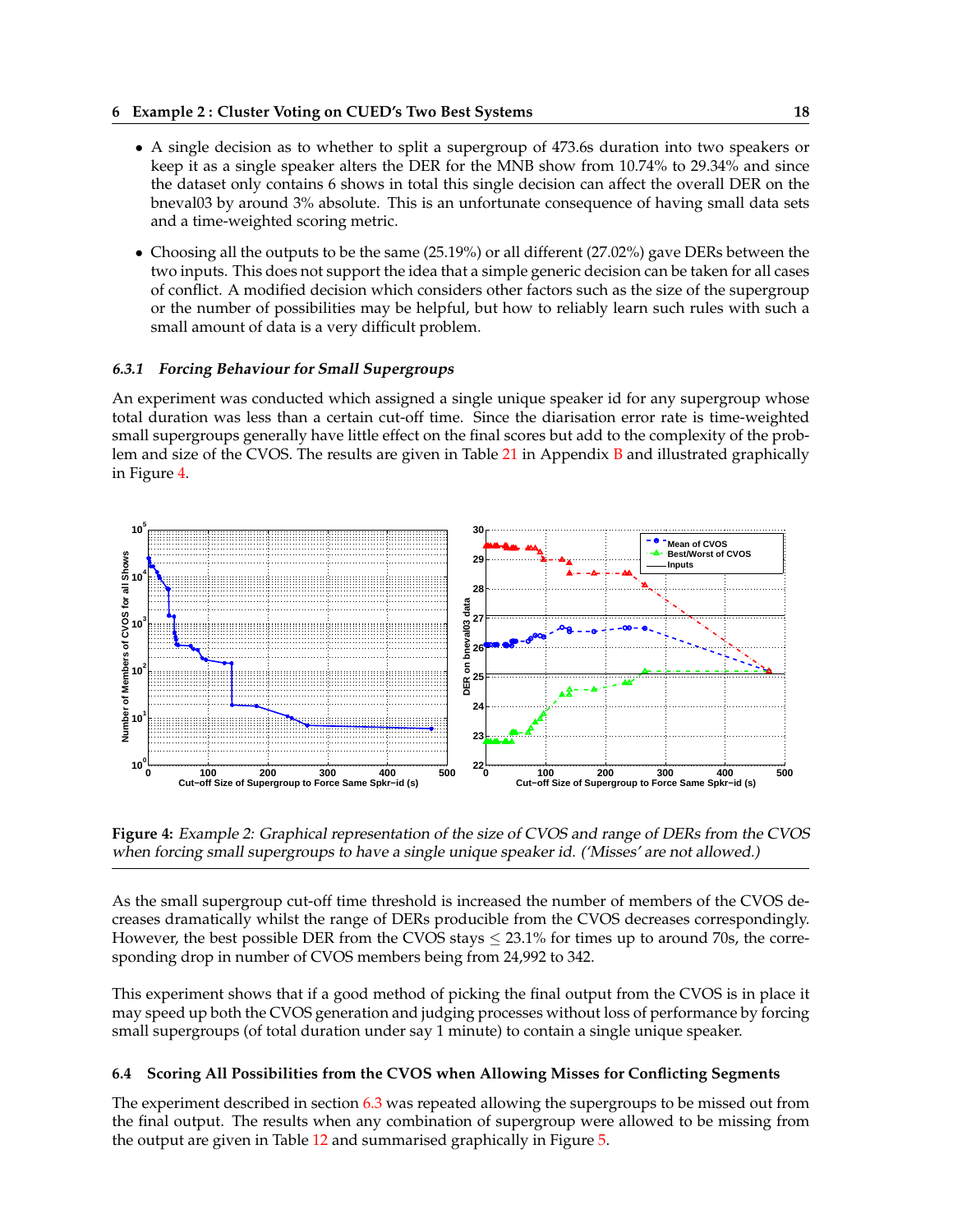- A single decision as to whether to split a supergroup of 473.6s duration into two speakers or keep it as a single speaker alters the DER for the MNB show from 10.74% to 29.34% and since the dataset only contains 6 shows in total this single decision can affect the overall DER on the bneval03 by around 3% absolute. This is an unfortunate consequence of having small data sets and a time-weighted scoring metric.
- Choosing all the outputs to be the same (25.19%) or all different (27.02%) gave DERs between the two inputs. This does not support the idea that a simple generic decision can be taken for all cases of conflict. A modified decision which considers other factors such as the size of the supergroup or the number of possibilities may be helpful, but how to reliably learn such rules with such a small amount of data is a very difficult problem.

### *6.3.1 Forcing Behaviour for Small Supergroups*

An experiment was conducted which assigned a single unique speaker id for any supergroup whose total duration was less than a certain cut-off time. Since the diarisation error rate is time-weighted small supergroups generally have little effect on the final scores but add to the complexity of the problem and size of the CVOS. The results are given in Table 21 in Appendix B and illustrated graphically in Figure 4.

**Figure 4:** *Example 2: Graphical representation of the size of CVOS and range of DERs from the CVOS when forcing small supergroups to have a single unique speaker id. ('Misses' are not allowed.)*

As the small supergroup cut-off time threshold is increased the number of members of the CVOS decreases dramatically whilst the range of DERs producible from the CVOS decreases correspondingly. However, the best possible DER from the CVOS stays ≤ 23.1% for times up to around 70s, the corresponding drop in number of CVOS members being from 24,992 to 342.

This experiment shows that if a good method of picking the final output from the CVOS is in place it may speed up both the CVOS generation and judging processes without loss of performance by forcing small supergroups (of total duration under say 1 minute) to contain a single unique speaker.

### 6.4 Scoring All Possibilities from the CVOS when Allowing Misses for Conflicting Segments

The experiment described in section 6.3 was repeated allowing the supergroups to be missed out from the final output. The results when any combination of supergroup were allowed to be missing from the output are given in Table 12 and summarised graphically in Figure 5.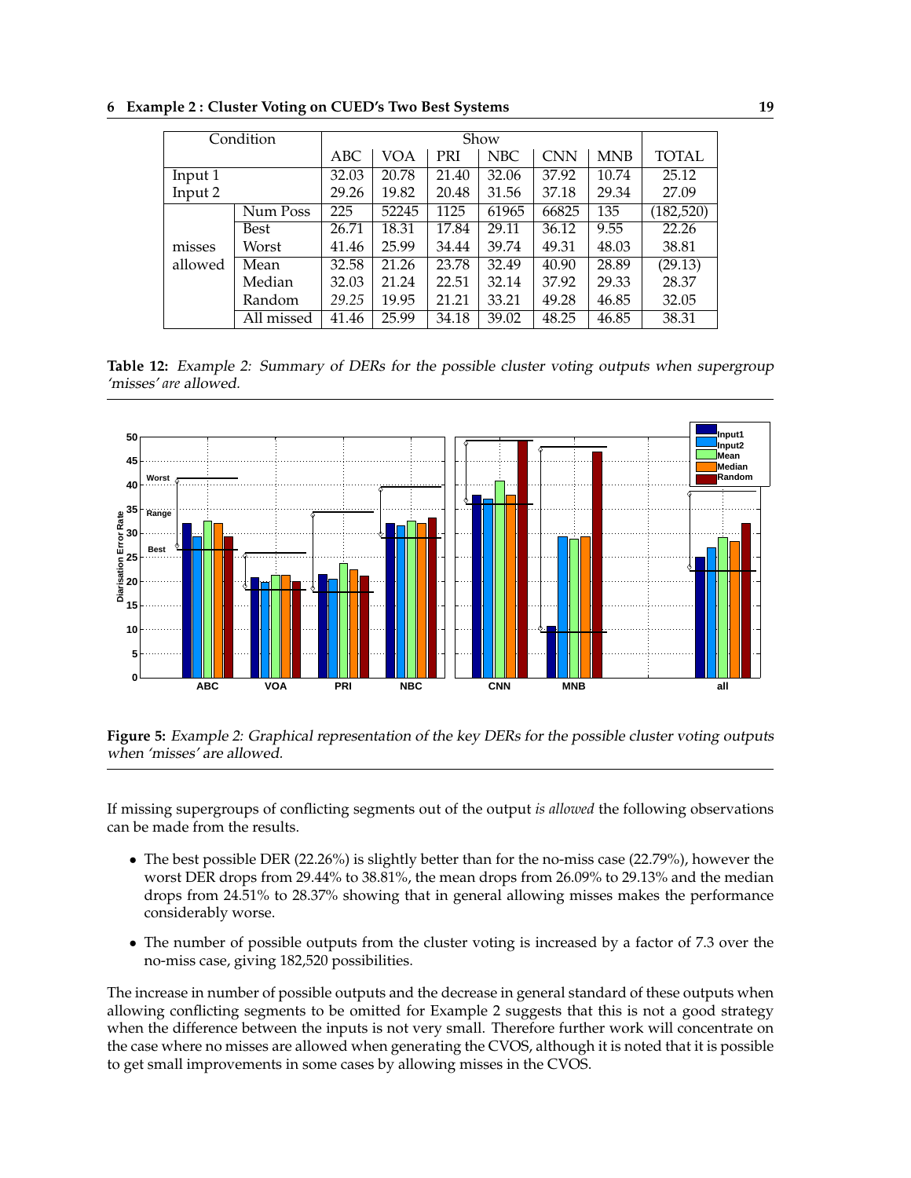| Condition | | Show | | | | | | |
|---|---|---|---|---|---|---|---|---|
| | | ABC | VOA | PRI | NBC | CNN | MNB | TOTAL |
| Input 1 | | 32.03 | 20.78 | 21.40 | 32.06 | 37.92 | 10.74 | 25.12 |
| Input 2 | | 29.26 | 19.82 | 20.48 | 31.56 | 37.18 | 29.34 | 27.09 |
| misses allowed | Num Poss | 225 | 52245 | 1125 | 61965 | 66825 | 135 | (182,520) |
| | Best | 26.71 | 18.31 | 17.84 | 29.11 | 36.12 | 9.55 | 22.26 |
| | Worst | 41.46 | 25.99 | 34.44 | 39.74 | 49.31 | 48.03 | 38.81 |
| | Mean | 32.58 | 21.26 | 23.78 | 32.49 | 40.90 | 28.89 | (29.13) |
| | Median | 32.03 | 21.24 | 22.51 | 32.14 | 37.92 | 29.33 | 28.37 |
| | Random | *29.25* | 19.95 | 21.21 | 33.21 | 49.28 | 46.85 | 32.05 |
| | All missed | 41.46 | 25.99 | 34.18 | 39.02 | 48.25 | 46.85 | 38.31 |

**Table 12:** *Example 2: Summary of DERs for the possible cluster voting outputs when supergroup 'misses' are allowed.*

**Figure 5:** *Example 2: Graphical representation of the key DERs for the possible cluster voting outputs when 'misses' are allowed.*

If missing supergroups of conflicting segments out of the output *is allowed* the following observations can be made from the results.

- The best possible DER (22.26%) is slightly better than for the no-miss case (22.79%), however the worst DER drops from 29.44% to 38.81%, the mean drops from 26.09% to 29.13% and the median drops from 24.51% to 28.37% showing that in general allowing misses makes the performance considerably worse.
- The number of possible outputs from the cluster voting is increased by a factor of 7.3 over the no-miss case, giving 182,520 possibilities.

The increase in number of possible outputs and the decrease in general standard of these outputs when allowing conflicting segments to be omitted for Example 2 suggests that this is not a good strategy when the difference between the inputs is not very small. Therefore further work will concentrate on the case where no misses are allowed when generating the CVOS, although it is noted that it is possible to get small improvements in some cases by allowing misses in the CVOS.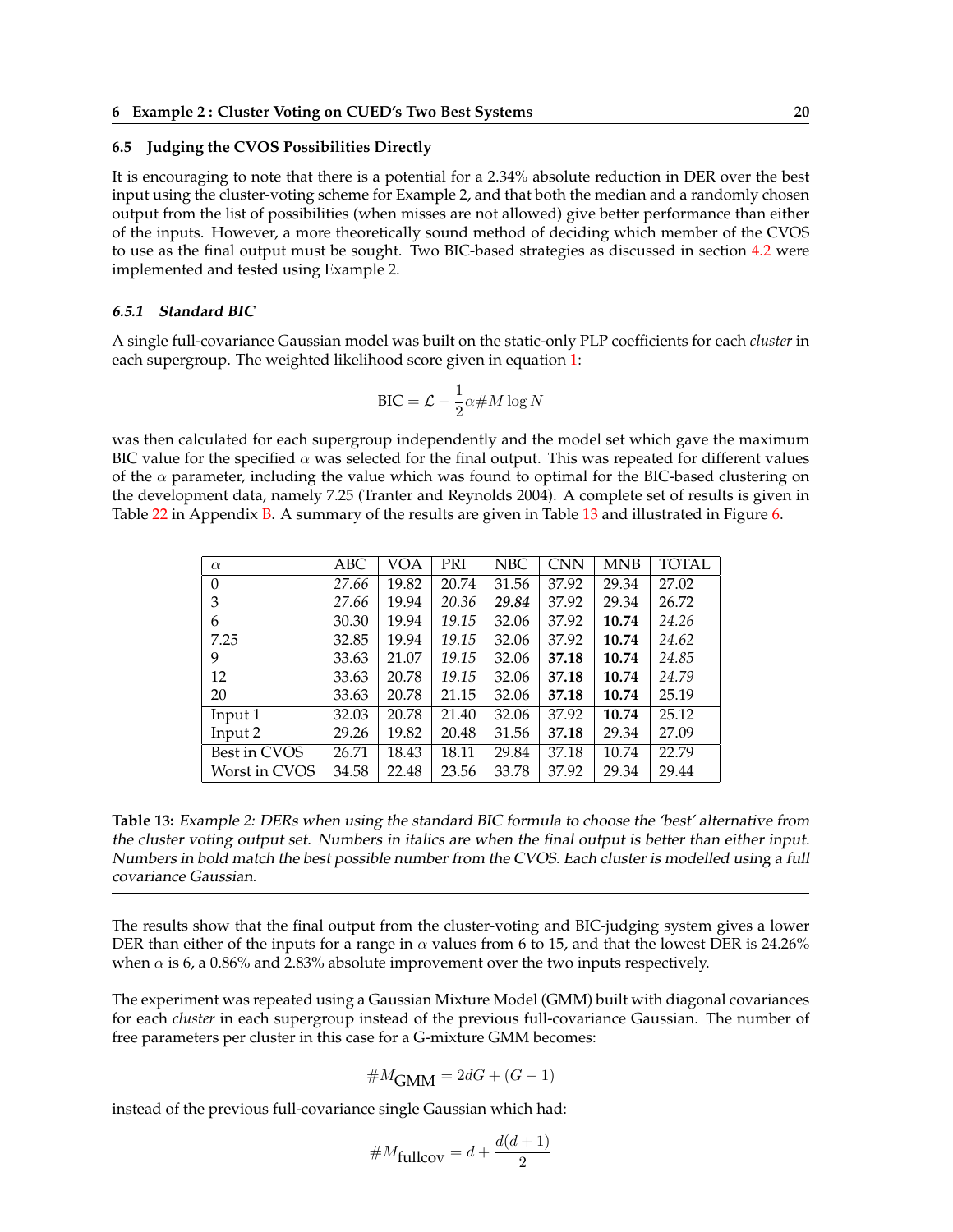### 6.5 Judging the CVOS Possibilities Directly

It is encouraging to note that there is a potential for a 2.34% absolute reduction in DER over the best input using the cluster-voting scheme for Example 2, and that both the median and a randomly chosen output from the list of possibilities (when misses are not allowed) give better performance than either of the inputs. However, a more theoretically sound method of deciding which member of the CVOS to use as the final output must be sought. Two BIC-based strategies as discussed in section 4.2 were implemented and tested using Example 2.

#### 6.5.1 Standard BIC

A single full-covariance Gaussian model was built on the static-only PLP coefficients for each *cluster* in each supergroup. The weighted likelihood score given in equation 1:

$$\text{BIC} = \mathcal{L} - \frac{1}{2}\alpha \# M \log N$$

was then calculated for each supergroup independently and the model set which gave the maximum BIC value for the specified $\alpha$ was selected for the final output. This was repeated for different values of the $\alpha$ parameter, including the value which was found to optimal for the BIC-based clustering on the development data, namely 7.25 (Tranter and Reynolds 2004). A complete set of results is given in Table 22 in Appendix B. A summary of the results are given in Table 13 and illustrated in Figure 6.

| $\alpha$ | ABC | VOA | PRI | NBC | CNN | MNB | TOTAL |
|---|---|---|---|---|---|---|---|
| 0 | *27.66* | 19.82 | 20.74 | 31.56 | 37.92 | 29.34 | 27.02 |
| 3 | *27.66* | 19.94 | *20.36* | ***29.84*** | 37.92 | 29.34 | 26.72 |
| 6 | 30.30 | 19.94 | *19.15* | 32.06 | 37.92 | **10.74** | *24.26* |
| 7.25 | 32.85 | 19.94 | *19.15* | 32.06 | 37.92 | **10.74** | *24.62* |
| 9 | 33.63 | 21.07 | *19.15* | 32.06 | **37.18** | **10.74** | *24.85* |
| 12 | 33.63 | 20.78 | *19.15* | 32.06 | **37.18** | **10.74** | *24.79* |
| 20 | 33.63 | 20.78 | 21.15 | 32.06 | **37.18** | **10.74** | 25.19 |
| Input 1 | 32.03 | 20.78 | 21.40 | 32.06 | 37.92 | **10.74** | 25.12 |
| Input 2 | 29.26 | 19.82 | 20.48 | 31.56 | **37.18** | 29.34 | 27.09 |
| Best in CVOS | 26.71 | 18.43 | 18.11 | 29.84 | 37.18 | 10.74 | 22.79 |
| Worst in CVOS | 34.58 | 22.48 | 23.56 | 33.78 | 37.92 | 29.34 | 29.44 |

**Table 13:** *Example 2: DERs when using the standard BIC formula to choose the 'best' alternative from the cluster voting output set. Numbers in italics are when the final output is better than either input. Numbers in bold match the best possible number from the CVOS. Each cluster is modelled using a full covariance Gaussian.*

The results show that the final output from the cluster-voting and BIC-judging system gives a lower DER than either of the inputs for a range in $\alpha$ values from 6 to 15, and that the lowest DER is 24.26% when $\alpha$ is 6, a 0.86% and 2.83% absolute improvement over the two inputs respectively.

The experiment was repeated using a Gaussian Mixture Model (GMM) built with diagonal covariances for each *cluster* in each supergroup instead of the previous full-covariance Gaussian. The number of free parameters per cluster in this case for a G-mixture GMM becomes:

$$\#M_{\text{GMM}} = 2dG + (G - 1)$$

instead of the previous full-covariance single Gaussian which had:

$$\#M_{\text{fullcov}} = d + \frac{d(d+1)}{2}$$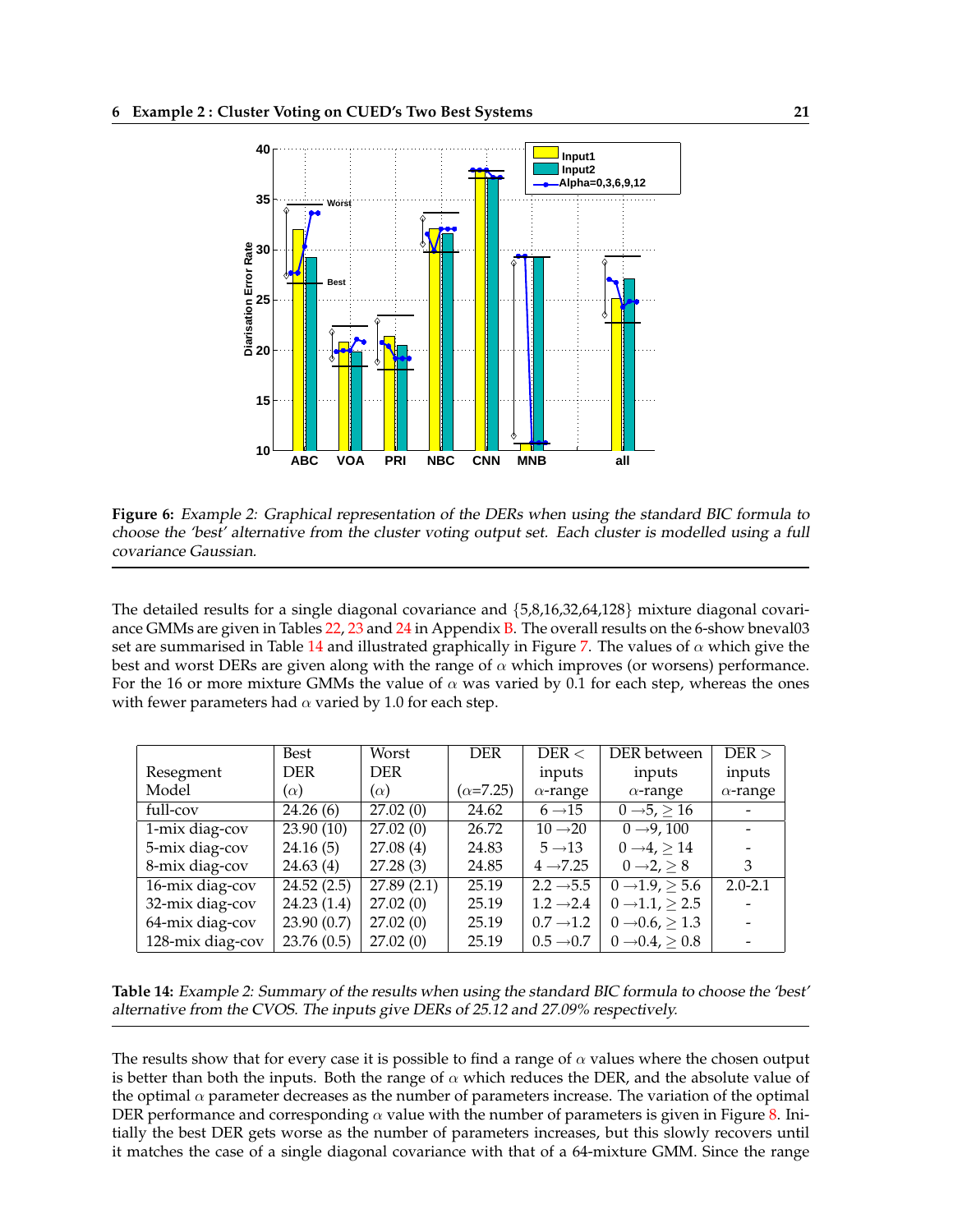**Figure 6:** *Example 2: Graphical representation of the DERs when using the standard BIC formula to choose the 'best' alternative from the cluster voting output set. Each cluster is modelled using a full covariance Gaussian.*

The detailed results for a single diagonal covariance and {5,8,16,32,64,128} mixture diagonal covariance GMMs are given in Tables 22, 23 and 24 in Appendix B. The overall results on the 6-show bneval03 set are summarised in Table 14 and illustrated graphically in Figure 7. The values of $\alpha$ which give the best and worst DERs are given along with the range of $\alpha$ which improves (or worsens) performance. For the 16 or more mixture GMMs the value of $\alpha$ was varied by 0.1 for each step, whereas the ones with fewer parameters had $\alpha$ varied by 1.0 for each step.

| Resegment Model | Best DER ($\alpha$) | Worst DER ($\alpha$) | DER ($\alpha$=7.25) | DER < inputs $\alpha$-range | DER between inputs $\alpha$-range | DER > inputs $\alpha$-range |
|---|---|---|---|---|---|---|
| full-cov | 24.26 (6) | 27.02 (0) | 24.62 | 6 $\rightarrow$15 | 0 $\rightarrow$5, $\geq$ 16 | - |
| 1-mix diag-cov | 23.90 (10) | 27.02 (0) | 26.72 | 10 $\rightarrow$20 | 0 $\rightarrow$9, 100 | - |
| 5-mix diag-cov | 24.16 (5) | 27.08 (4) | 24.83 | 5 $\rightarrow$13 | 0 $\rightarrow$4, $\geq$ 14 | - |
| 8-mix diag-cov | 24.63 (4) | 27.28 (3) | 24.85 | 4 $\rightarrow$7.25 | 0 $\rightarrow$2, $\geq$ 8 | 3 |
| 16-mix diag-cov | 24.52 (2.5) | 27.89 (2.1) | 25.19 | 2.2 $\rightarrow$5.5 | 0 $\rightarrow$1.9, $\geq$ 5.6 | 2.0-2.1 |
| 32-mix diag-cov | 24.23 (1.4) | 27.02 (0) | 25.19 | 1.2 $\rightarrow$2.4 | 0 $\rightarrow$1.1, $\geq$ 2.5 | - |
| 64-mix diag-cov | 23.90 (0.7) | 27.02 (0) | 25.19 | 0.7 $\rightarrow$1.2 | 0 $\rightarrow$0.6, $\geq$ 1.3 | - |
| 128-mix diag-cov | 23.76 (0.5) | 27.02 (0) | 25.19 | 0.5 $\rightarrow$0.7 | 0 $\rightarrow$0.4, $\geq$ 0.8 | - |

**Table 14:** *Example 2: Summary of the results when using the standard BIC formula to choose the 'best' alternative from the CVOS. The inputs give DERs of 25.12 and 27.09% respectively.*

The results show that for every case it is possible to find a range of $\alpha$ values where the chosen output is better than both the inputs. Both the range of $\alpha$ which reduces the DER, and the absolute value of the optimal $\alpha$ parameter decreases as the number of parameters increase. The variation of the optimal DER performance and corresponding $\alpha$ value with the number of parameters is given in Figure 8. Initially the best DER gets worse as the number of parameters increases, but this slowly recovers until it matches the case of a single diagonal covariance with that of a 64-mixture GMM. Since the range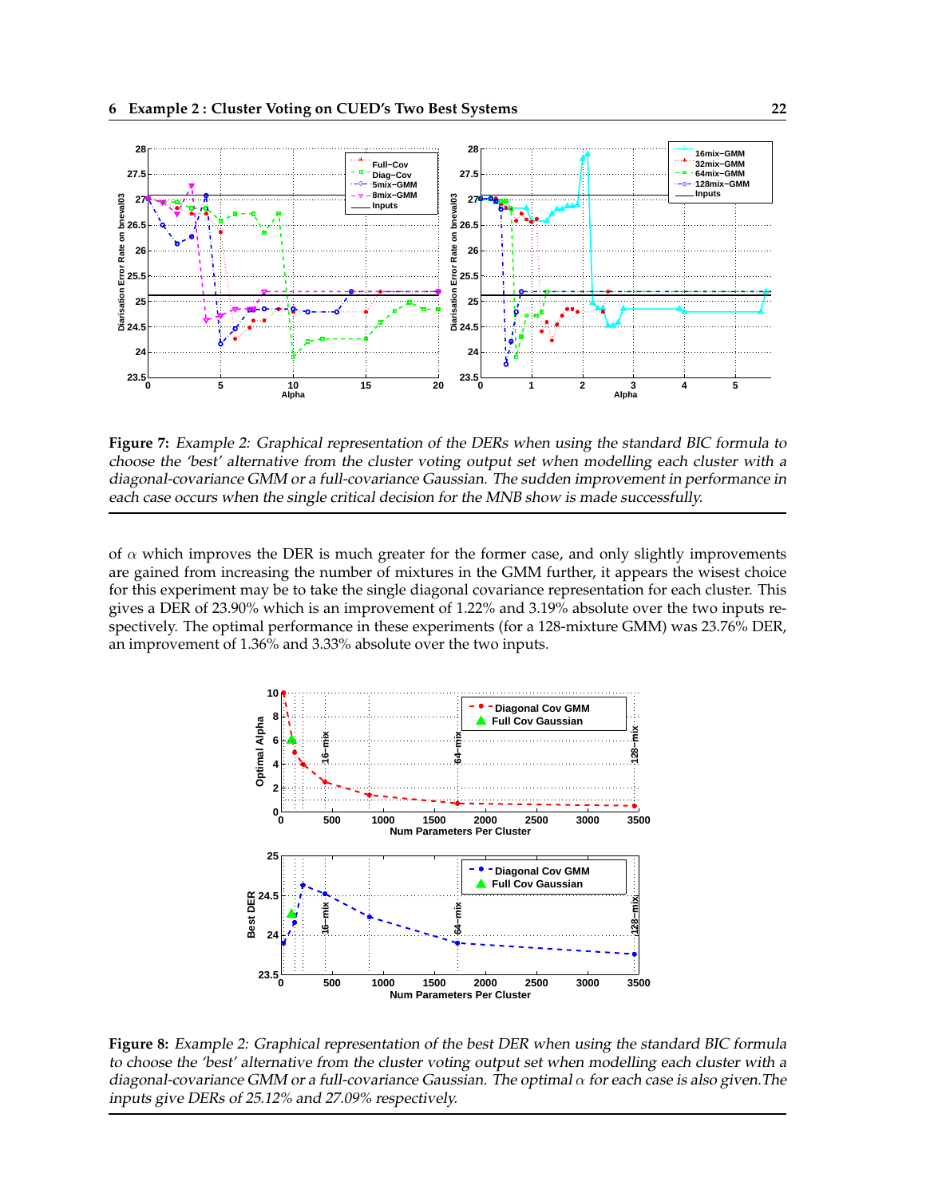**Figure 7:** *Example 2: Graphical representation of the DERs when using the standard BIC formula to choose the 'best' alternative from the cluster voting output set when modelling each cluster with a diagonal-covariance GMM or a full-covariance Gaussian. The sudden improvement in performance in each case occurs when the single critical decision for the MNB show is made successfully.*

of $\alpha$ which improves the DER is much greater for the former case, and only slightly improvements are gained from increasing the number of mixtures in the GMM further, it appears the wisest choice for this experiment may be to take the single diagonal covariance representation for each cluster. This gives a DER of 23.90% which is an improvement of 1.22% and 3.19% absolute over the two inputs respectively. The optimal performance in these experiments (for a 128-mixture GMM) was 23.76% DER, an improvement of 1.36% and 3.33% absolute over the two inputs.

**Figure 8:** *Example 2: Graphical representation of the best DER when using the standard BIC formula to choose the 'best' alternative from the cluster voting output set when modelling each cluster with a diagonal-covariance GMM or a full-covariance Gaussian. The optimal $\alpha$ for each case is also given.The inputs give DERs of 25.12% and 27.09% respectively.*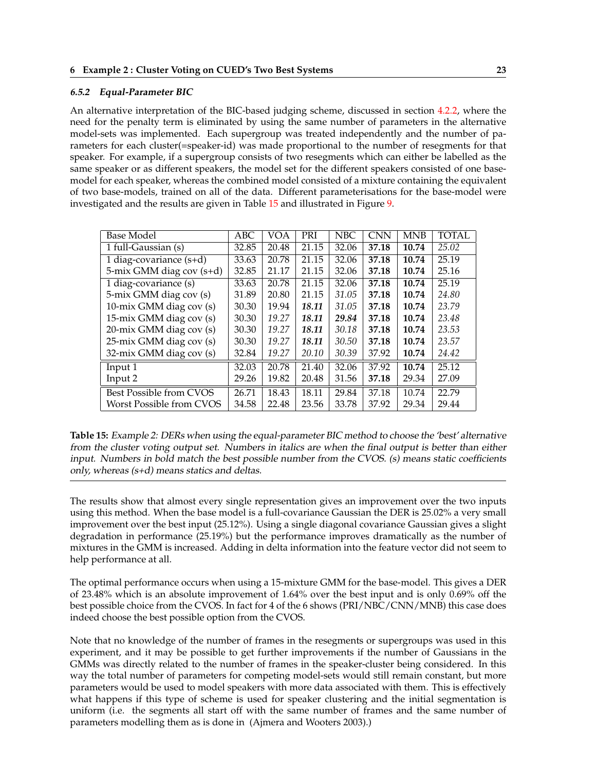### 6.5.2 Equal-Parameter BIC

An alternative interpretation of the BIC-based judging scheme, discussed in section 4.2.2, where the need for the penalty term is eliminated by using the same number of parameters in the alternative model-sets was implemented. Each supergroup was treated independently and the number of parameters for each cluster(=speaker-id) was made proportional to the number of resegments for that speaker. For example, if a supergroup consists of two resegments which can either be labelled as the same speaker or as different speakers, the model set for the different speakers consisted of one base-model for each speaker, whereas the combined model consisted of a mixture containing the equivalent of two base-models, trained on all of the data. Different parameterisations for the base-model were investigated and the results are given in Table 15 and illustrated in Figure 9.

| Base Model | ABC | VOA | PRI | NBC | CNN | MNB | TOTAL |
|---|---|---|---|---|---|---|---|
| 1 full-Gaussian (s) | 32.85 | 20.48 | 21.15 | 32.06 | **37.18** | **10.74** | *25.02* |
| 1 diag-covariance (s+d) | 33.63 | 20.78 | 21.15 | 32.06 | **37.18** | **10.74** | 25.19 |
| 5-mix GMM diag cov (s+d) | 32.85 | 21.17 | 21.15 | 32.06 | **37.18** | **10.74** | 25.16 |
| 1 diag-covariance (s) | 33.63 | 20.78 | 21.15 | 32.06 | **37.18** | **10.74** | 25.19 |
| 5-mix GMM diag cov (s) | 31.89 | 20.80 | 21.15 | *31.05* | **37.18** | **10.74** | *24.80* |
| 10-mix GMM diag cov (s) | 30.30 | 19.94 | ***18.11*** | *31.05* | **37.18** | **10.74** | *23.79* |
| 15-mix GMM diag cov (s) | 30.30 | *19.27* | ***18.11*** | ***29.84*** | **37.18** | **10.74** | *23.48* |
| 20-mix GMM diag cov (s) | 30.30 | *19.27* | ***18.11*** | *30.18* | **37.18** | **10.74** | *23.53* |
| 25-mix GMM diag cov (s) | 30.30 | *19.27* | ***18.11*** | *30.50* | **37.18** | **10.74** | *23.57* |
| 32-mix GMM diag cov (s) | 32.84 | *19.27* | *20.10* | *30.39* | 37.92 | **10.74** | *24.42* |
| Input 1 | 32.03 | 20.78 | 21.40 | 32.06 | 37.92 | **10.74** | 25.12 |
| Input 2 | 29.26 | 19.82 | 20.48 | 31.56 | **37.18** | 29.34 | 27.09 |
| Best Possible from CVOS | 26.71 | 18.43 | 18.11 | 29.84 | 37.18 | 10.74 | 22.79 |
| Worst Possible from CVOS | 34.58 | 22.48 | 23.56 | 33.78 | 37.92 | 29.34 | 29.44 |

**Table 15:** *Example 2: DERs when using the equal-parameter BIC method to choose the 'best' alternative from the cluster voting output set. Numbers in italics are when the final output is better than either input. Numbers in bold match the best possible number from the CVOS. (s) means static coefficients only, whereas (s+d) means statics and deltas.*

The results show that almost every single representation gives an improvement over the two inputs using this method. When the base model is a full-covariance Gaussian the DER is 25.02% a very small improvement over the best input (25.12%). Using a single diagonal covariance Gaussian gives a slight degradation in performance (25.19%) but the performance improves dramatically as the number of mixtures in the GMM is increased. Adding in delta information into the feature vector did not seem to help performance at all.

The optimal performance occurs when using a 15-mixture GMM for the base-model. This gives a DER of 23.48% which is an absolute improvement of 1.64% over the best input and is only 0.69% off the best possible choice from the CVOS. In fact for 4 of the 6 shows (PRI/NBC/CNN/MNB) this case does indeed choose the best possible option from the CVOS.

Note that no knowledge of the number of frames in the resegments or supergroups was used in this experiment, and it may be possible to get further improvements if the number of Gaussians in the GMMs was directly related to the number of frames in the speaker-cluster being considered. In this way the total number of parameters for competing model-sets would still remain constant, but more parameters would be used to model speakers with more data associated with them. This is effectively what happens if this type of scheme is used for speaker clustering and the initial segmentation is uniform (i.e. the segments all start off with the same number of frames and the same number of parameters modelling them as is done in (Ajmera and Wooters 2003).)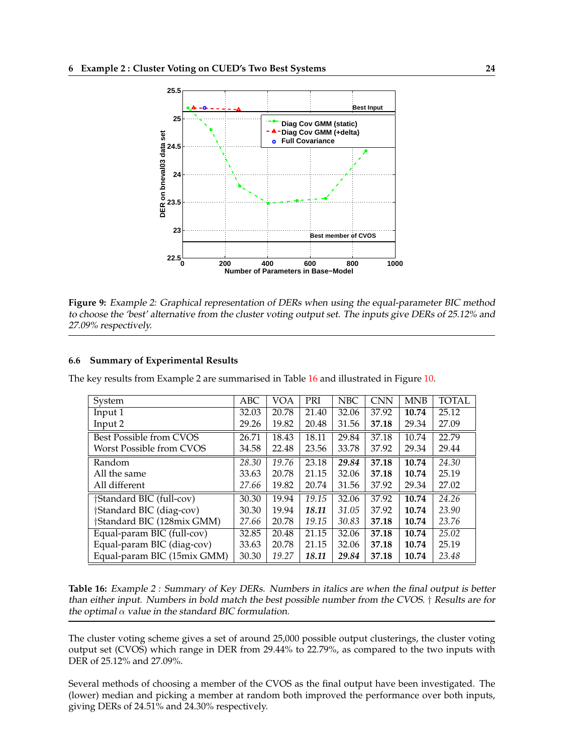Figure 9: *Example 2: Graphical representation of DERs when using the equal-parameter BIC method to choose the 'best' alternative from the cluster voting output set. The inputs give DERs of 25.12% and 27.09% respectively.*

### 6.6 Summary of Experimental Results

The key results from Example 2 are summarised in Table 16 and illustrated in Figure 10.

| System | ABC | VOA | PRI | NBC | CNN | MNB | TOTAL |
|---|---|---|---|---|---|---|---|
| Input 1 | 32.03 | 20.78 | 21.40 | 32.06 | 37.92 | **10.74** | 25.12 |
| Input 2 | 29.26 | 19.82 | 20.48 | 31.56 | **37.18** | 29.34 | 27.09 |
| Best Possible from CVOS | 26.71 | 18.43 | 18.11 | 29.84 | 37.18 | 10.74 | 22.79 |
| Worst Possible from CVOS | 34.58 | 22.48 | 23.56 | 33.78 | 37.92 | 29.34 | 29.44 |
| Random | *28.30* | *19.76* | 23.18 | ***29.84*** | **37.18** | **10.74** | *24.30* |
| All the same | 33.63 | 20.78 | 21.15 | 32.06 | **37.18** | **10.74** | 25.19 |
| All different | *27.66* | 19.82 | 20.74 | 31.56 | 37.92 | 29.34 | 27.02 |
| †Standard BIC (full-cov) | 30.30 | 19.94 | *19.15* | 32.06 | 37.92 | **10.74** | *24.26* |
| †Standard BIC (diag-cov) | 30.30 | 19.94 | ***18.11*** | *31.05* | 37.92 | **10.74** | *23.90* |
| †Standard BIC (128mix GMM) | *27.66* | 20.78 | *19.15* | *30.83* | **37.18** | **10.74** | *23.76* |
| Equal-param BIC (full-cov) | 32.85 | 20.48 | 21.15 | 32.06 | **37.18** | **10.74** | *25.02* |
| Equal-param BIC (diag-cov) | 33.63 | 20.78 | 21.15 | 32.06 | **37.18** | **10.74** | 25.19 |
| Equal-param BIC (15mix GMM) | 30.30 | *19.27* | ***18.11*** | ***29.84*** | **37.18** | **10.74** | *23.48* |

Table 16: *Example 2 : Summary of Key DERs. Numbers in italics are when the final output is better than either input. Numbers in bold match the best possible number from the CVOS. † Results are for the optimal $\alpha$ value in the standard BIC formulation.*

The cluster voting scheme gives a set of around 25,000 possible output clusterings, the cluster voting output set (CVOS) which range in DER from 29.44% to 22.79%, as compared to the two inputs with DER of 25.12% and 27.09%.

Several methods of choosing a member of the CVOS as the final output have been investigated. The (lower) median and picking a member at random both improved the performance over both inputs, giving DERs of 24.51% and 24.30% respectively.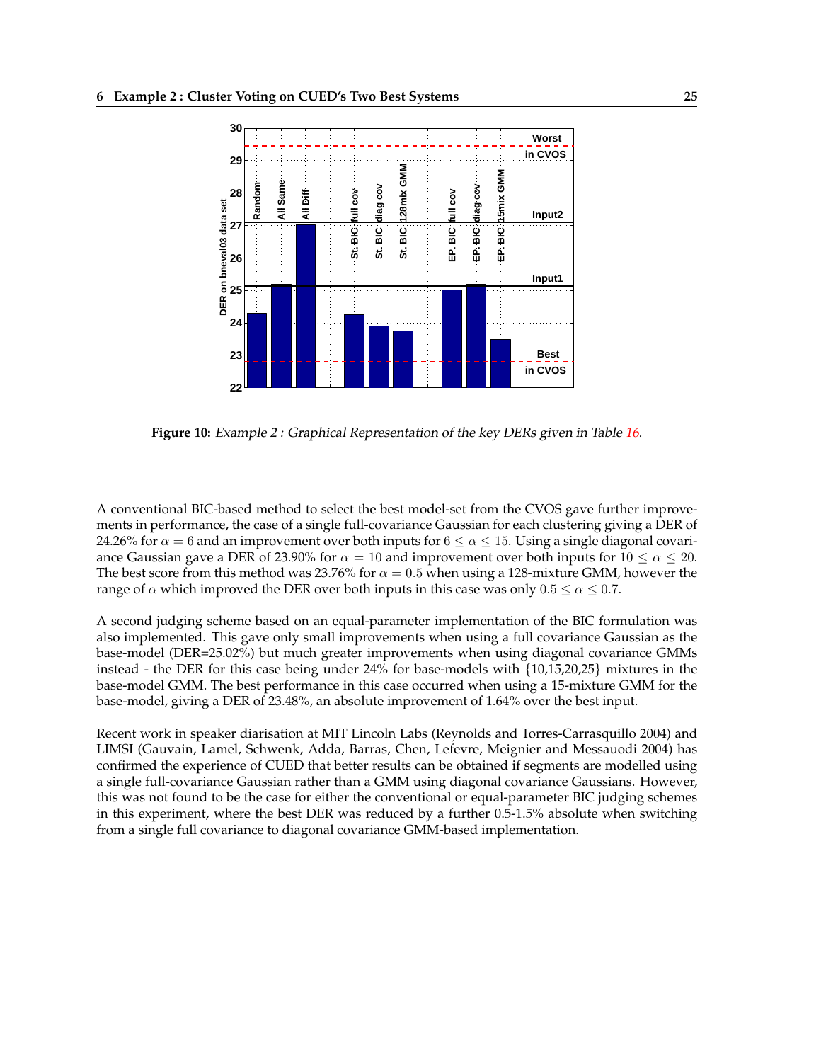**Figure 10:** *Example 2 : Graphical Representation of the key DERs given in Table 16.*

---

A conventional BIC-based method to select the best model-set from the CVOS gave further improvements in performance, the case of a single full-covariance Gaussian for each clustering giving a DER of 24.26% for $\alpha = 6$ and an improvement over both inputs for $6 \leq \alpha \leq 15$. Using a single diagonal covariance Gaussian gave a DER of 23.90% for $\alpha = 10$ and improvement over both inputs for $10 \leq \alpha \leq 20$. The best score from this method was 23.76% for $\alpha = 0.5$ when using a 128-mixture GMM, however the range of $\alpha$ which improved the DER over both inputs in this case was only $0.5 \leq \alpha \leq 0.7$.

A second judging scheme based on an equal-parameter implementation of the BIC formulation was also implemented. This gave only small improvements when using a full covariance Gaussian as the base-model (DER=25.02%) but much greater improvements when using diagonal covariance GMMs instead - the DER for this case being under 24% for base-models with {10,15,20,25} mixtures in the base-model GMM. The best performance in this case occurred when using a 15-mixture GMM for the base-model, giving a DER of 23.48%, an absolute improvement of 1.64% over the best input.

Recent work in speaker diarisation at MIT Lincoln Labs (Reynolds and Torres-Carrasquillo 2004) and LIMSI (Gauvain, Lamel, Schwenk, Adda, Barras, Chen, Lefevre, Meignier and Messaoudi 2004) has confirmed the experience of CUED that better results can be obtained if segments are modelled using a single full-covariance Gaussian rather than a GMM using diagonal covariance Gaussians. However, this was not found to be the case for either the conventional or equal-parameter BIC judging schemes in this experiment, where the best DER was reduced by a further 0.5-1.5% absolute when switching from a single full covariance to diagonal covariance GMM-based implementation.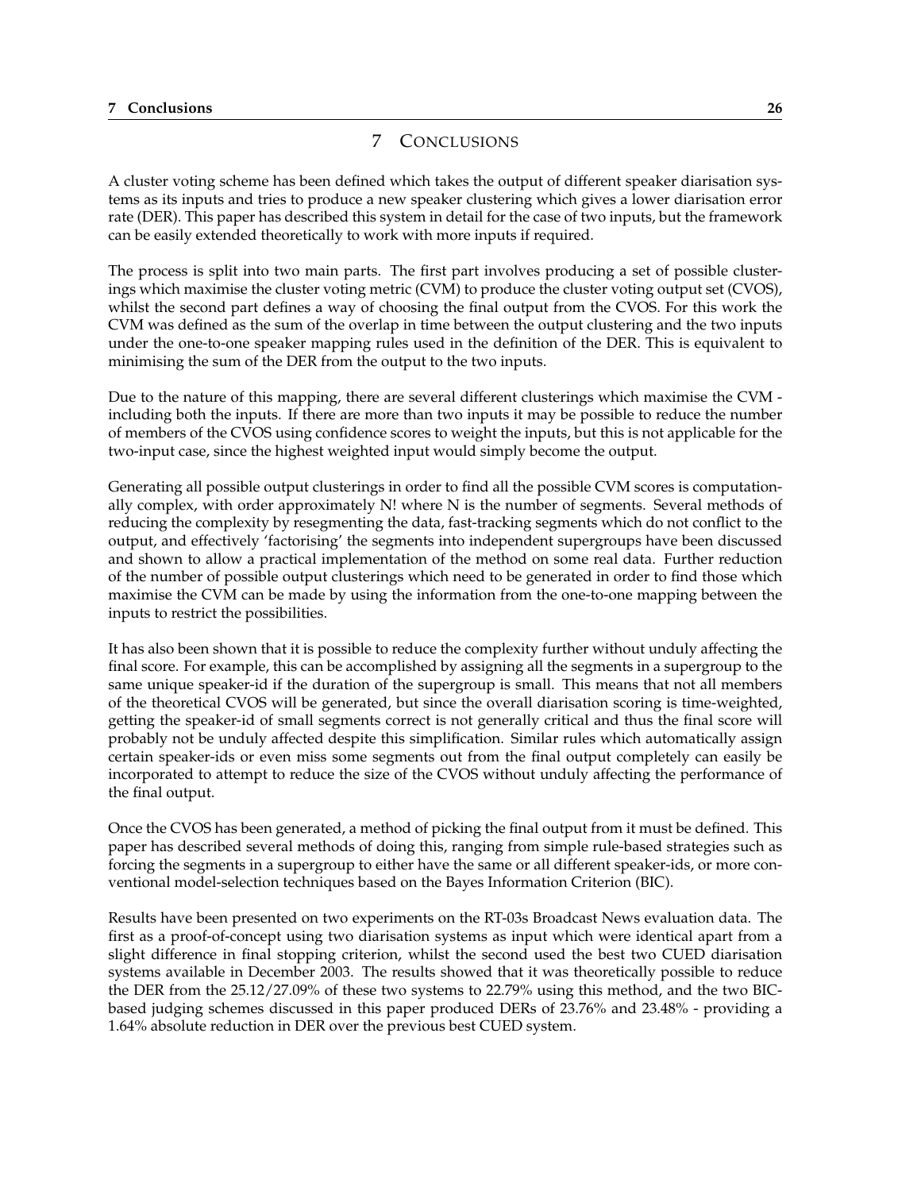# 7 CONCLUSIONS

A cluster voting scheme has been defined which takes the output of different speaker diarisation systems as its inputs and tries to produce a new speaker clustering which gives a lower diarisation error rate (DER). This paper has described this system in detail for the case of two inputs, but the framework can be easily extended theoretically to work with more inputs if required.

The process is split into two main parts. The first part involves producing a set of possible clusterings which maximise the cluster voting metric (CVM) to produce the cluster voting output set (CVOS), whilst the second part defines a way of choosing the final output from the CVOS. For this work the CVM was defined as the sum of the overlap in time between the output clustering and the two inputs under the one-to-one speaker mapping rules used in the definition of the DER. This is equivalent to minimising the sum of the DER from the output to the two inputs.

Due to the nature of this mapping, there are several different clusterings which maximise the CVM - including both the inputs. If there are more than two inputs it may be possible to reduce the number of members of the CVOS using confidence scores to weight the inputs, but this is not applicable for the two-input case, since the highest weighted input would simply become the output.

Generating all possible output clusterings in order to find all the possible CVM scores is computationally complex, with order approximately N! where N is the number of segments. Several methods of reducing the complexity by resegmenting the data, fast-tracking segments which do not conflict to the output, and effectively 'factorising' the segments into independent supergroups have been discussed and shown to allow a practical implementation of the method on some real data. Further reduction of the number of possible output clusterings which need to be generated in order to find those which maximise the CVM can be made by using the information from the one-to-one mapping between the inputs to restrict the possibilities.

It has also been shown that it is possible to reduce the complexity further without unduly affecting the final score. For example, this can be accomplished by assigning all the segments in a supergroup to the same unique speaker-id if the duration of the supergroup is small. This means that not all members of the theoretical CVOS will be generated, but since the overall diarisation scoring is time-weighted, getting the speaker-id of small segments correct is not generally critical and thus the final score will probably not be unduly affected despite this simplification. Similar rules which automatically assign certain speaker-ids or even miss some segments out from the final output completely can easily be incorporated to attempt to reduce the size of the CVOS without unduly affecting the performance of the final output.

Once the CVOS has been generated, a method of picking the final output from it must be defined. This paper has described several methods of doing this, ranging from simple rule-based strategies such as forcing the segments in a supergroup to either have the same or all different speaker-ids, or more conventional model-selection techniques based on the Bayes Information Criterion (BIC).

Results have been presented on two experiments on the RT-03s Broadcast News evaluation data. The first as a proof-of-concept using two diarisation systems as input which were identical apart from a slight difference in final stopping criterion, whilst the second used the best two CUED diarisation systems available in December 2003. The results showed that it was theoretically possible to reduce the DER from the 25.12/27.09% of these two systems to 22.79% using this method, and the two BIC-based judging schemes discussed in this paper produced DERs of 23.76% and 23.48% - providing a 1.64% absolute reduction in DER over the previous best CUED system.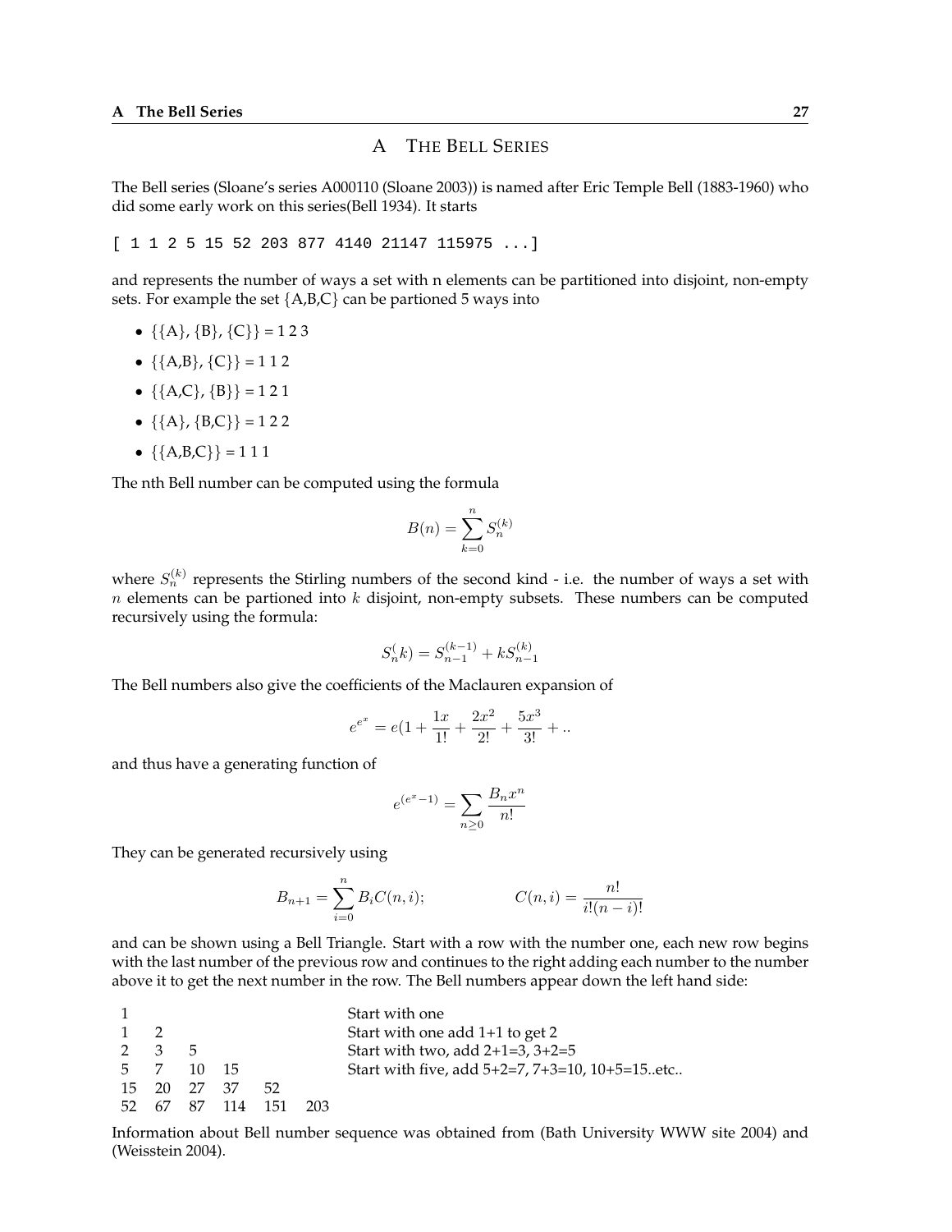# A The Bell Series

The Bell series (Sloane's series A000110 (Sloane 2003)) is named after Eric Temple Bell (1883-1960) who did some early work on this series(Bell 1934). It starts

```
[ 1 1 2 5 15 52 203 877 4140 21147 115975 ...]
```

and represents the number of ways a set with n elements can be partitioned into disjoint, non-empty sets. For example the set {A,B,C} can be partioned 5 ways into

- {{A}, {B}, {C}} = 1 2 3
- {{A,B}, {C}} = 1 1 2
- {{A,C}, {B}} = 1 2 1
- {{A}, {B,C}} = 1 2 2
- {{A,B,C}} = 1 1 1

The nth Bell number can be computed using the formula

$$B(n) = \sum_{k=0}^{n} S_n^{(k)}$$

where $S_n^{(k)}$ represents the Stirling numbers of the second kind - i.e. the number of ways a set with $n$ elements can be partioned into $k$ disjoint, non-empty subsets. These numbers can be computed recursively using the formula:

$$S_n^(k) = S_{n-1}^{(k-1)} + kS_{n-1}^{(k)}$$

The Bell numbers also give the coefficients of the Maclauren expansion of

$$e^{e^x} = e(1 + \frac{1x}{1!} + \frac{2x^2}{2!} + \frac{5x^3}{3!} + ..$$

and thus have a generating function of

$$e^{(e^x-1)} = \sum_{n \geq 0} \frac{B_n x^n}{n!}$$

They can be generated recursively using

$$B_{n+1} = \sum_{i=0}^{n} B_i C(n,i); \qquad C(n,i) = \frac{n!}{i!(n-i)!}$$

and can be shown using a Bell Triangle. Start with a row with the number one, each new row begins with the last number of the previous row and continues to the right adding each number to the number above it to get the next number in the row. The Bell numbers appear down the left hand side:

| | | | | | | |
|---|---|---|---|---|---|---|
| 1 | | | | | | Start with one |
| 1 | 2 | | | | | Start with one add 1+1 to get 2 |
| 2 | 3 | 5 | | | | Start with two, add 2+1=3, 3+2=5 |
| 5 | 7 | 10 | 15 | | | Start with five, add 5+2=7, 7+3=10, 10+5=15..etc.. |
| 15 | 20 | 27 | 37 | 52 | | |
| 52 | 67 | 87 | 114 | 151 | 203 | |

Information about Bell number sequence was obtained from (Bath University WWW site 2004) and (Weisstein 2004).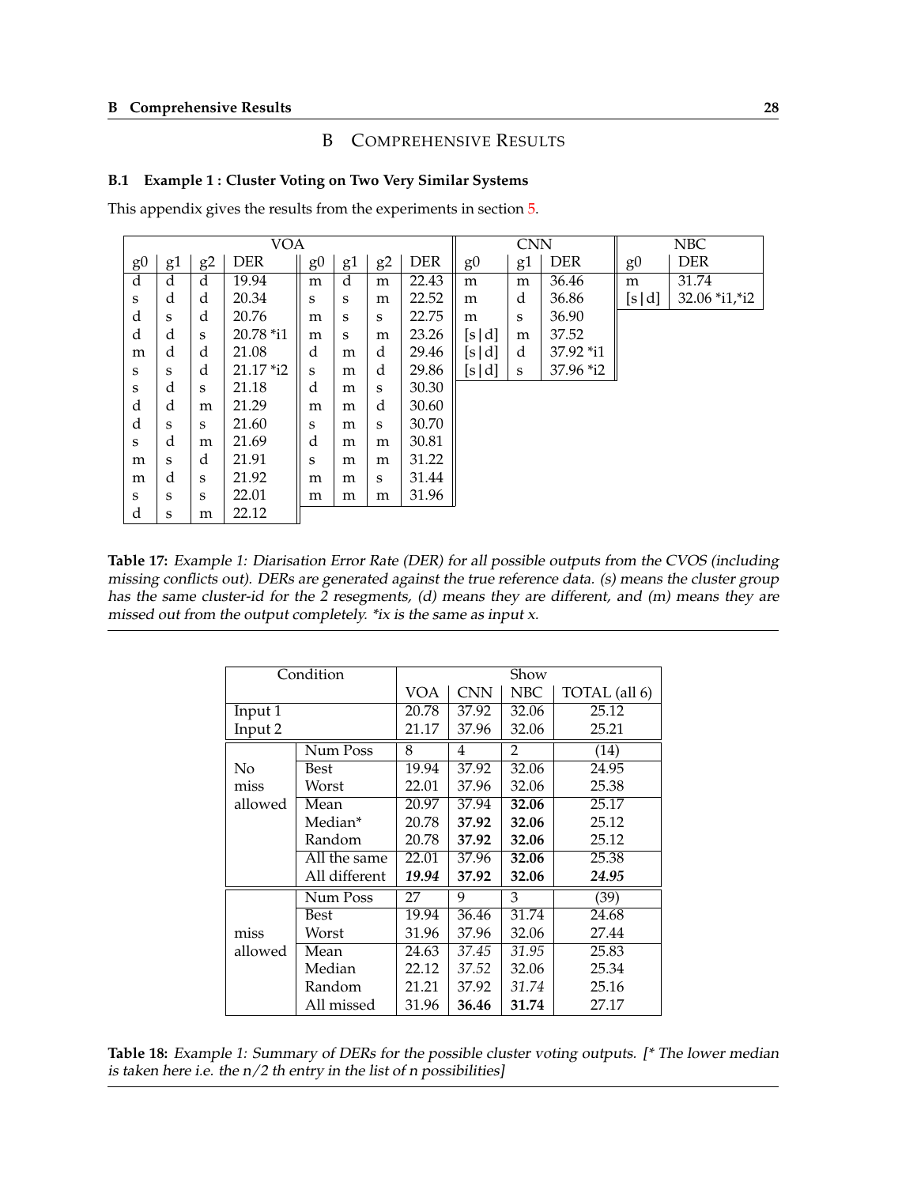# B COMPREHENSIVE RESULTS

## B.1 Example 1 : Cluster Voting on Two Very Similar Systems

This appendix gives the results from the experiments in section 5.

| VOA | | | | | | | | CNN | | | NBC | |
|---|---|---|---|---|---|---|---|---|---|---|---|---|
| g0 | g1 | g2 | DER | g0 | g1 | g2 | DER | g0 | g1 | DER | g0 | DER |
| d | d | d | 19.94 | m | d | m | 22.43 | m | m | 36.46 | m | 31.74 |
| s | d | d | 20.34 | s | s | m | 22.52 | m | d | 36.86 | [s\|d] | 32.06 *i1,*i2 |
| d | s | d | 20.76 | m | s | s | 22.75 | m | s | 36.90 | | |
| d | d | s | 20.78 *i1 | m | s | m | 23.26 | [s\|d] | m | 37.52 | | |
| m | d | d | 21.08 | d | m | d | 29.46 | [s\|d] | d | 37.92 *i1 | | |
| s | s | d | 21.17 *i2 | s | m | d | 29.86 | [s\|d] | s | 37.96 *i2 | | |
| s | d | s | 21.18 | d | m | s | 30.30 | | | | | |
| d | d | m | 21.29 | m | m | d | 30.60 | | | | | |
| d | s | s | 21.60 | s | m | s | 30.70 | | | | | |
| s | d | m | 21.69 | d | m | m | 30.81 | | | | | |
| m | s | d | 21.91 | s | m | m | 31.22 | | | | | |
| m | d | s | 21.92 | m | m | s | 31.44 | | | | | |
| s | s | s | 22.01 | m | m | m | 31.96 | | | | | |
| d | s | m | 22.12 | | | | | | | | | |

**Table 17:** *Example 1: Diarisation Error Rate (DER) for all possible outputs from the CVOS (including missing conflicts out). DERs are generated against the true reference data. (s) means the cluster group has the same cluster-id for the 2 resegments, (d) means they are different, and (m) means they are missed out from the output completely. *ix is the same as input x.*

| Condition | | Show | | | |
|---|---|---|---|---|---|
| | | VOA | CNN | NBC | TOTAL (all 6) |
| Input 1 | | 20.78 | 37.92 | 32.06 | 25.12 |
| Input 2 | | 21.17 | 37.96 | 32.06 | 25.21 |
| No miss allowed | Num Poss | 8 | 4 | 2 | (14) |
| | Best | 19.94 | 37.92 | 32.06 | 24.95 |
| | Worst | 22.01 | 37.96 | 32.06 | 25.38 |
| | Mean | 20.97 | 37.94 | **32.06** | 25.17 |
| | Median* | 20.78 | **37.92** | **32.06** | 25.12 |
| | Random | 20.78 | **37.92** | **32.06** | 25.12 |
| | All the same | 22.01 | 37.96 | **32.06** | 25.38 |
| | All different | ***19.94*** | **37.92** | **32.06** | ***24.95*** |
| miss allowed | Num Poss | 27 | 9 | 3 | (39) |
| | Best | 19.94 | 36.46 | 31.74 | 24.68 |
| | Worst | 31.96 | 37.96 | 32.06 | 27.44 |
| | Mean | 24.63 | *37.45* | *31.95* | 25.83 |
| | Median | 22.12 | *37.52* | 32.06 | 25.34 |
| | Random | 21.21 | 37.92 | *31.74* | 25.16 |
| | All missed | 31.96 | **36.46** | **31.74** | 27.17 |

**Table 18:** *Example 1: Summary of DERs for the possible cluster voting outputs. [* The lower median is taken here i.e. the n/2 th entry in the list of n possibilities]*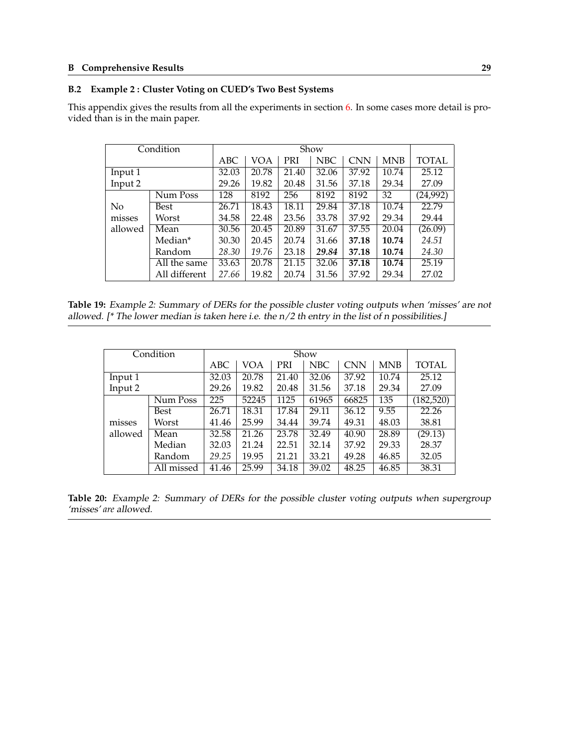### B.2 Example 2 : Cluster Voting on CUED's Two Best Systems

This appendix gives the results from all the experiments in section 6. In some cases more detail is provided than is in the main paper.

| Condition | | Show | | | | | | |
|---|---|---|---|---|---|---|---|---|
| | | ABC | VOA | PRI | NBC | CNN | MNB | TOTAL |
| Input 1 | | 32.03 | 20.78 | 21.40 | 32.06 | 37.92 | 10.74 | 25.12 |
| Input 2 | | 29.26 | 19.82 | 20.48 | 31.56 | 37.18 | 29.34 | 27.09 |
| No misses allowed | Num Poss | 128 | 8192 | 256 | 8192 | 8192 | 32 | (24,992) |
| | Best | 26.71 | 18.43 | 18.11 | 29.84 | 37.18 | 10.74 | 22.79 |
| | Worst | 34.58 | 22.48 | 23.56 | 33.78 | 37.92 | 29.34 | 29.44 |
| | Mean | 30.56 | 20.45 | 20.89 | 31.67 | 37.55 | 20.04 | (26.09) |
| | Median* | 30.30 | 20.45 | 20.74 | 31.66 | **37.18** | **10.74** | *24.51* |
| | Random | *28.30* | *19.76* | 23.18 | ***29.84*** | **37.18** | **10.74** | *24.30* |
| | All the same | 33.63 | 20.78 | 21.15 | 32.06 | **37.18** | **10.74** | 25.19 |
| | All different | *27.66* | 19.82 | 20.74 | 31.56 | 37.92 | 29.34 | 27.02 |

**Table 19:** *Example 2: Summary of DERs for the possible cluster voting outputs when 'misses' are not allowed. [* The lower median is taken here i.e. the n/2 th entry in the list of n possibilities.]*

| Condition | | Show | | | | | | |
|---|---|---|---|---|---|---|---|---|
| | | ABC | VOA | PRI | NBC | CNN | MNB | TOTAL |
| Input 1 | | 32.03 | 20.78 | 21.40 | 32.06 | 37.92 | 10.74 | 25.12 |
| Input 2 | | 29.26 | 19.82 | 20.48 | 31.56 | 37.18 | 29.34 | 27.09 |
| misses allowed | Num Poss | 225 | 52245 | 1125 | 61965 | 66825 | 135 | (182,520) |
| | Best | 26.71 | 18.31 | 17.84 | 29.11 | 36.12 | 9.55 | 22.26 |
| | Worst | 41.46 | 25.99 | 34.44 | 39.74 | 49.31 | 48.03 | 38.81 |
| | Mean | 32.58 | 21.26 | 23.78 | 32.49 | 40.90 | 28.89 | (29.13) |
| | Median | 32.03 | 21.24 | 22.51 | 32.14 | 37.92 | 29.33 | 28.37 |
| | Random | *29.25* | 19.95 | 21.21 | 33.21 | 49.28 | 46.85 | 32.05 |
| | All missed | 41.46 | 25.99 | 34.18 | 39.02 | 48.25 | 46.85 | 38.31 |

**Table 20:** *Example 2: Summary of DERs for the possible cluster voting outputs when supergroup 'misses' are allowed.*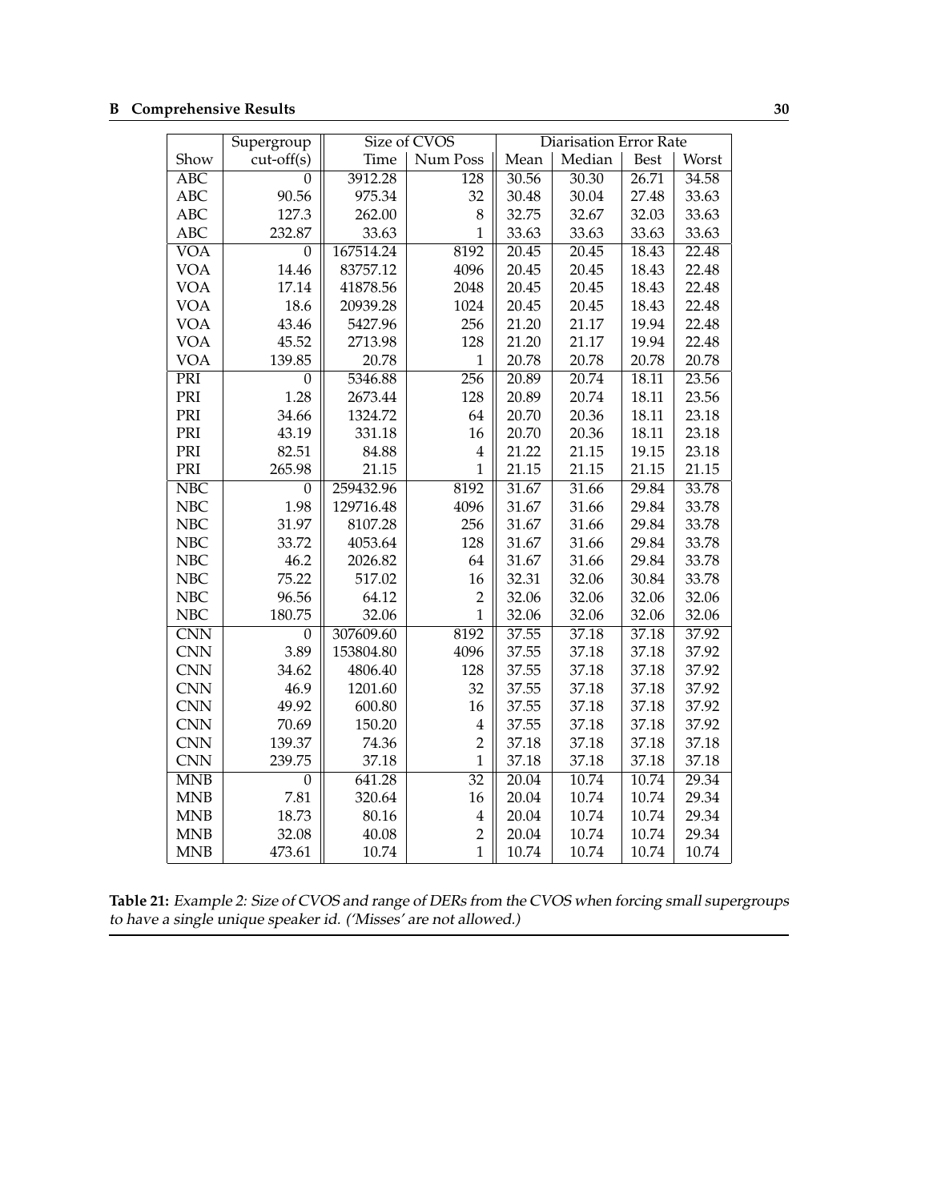| | Supergroup | Size of CVOS | | Diarisation Error Rate | | | |
|---|---|---|---|---|---|---|---|
| Show | cut-off(s) | Time | Num Poss | Mean | Median | Best | Worst |
| ABC | 0 | 3912.28 | 128 | 30.56 | 30.30 | 26.71 | 34.58 |
| ABC | 90.56 | 975.34 | 32 | 30.48 | 30.04 | 27.48 | 33.63 |
| ABC | 127.3 | 262.00 | 8 | 32.75 | 32.67 | 32.03 | 33.63 |
| ABC | 232.87 | 33.63 | 1 | 33.63 | 33.63 | 33.63 | 33.63 |
| VOA | 0 | 167514.24 | 8192 | 20.45 | 20.45 | 18.43 | 22.48 |
| VOA | 14.46 | 83757.12 | 4096 | 20.45 | 20.45 | 18.43 | 22.48 |
| VOA | 17.14 | 41878.56 | 2048 | 20.45 | 20.45 | 18.43 | 22.48 |
| VOA | 18.6 | 20939.28 | 1024 | 20.45 | 20.45 | 18.43 | 22.48 |
| VOA | 43.46 | 5427.96 | 256 | 21.20 | 21.17 | 19.94 | 22.48 |
| VOA | 45.52 | 2713.98 | 128 | 21.20 | 21.17 | 19.94 | 22.48 |
| VOA | 139.85 | 20.78 | 1 | 20.78 | 20.78 | 20.78 | 20.78 |
| PRI | 0 | 5346.88 | 256 | 20.89 | 20.74 | 18.11 | 23.56 |
| PRI | 1.28 | 2673.44 | 128 | 20.89 | 20.74 | 18.11 | 23.56 |
| PRI | 34.66 | 1324.72 | 64 | 20.70 | 20.36 | 18.11 | 23.18 |
| PRI | 43.19 | 331.18 | 16 | 20.70 | 20.36 | 18.11 | 23.18 |
| PRI | 82.51 | 84.88 | 4 | 21.22 | 21.15 | 19.15 | 23.18 |
| PRI | 265.98 | 21.15 | 1 | 21.15 | 21.15 | 21.15 | 21.15 |
| NBC | 0 | 259432.96 | 8192 | 31.67 | 31.66 | 29.84 | 33.78 |
| NBC | 1.98 | 129716.48 | 4096 | 31.67 | 31.66 | 29.84 | 33.78 |
| NBC | 31.97 | 8107.28 | 256 | 31.67 | 31.66 | 29.84 | 33.78 |
| NBC | 33.72 | 4053.64 | 128 | 31.67 | 31.66 | 29.84 | 33.78 |
| NBC | 46.2 | 2026.82 | 64 | 31.67 | 31.66 | 29.84 | 33.78 |
| NBC | 75.22 | 517.02 | 16 | 32.31 | 32.06 | 30.84 | 33.78 |
| NBC | 96.56 | 64.12 | 2 | 32.06 | 32.06 | 32.06 | 32.06 |
| NBC | 180.75 | 32.06 | 1 | 32.06 | 32.06 | 32.06 | 32.06 |
| CNN | 0 | 307609.60 | 8192 | 37.55 | 37.18 | 37.18 | 37.92 |
| CNN | 3.89 | 153804.80 | 4096 | 37.55 | 37.18 | 37.18 | 37.92 |
| CNN | 34.62 | 4806.40 | 128 | 37.55 | 37.18 | 37.18 | 37.92 |
| CNN | 46.9 | 1201.60 | 32 | 37.55 | 37.18 | 37.18 | 37.92 |
| CNN | 49.92 | 600.80 | 16 | 37.55 | 37.18 | 37.18 | 37.92 |
| CNN | 70.69 | 150.20 | 4 | 37.55 | 37.18 | 37.18 | 37.92 |
| CNN | 139.37 | 74.36 | 2 | 37.18 | 37.18 | 37.18 | 37.18 |
| CNN | 239.75 | 37.18 | 1 | 37.18 | 37.18 | 37.18 | 37.18 |
| MNB | 0 | 641.28 | 32 | 20.04 | 10.74 | 10.74 | 29.34 |
| MNB | 7.81 | 320.64 | 16 | 20.04 | 10.74 | 10.74 | 29.34 |
| MNB | 18.73 | 80.16 | 4 | 20.04 | 10.74 | 10.74 | 29.34 |
| MNB | 32.08 | 40.08 | 2 | 20.04 | 10.74 | 10.74 | 29.34 |
| MNB | 473.61 | 10.74 | 1 | 10.74 | 10.74 | 10.74 | 10.74 |

**Table 21:** *Example 2: Size of CVOS and range of DERs from the CVOS when forcing small supergroups to have a single unique speaker id. ('Misses' are not allowed.)*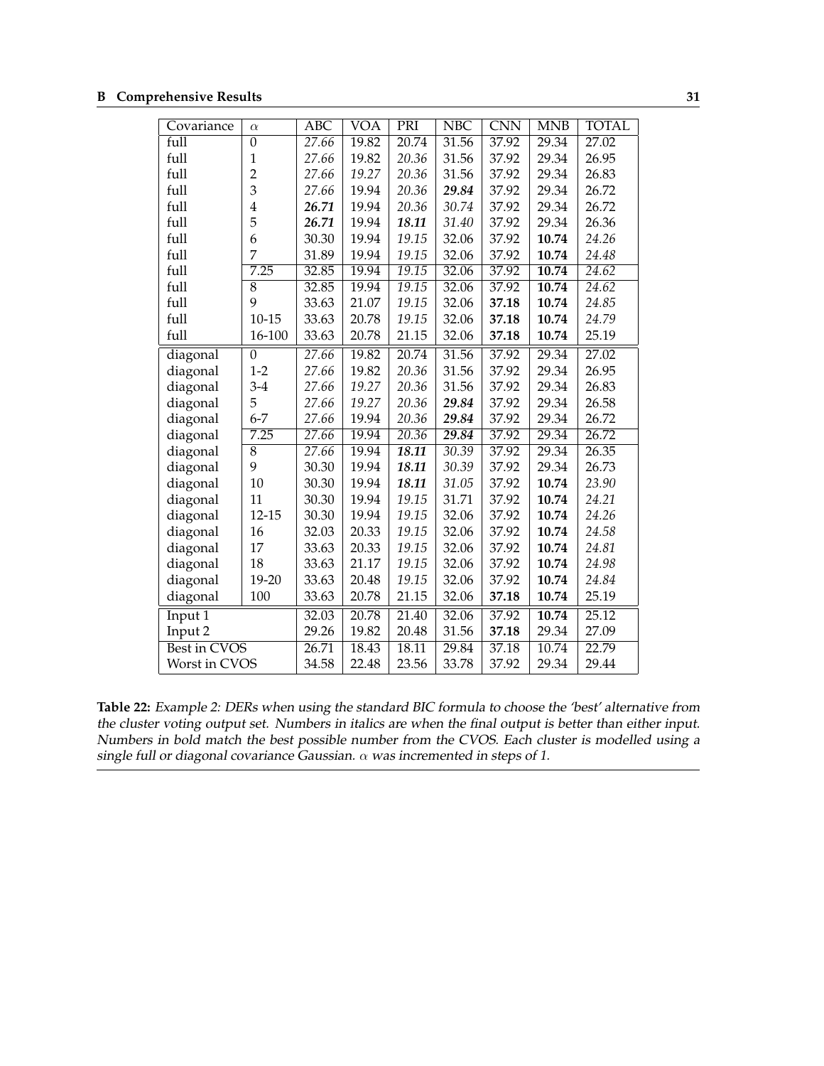| Covariance | $\alpha$ | ABC | VOA | PRI | NBC | CNN | MNB | TOTAL |
|---|---|---|---|---|---|---|---|---|
| full | 0 | *27.66* | 19.82 | 20.74 | 31.56 | 37.92 | 29.34 | 27.02 |
| full | 1 | *27.66* | 19.82 | *20.36* | 31.56 | 37.92 | 29.34 | 26.95 |
| full | 2 | *27.66* | *19.27* | *20.36* | 31.56 | 37.92 | 29.34 | 26.83 |
| full | 3 | *27.66* | 19.94 | *20.36* | ***29.84*** | 37.92 | 29.34 | 26.72 |
| full | 4 | ***26.71*** | 19.94 | *20.36* | *30.74* | 37.92 | 29.34 | 26.72 |
| full | 5 | ***26.71*** | 19.94 | ***18.11*** | *31.40* | 37.92 | 29.34 | 26.36 |
| full | 6 | 30.30 | 19.94 | *19.15* | 32.06 | 37.92 | **10.74** | *24.26* |
| full | 7 | 31.89 | 19.94 | *19.15* | 32.06 | 37.92 | **10.74** | *24.48* |
| full | 7.25 | 32.85 | 19.94 | *19.15* | 32.06 | 37.92 | **10.74** | *24.62* |
| full | 8 | 32.85 | 19.94 | *19.15* | 32.06 | 37.92 | **10.74** | *24.62* |
| full | 9 | 33.63 | 21.07 | *19.15* | 32.06 | **37.18** | **10.74** | *24.85* |
| full | 10-15 | 33.63 | 20.78 | *19.15* | 32.06 | **37.18** | **10.74** | *24.79* |
| full | 16-100 | 33.63 | 20.78 | 21.15 | 32.06 | **37.18** | **10.74** | 25.19 |
| diagonal | 0 | *27.66* | 19.82 | 20.74 | 31.56 | 37.92 | 29.34 | 27.02 |
| diagonal | 1-2 | *27.66* | 19.82 | *20.36* | 31.56 | 37.92 | 29.34 | 26.95 |
| diagonal | 3-4 | *27.66* | *19.27* | *20.36* | 31.56 | 37.92 | 29.34 | 26.83 |
| diagonal | 5 | *27.66* | *19.27* | *20.36* | ***29.84*** | 37.92 | 29.34 | 26.58 |
| diagonal | 6-7 | *27.66* | 19.94 | *20.36* | ***29.84*** | 37.92 | 29.34 | 26.72 |
| diagonal | 7.25 | *27.66* | 19.94 | *20.36* | ***29.84*** | 37.92 | 29.34 | 26.72 |
| diagonal | 8 | *27.66* | 19.94 | ***18.11*** | *30.39* | 37.92 | 29.34 | 26.35 |
| diagonal | 9 | 30.30 | 19.94 | ***18.11*** | *30.39* | 37.92 | 29.34 | 26.73 |
| diagonal | 10 | 30.30 | 19.94 | ***18.11*** | *31.05* | 37.92 | **10.74** | *23.90* |
| diagonal | 11 | 30.30 | 19.94 | *19.15* | 31.71 | 37.92 | **10.74** | *24.21* |
| diagonal | 12-15 | 30.30 | 19.94 | *19.15* | 32.06 | 37.92 | **10.74** | *24.26* |
| diagonal | 16 | 32.03 | 20.33 | *19.15* | 32.06 | 37.92 | **10.74** | *24.58* |
| diagonal | 17 | 33.63 | 20.33 | *19.15* | 32.06 | 37.92 | **10.74** | *24.81* |
| diagonal | 18 | 33.63 | 21.17 | *19.15* | 32.06 | 37.92 | **10.74** | *24.98* |
| diagonal | 19-20 | 33.63 | 20.48 | *19.15* | 32.06 | 37.92 | **10.74** | *24.84* |
| diagonal | 100 | 33.63 | 20.78 | 21.15 | 32.06 | **37.18** | **10.74** | 25.19 |
| Input 1 | | 32.03 | 20.78 | 21.40 | 32.06 | 37.92 | **10.74** | 25.12 |
| Input 2 | | 29.26 | 19.82 | 20.48 | 31.56 | **37.18** | 29.34 | 27.09 |
| Best in CVOS | | 26.71 | 18.43 | 18.11 | 29.84 | 37.18 | 10.74 | 22.79 |
| Worst in CVOS | | 34.58 | 22.48 | 23.56 | 33.78 | 37.92 | 29.34 | 29.44 |

**Table 22:** *Example 2: DERs when using the standard BIC formula to choose the 'best' alternative from the cluster voting output set. Numbers in italics are when the final output is better than either input. Numbers in bold match the best possible number from the CVOS. Each cluster is modelled using a single full or diagonal covariance Gaussian. $\alpha$ was incremented in steps of 1.*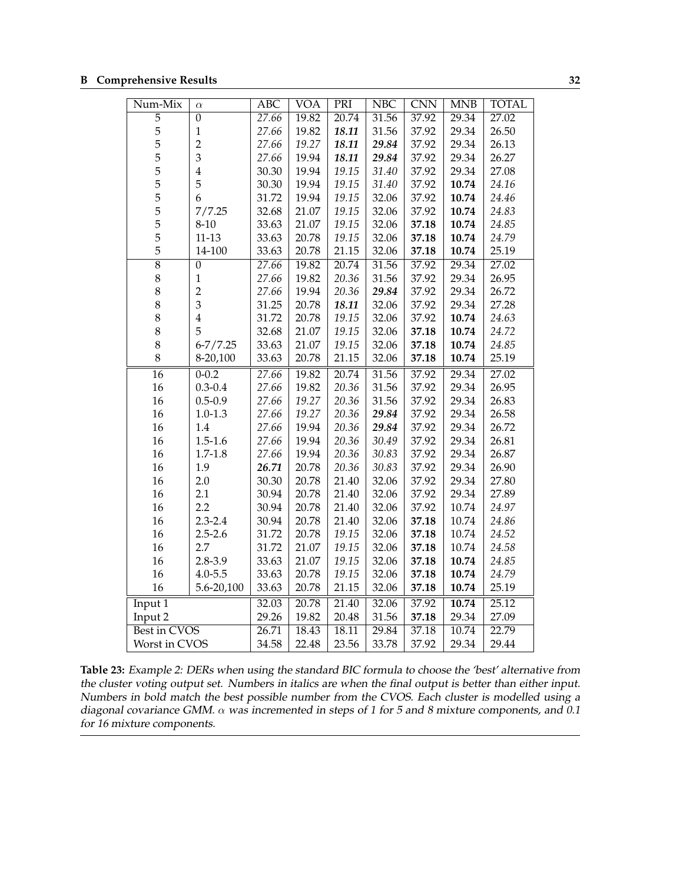| Num-Mix | $\alpha$ | ABC | VOA | PRI | NBC | CNN | MNB | TOTAL |
|---|---|---|---|---|---|---|---|---|
| 5 | 0 | *27.66* | 19.82 | 20.74 | 31.56 | 37.92 | 29.34 | 27.02 |
| 5 | 1 | *27.66* | 19.82 | ***18.11*** | 31.56 | 37.92 | 29.34 | 26.50 |
| 5 | 2 | *27.66* | *19.27* | ***18.11*** | ***29.84*** | 37.92 | 29.34 | 26.13 |
| 5 | 3 | *27.66* | 19.94 | ***18.11*** | ***29.84*** | 37.92 | 29.34 | 26.27 |
| 5 | 4 | 30.30 | 19.94 | *19.15* | *31.40* | 37.92 | 29.34 | 27.08 |
| 5 | 5 | 30.30 | 19.94 | *19.15* | *31.40* | 37.92 | **10.74** | *24.16* |
| 5 | 6 | 31.72 | 19.94 | *19.15* | 32.06 | 37.92 | **10.74** | *24.46* |
| 5 | 7/7.25 | 32.68 | 21.07 | *19.15* | 32.06 | 37.92 | **10.74** | *24.83* |
| 5 | 8-10 | 33.63 | 21.07 | *19.15* | 32.06 | **37.18** | **10.74** | *24.85* |
| 5 | 11-13 | 33.63 | 20.78 | *19.15* | 32.06 | **37.18** | **10.74** | *24.79* |
| 5 | 14-100 | 33.63 | 20.78 | 21.15 | 32.06 | **37.18** | **10.74** | 25.19 |
| 8 | 0 | *27.66* | 19.82 | 20.74 | 31.56 | 37.92 | 29.34 | 27.02 |
| 8 | 1 | *27.66* | 19.82 | *20.36* | 31.56 | 37.92 | 29.34 | 26.95 |
| 8 | 2 | *27.66* | 19.94 | *20.36* | ***29.84*** | 37.92 | 29.34 | 26.72 |
| 8 | 3 | 31.25 | 20.78 | ***18.11*** | 32.06 | 37.92 | 29.34 | 27.28 |
| 8 | 4 | 31.72 | 20.78 | *19.15* | 32.06 | 37.92 | **10.74** | *24.63* |
| 8 | 5 | 32.68 | 21.07 | *19.15* | 32.06 | **37.18** | **10.74** | *24.72* |
| 8 | 6-7/7.25 | 33.63 | 21.07 | *19.15* | 32.06 | **37.18** | **10.74** | *24.85* |
| 8 | 8-20,100 | 33.63 | 20.78 | 21.15 | 32.06 | **37.18** | **10.74** | 25.19 |
| 16 | 0-0.2 | *27.66* | 19.82 | 20.74 | 31.56 | 37.92 | 29.34 | 27.02 |
| 16 | 0.3-0.4 | *27.66* | 19.82 | *20.36* | 31.56 | 37.92 | 29.34 | 26.95 |
| 16 | 0.5-0.9 | *27.66* | *19.27* | *20.36* | 31.56 | 37.92 | 29.34 | 26.83 |
| 16 | 1.0-1.3 | *27.66* | *19.27* | *20.36* | ***29.84*** | 37.92 | 29.34 | 26.58 |
| 16 | 1.4 | *27.66* | 19.94 | *20.36* | ***29.84*** | 37.92 | 29.34 | 26.72 |
| 16 | 1.5-1.6 | *27.66* | 19.94 | *20.36* | *30.49* | 37.92 | 29.34 | 26.81 |
| 16 | 1.7-1.8 | *27.66* | 19.94 | *20.36* | *30.83* | 37.92 | 29.34 | 26.87 |
| 16 | 1.9 | ***26.71*** | 20.78 | *20.36* | *30.83* | 37.92 | 29.34 | 26.90 |
| 16 | 2.0 | 30.30 | 20.78 | 21.40 | 32.06 | 37.92 | 29.34 | 27.80 |
| 16 | 2.1 | 30.94 | 20.78 | 21.40 | 32.06 | 37.92 | 29.34 | 27.89 |
| 16 | 2.2 | 30.94 | 20.78 | 21.40 | 32.06 | 37.92 | 10.74 | *24.97* |
| 16 | 2.3-2.4 | 30.94 | 20.78 | 21.40 | 32.06 | **37.18** | 10.74 | *24.86* |
| 16 | 2.5-2.6 | 31.72 | 20.78 | *19.15* | 32.06 | **37.18** | 10.74 | *24.52* |
| 16 | 2.7 | 31.72 | 21.07 | *19.15* | 32.06 | **37.18** | 10.74 | *24.58* |
| 16 | 2.8-3.9 | 33.63 | 21.07 | *19.15* | 32.06 | **37.18** | **10.74** | *24.85* |
| 16 | 4.0-5.5 | 33.63 | 20.78 | *19.15* | 32.06 | **37.18** | **10.74** | *24.79* |
| 16 | 5.6-20,100 | 33.63 | 20.78 | 21.15 | 32.06 | **37.18** | **10.74** | 25.19 |
| Input 1 | | 32.03 | 20.78 | 21.40 | 32.06 | 37.92 | **10.74** | 25.12 |
| Input 2 | | 29.26 | 19.82 | 20.48 | 31.56 | **37.18** | 29.34 | 27.09 |
| Best in CVOS | | 26.71 | 18.43 | 18.11 | 29.84 | 37.18 | 10.74 | 22.79 |
| Worst in CVOS | | 34.58 | 22.48 | 23.56 | 33.78 | 37.92 | 29.34 | 29.44 |

**Table 23:** *Example 2: DERs when using the standard BIC formula to choose the 'best' alternative from the cluster voting output set. Numbers in italics are when the final output is better than either input. Numbers in bold match the best possible number from the CVOS. Each cluster is modelled using a diagonal covariance GMM. $\alpha$ was incremented in steps of 1 for 5 and 8 mixture components, and 0.1 for 16 mixture components.*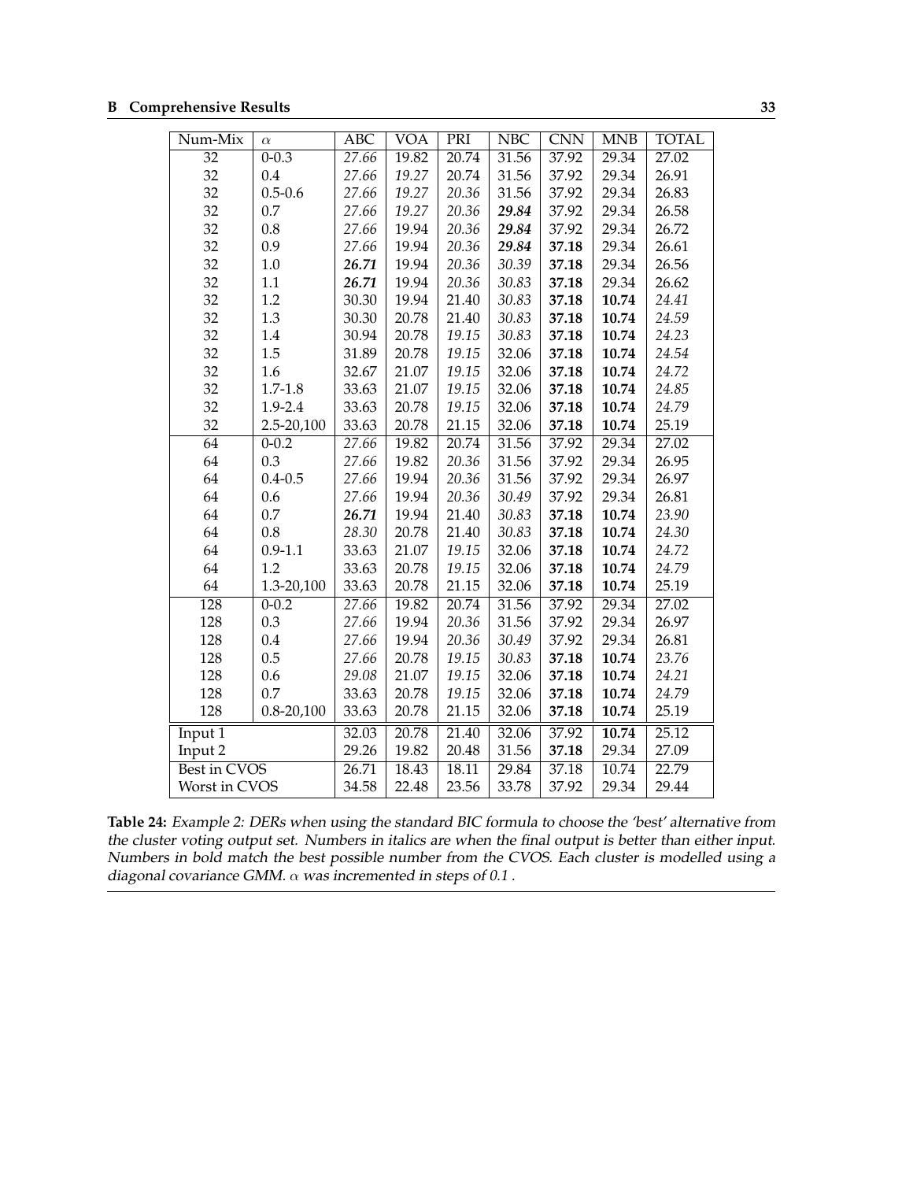| Num-Mix | $\alpha$ | ABC | VOA | PRI | NBC | CNN | MNB | TOTAL |
|---|---|---|---|---|---|---|---|---|
| 32 | 0-0.3 | *27.66* | 19.82 | 20.74 | 31.56 | 37.92 | 29.34 | 27.02 |
| 32 | 0.4 | *27.66* | *19.27* | 20.74 | 31.56 | 37.92 | 29.34 | 26.91 |
| 32 | 0.5-0.6 | *27.66* | *19.27* | *20.36* | 31.56 | 37.92 | 29.34 | 26.83 |
| 32 | 0.7 | *27.66* | *19.27* | *20.36* | ***29.84*** | 37.92 | 29.34 | 26.58 |
| 32 | 0.8 | *27.66* | 19.94 | *20.36* | ***29.84*** | 37.92 | 29.34 | 26.72 |
| 32 | 0.9 | *27.66* | 19.94 | *20.36* | ***29.84*** | **37.18** | 29.34 | 26.61 |
| 32 | 1.0 | ***26.71*** | 19.94 | *20.36* | *30.39* | **37.18** | 29.34 | 26.56 |
| 32 | 1.1 | ***26.71*** | 19.94 | *20.36* | *30.83* | **37.18** | 29.34 | 26.62 |
| 32 | 1.2 | 30.30 | 19.94 | 21.40 | *30.83* | **37.18** | **10.74** | *24.41* |
| 32 | 1.3 | 30.30 | 20.78 | 21.40 | *30.83* | **37.18** | **10.74** | *24.59* |
| 32 | 1.4 | 30.94 | 20.78 | *19.15* | *30.83* | **37.18** | **10.74** | *24.23* |
| 32 | 1.5 | 31.89 | 20.78 | *19.15* | *30.83* | **37.18** | **10.74** | *24.54* |
| 32 | 1.6 | 32.67 | 21.07 | *19.15* | 32.06 | **37.18** | **10.74** | *24.72* |
| 32 | 1.7-1.8 | 33.63 | 21.07 | *19.15* | 32.06 | **37.18** | **10.74** | *24.85* |
| 32 | 1.9-2.4 | 33.63 | 20.78 | *19.15* | 32.06 | **37.18** | **10.74** | *24.79* |
| 32 | 2.5-20,100 | 33.63 | 20.78 | 21.15 | 32.06 | **37.18** | **10.74** | 25.19 |
| 64 | 0-0.2 | *27.66* | 19.82 | 20.74 | 31.56 | 37.92 | 29.34 | 27.02 |
| 64 | 0.3 | *27.66* | 19.82 | *20.36* | 31.56 | 37.92 | 29.34 | 26.95 |
| 64 | 0.4-0.5 | *27.66* | 19.94 | *20.36* | 31.56 | 37.92 | 29.34 | 26.97 |
| 64 | 0.6 | *27.66* | 19.94 | *20.36* | *30.49* | 37.92 | 29.34 | 26.81 |
| 64 | 0.7 | ***26.71*** | 19.94 | 21.40 | *30.83* | **37.18** | **10.74** | *23.90* |
| 64 | 0.8 | *28.30* | 20.78 | 21.40 | *30.83* | **37.18** | **10.74** | *24.30* |
| 64 | 0.9-1.1 | 33.63 | 21.07 | *19.15* | 32.06 | **37.18** | **10.74** | *24.72* |
| 64 | 1.2 | 33.63 | 20.78 | *19.15* | 32.06 | **37.18** | **10.74** | *24.79* |
| 64 | 1.3-20,100 | 33.63 | 20.78 | 21.15 | 32.06 | **37.18** | **10.74** | 25.19 |
| 128 | 0-0.2 | *27.66* | 19.82 | 20.74 | 31.56 | 37.92 | 29.34 | 27.02 |
| 128 | 0.3 | *27.66* | 19.94 | *20.36* | 31.56 | 37.92 | 29.34 | 26.97 |
| 128 | 0.4 | *27.66* | 19.94 | *20.36* | *30.49* | 37.92 | 29.34 | 26.81 |
| 128 | 0.5 | *27.66* | 20.78 | *19.15* | *30.83* | **37.18** | **10.74** | *23.76* |
| 128 | 0.6 | *29.08* | 21.07 | *19.15* | 32.06 | **37.18** | **10.74** | *24.21* |
| 128 | 0.7 | 33.63 | 20.78 | *19.15* | 32.06 | **37.18** | **10.74** | *24.79* |
| 128 | 0.8-20,100 | 33.63 | 20.78 | 21.15 | 32.06 | **37.18** | **10.74** | 25.19 |
| Input 1 | | 32.03 | 20.78 | 21.40 | 32.06 | 37.92 | **10.74** | 25.12 |
| Input 2 | | 29.26 | 19.82 | 20.48 | 31.56 | **37.18** | 29.34 | 27.09 |
| Best in CVOS | | 26.71 | 18.43 | 18.11 | 29.84 | 37.18 | 10.74 | 22.79 |
| Worst in CVOS | | 34.58 | 22.48 | 23.56 | 33.78 | 37.92 | 29.34 | 29.44 |

**Table 24:** *Example 2: DERs when using the standard BIC formula to choose the 'best' alternative from the cluster voting output set. Numbers in italics are when the final output is better than either input. Numbers in bold match the best possible number from the CVOS. Each cluster is modelled using a diagonal covariance GMM. $\alpha$ was incremented in steps of 0.1 .*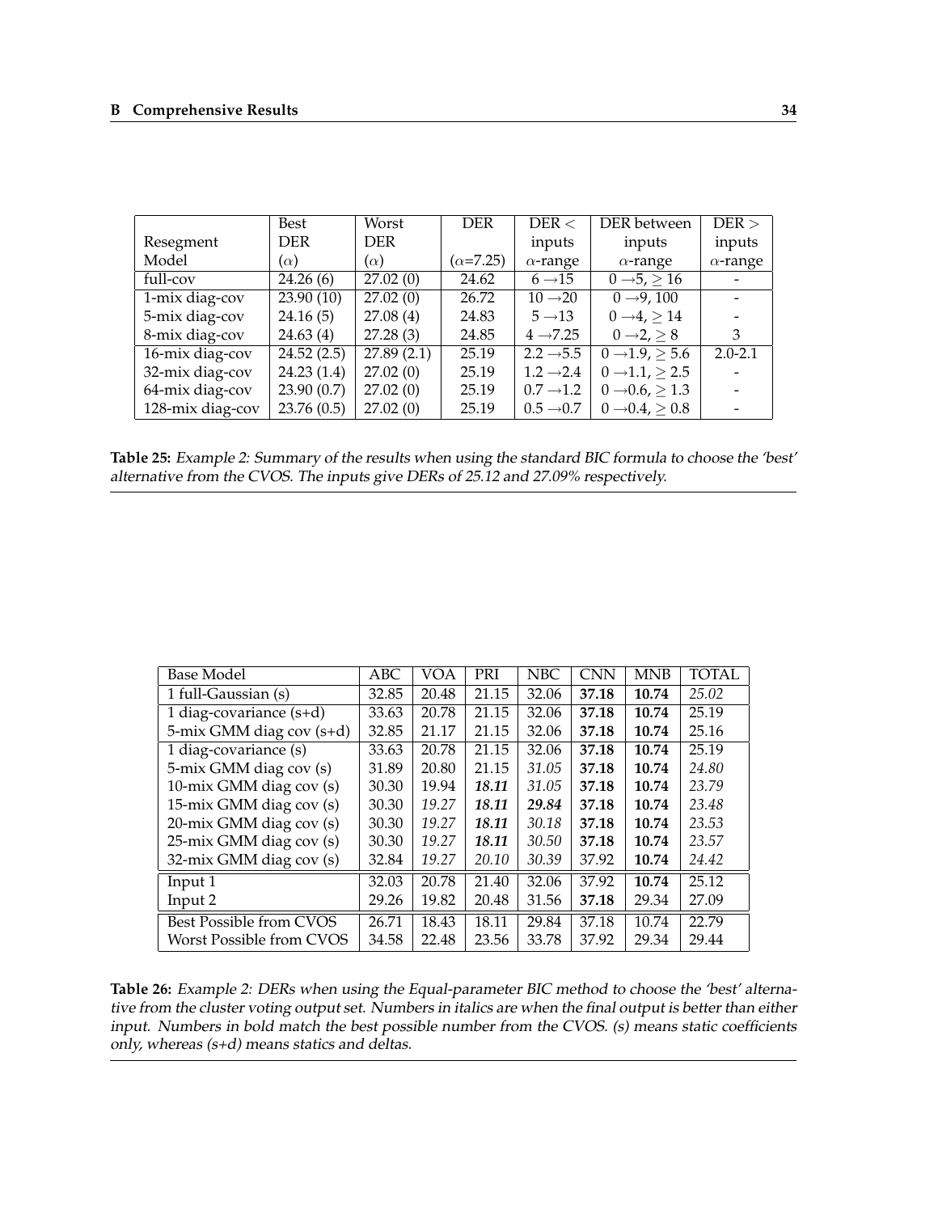| Resegment Model | Best DER ($\alpha$) | Worst DER ($\alpha$) | DER ($\alpha$=7.25) | DER < inputs $\alpha$-range | DER between inputs $\alpha$-range | DER > inputs $\alpha$-range |
|---|---|---|---|---|---|---|
| full-cov | 24.26 (6) | 27.02 (0) | 24.62 | $6 \rightarrow 15$ | $0 \rightarrow 5, \geq 16$ | - |
| 1-mix diag-cov | 23.90 (10) | 27.02 (0) | 26.72 | $10 \rightarrow 20$ | $0 \rightarrow 9$, 100 | - |
| 5-mix diag-cov | 24.16 (5) | 27.08 (4) | 24.83 | $5 \rightarrow 13$ | $0 \rightarrow 4, \geq 14$ | - |
| 8-mix diag-cov | 24.63 (4) | 27.28 (3) | 24.85 | $4 \rightarrow 7.25$ | $0 \rightarrow 2, \geq 8$ | 3 |
| 16-mix diag-cov | 24.52 (2.5) | 27.89 (2.1) | 25.19 | $2.2 \rightarrow 5.5$ | $0 \rightarrow 1.9, \geq 5.6$ | 2.0-2.1 |
| 32-mix diag-cov | 24.23 (1.4) | 27.02 (0) | 25.19 | $1.2 \rightarrow 2.4$ | $0 \rightarrow 1.1, \geq 2.5$ | - |
| 64-mix diag-cov | 23.90 (0.7) | 27.02 (0) | 25.19 | $0.7 \rightarrow 1.2$ | $0 \rightarrow 0.6, \geq 1.3$ | - |
| 128-mix diag-cov | 23.76 (0.5) | 27.02 (0) | 25.19 | $0.5 \rightarrow 0.7$ | $0 \rightarrow 0.4, \geq 0.8$ | - |

**Table 25:** *Example 2: Summary of the results when using the standard BIC formula to choose the 'best' alternative from the CVOS. The inputs give DERs of 25.12 and 27.09% respectively.*

| Base Model | ABC | VOA | PRI | NBC | CNN | MNB | TOTAL |
|---|---|---|---|---|---|---|---|
| 1 full-Gaussian (s) | 32.85 | 20.48 | 21.15 | 32.06 | **37.18** | **10.74** | *25.02* |
| 1 diag-covariance (s+d) | 33.63 | 20.78 | 21.15 | 32.06 | **37.18** | **10.74** | 25.19 |
| 5-mix GMM diag cov (s+d) | 32.85 | 21.17 | 21.15 | 32.06 | **37.18** | **10.74** | 25.16 |
| 1 diag-covariance (s) | 33.63 | 20.78 | 21.15 | 32.06 | **37.18** | **10.74** | 25.19 |
| 5-mix GMM diag cov (s) | 31.89 | 20.80 | 21.15 | *31.05* | **37.18** | **10.74** | *24.80* |
| 10-mix GMM diag cov (s) | 30.30 | 19.94 | ***18.11*** | *31.05* | **37.18** | **10.74** | *23.79* |
| 15-mix GMM diag cov (s) | 30.30 | *19.27* | ***18.11*** | ***29.84*** | **37.18** | **10.74** | *23.48* |
| 20-mix GMM diag cov (s) | 30.30 | *19.27* | ***18.11*** | *30.18* | **37.18** | **10.74** | *23.53* |
| 25-mix GMM diag cov (s) | 30.30 | *19.27* | ***18.11*** | *30.50* | **37.18** | **10.74** | *23.57* |
| 32-mix GMM diag cov (s) | 32.84 | *19.27* | *20.10* | *30.39* | 37.92 | **10.74** | *24.42* |
| Input 1 | 32.03 | 20.78 | 21.40 | 32.06 | 37.92 | **10.74** | 25.12 |
| Input 2 | 29.26 | 19.82 | 20.48 | 31.56 | **37.18** | 29.34 | 27.09 |
| Best Possible from CVOS | 26.71 | 18.43 | 18.11 | 29.84 | 37.18 | 10.74 | 22.79 |
| Worst Possible from CVOS | 34.58 | 22.48 | 23.56 | 33.78 | 37.92 | 29.34 | 29.44 |

**Table 26:** *Example 2: DERs when using the Equal-parameter BIC method to choose the 'best' alternative from the cluster voting output set. Numbers in italics are when the final output is better than either input. Numbers in bold match the best possible number from the CVOS. (s) means static coefficients only, whereas (s+d) means statics and deltas.*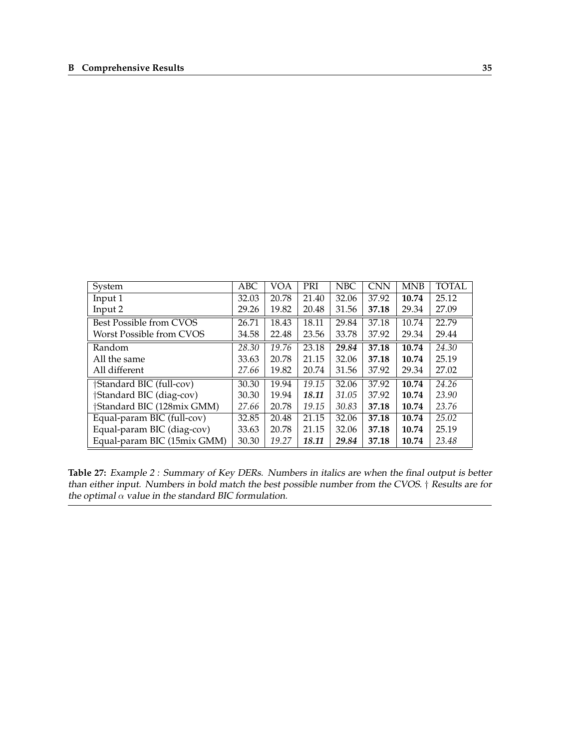| System | ABC | VOA | PRI | NBC | CNN | MNB | TOTAL |
|---|---|---|---|---|---|---|---|
| Input 1 | 32.03 | 20.78 | 21.40 | 32.06 | 37.92 | **10.74** | 25.12 |
| Input 2 | 29.26 | 19.82 | 20.48 | 31.56 | **37.18** | 29.34 | 27.09 |
| Best Possible from CVOS | 26.71 | 18.43 | 18.11 | 29.84 | 37.18 | 10.74 | 22.79 |
| Worst Possible from CVOS | 34.58 | 22.48 | 23.56 | 33.78 | 37.92 | 29.34 | 29.44 |
| Random | *28.30* | *19.76* | 23.18 | ***29.84*** | **37.18** | **10.74** | *24.30* |
| All the same | 33.63 | 20.78 | 21.15 | 32.06 | **37.18** | **10.74** | 25.19 |
| All different | *27.66* | 19.82 | 20.74 | 31.56 | 37.92 | 29.34 | 27.02 |
| †Standard BIC (full-cov) | 30.30 | 19.94 | *19.15* | 32.06 | 37.92 | **10.74** | *24.26* |
| †Standard BIC (diag-cov) | 30.30 | 19.94 | ***18.11*** | *31.05* | 37.92 | **10.74** | *23.90* |
| †Standard BIC (128mix GMM) | *27.66* | 20.78 | *19.15* | *30.83* | **37.18** | **10.74** | *23.76* |
| Equal-param BIC (full-cov) | 32.85 | 20.48 | 21.15 | 32.06 | **37.18** | **10.74** | *25.02* |
| Equal-param BIC (diag-cov) | 33.63 | 20.78 | 21.15 | 32.06 | **37.18** | **10.74** | 25.19 |
| Equal-param BIC (15mix GMM) | 30.30 | *19.27* | ***18.11*** | ***29.84*** | **37.18** | **10.74** | *23.48* |

**Table 27:** *Example 2 : Summary of Key DERs. Numbers in italics are when the final output is better than either input. Numbers in bold match the best possible number from the CVOS. † Results are for the optimal $\alpha$ value in the standard BIC formulation.*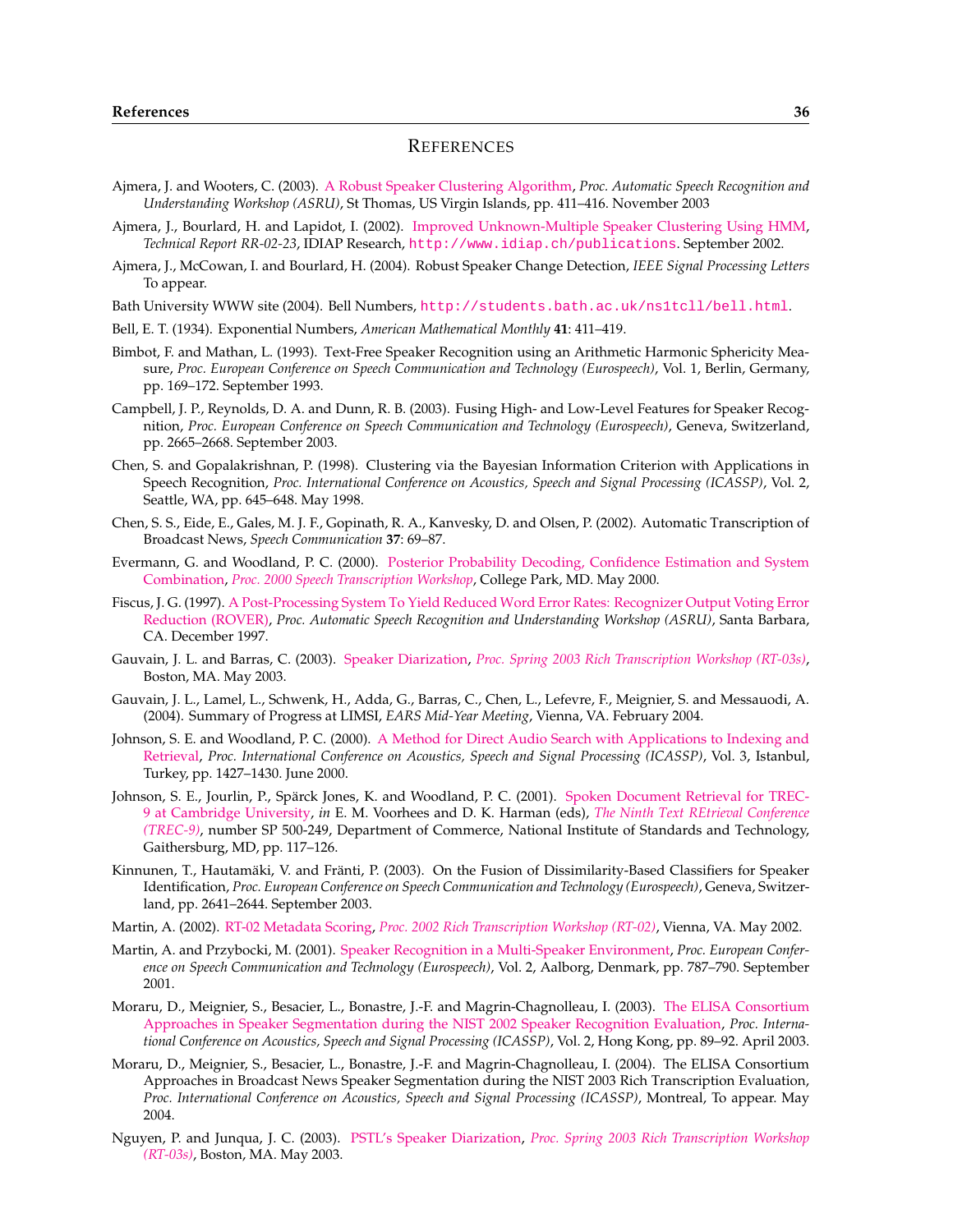# References

Ajmera, J. and Wooters, C. (2003). A Robust Speaker Clustering Algorithm, *Proc. Automatic Speech Recognition and Understanding Workshop (ASRU)*, St Thomas, US Virgin Islands, pp. 411–416. November 2003

Ajmera, J., Bourlard, H. and Lapidot, I. (2002). Improved Unknown-Multiple Speaker Clustering Using HMM, *Technical Report RR-02-23*, IDIAP Research, `http://www.idiap.ch/publications`. September 2002.

Ajmera, J., McCowan, I. and Bourlard, H. (2004). Robust Speaker Change Detection, *IEEE Signal Processing Letters* To appear.

Bath University WWW site (2004). Bell Numbers, `http://students.bath.ac.uk/ns1tcll/bell.html`.

Bell, E. T. (1934). Exponential Numbers, *American Mathematical Monthly* **41**: 411–419.

Bimbot, F. and Mathan, L. (1993). Text-Free Speaker Recognition using an Arithmetic Harmonic Sphericity Measure, *Proc. European Conference on Speech Communication and Technology (Eurospeech)*, Vol. 1, Berlin, Germany, pp. 169–172. September 1993.

Campbell, J. P., Reynolds, D. A. and Dunn, R. B. (2003). Fusing High- and Low-Level Features for Speaker Recognition, *Proc. European Conference on Speech Communication and Technology (Eurospeech)*, Geneva, Switzerland, pp. 2665–2668. September 2003.

Chen, S. and Gopalakrishnan, P. (1998). Clustering via the Bayesian Information Criterion with Applications in Speech Recognition, *Proc. International Conference on Acoustics, Speech and Signal Processing (ICASSP)*, Vol. 2, Seattle, WA, pp. 645–648. May 1998.

Chen, S. S., Eide, E., Gales, M. J. F., Gopinath, R. A., Kanvesky, D. and Olsen, P. (2002). Automatic Transcription of Broadcast News, *Speech Communication* **37**: 69–87.

Evermann, G. and Woodland, P. C. (2000). Posterior Probability Decoding, Confidence Estimation and System Combination, *Proc. 2000 Speech Transcription Workshop*, College Park, MD. May 2000.

Fiscus, J. G. (1997). A Post-Processing System To Yield Reduced Word Error Rates: Recognizer Output Voting Error Reduction (ROVER), *Proc. Automatic Speech Recognition and Understanding Workshop (ASRU)*, Santa Barbara, CA. December 1997.

Gauvain, J. L. and Barras, C. (2003). Speaker Diarization, *Proc. Spring 2003 Rich Transcription Workshop (RT-03s)*, Boston, MA. May 2003.

Gauvain, J. L., Lamel, L., Schwenk, H., Adda, G., Barras, C., Chen, L., Lefevre, F., Meignier, S. and Messauodi, A. (2004). Summary of Progress at LIMSI, *EARS Mid-Year Meeting*, Vienna, VA. February 2004.

Johnson, S. E. and Woodland, P. C. (2000). A Method for Direct Audio Search with Applications to Indexing and Retrieval, *Proc. International Conference on Acoustics, Speech and Signal Processing (ICASSP)*, Vol. 3, Istanbul, Turkey, pp. 1427–1430. June 2000.

Johnson, S. E., Jourlin, P., Spärck Jones, K. and Woodland, P. C. (2001). Spoken Document Retrieval for TREC-9 at Cambridge University, *in* E. M. Voorhees and D. K. Harman (eds), *The Ninth Text REtrieval Conference (TREC-9)*, number SP 500-249, Department of Commerce, National Institute of Standards and Technology, Gaithersburg, MD, pp. 117–126.

Kinnunen, T., Hautamäki, V. and Fränti, P. (2003). On the Fusion of Dissimilarity-Based Classifiers for Speaker Identification, *Proc. European Conference on Speech Communication and Technology (Eurospeech)*, Geneva, Switzerland, pp. 2641–2644. September 2003.

Martin, A. (2002). RT-02 Metadata Scoring, *Proc. 2002 Rich Transcription Workshop (RT-02)*, Vienna, VA. May 2002.

Martin, A. and Przybocki, M. (2001). Speaker Recognition in a Multi-Speaker Environment, *Proc. European Conference on Speech Communication and Technology (Eurospeech)*, Vol. 2, Aalborg, Denmark, pp. 787–790. September 2001.

Moraru, D., Meignier, S., Besacier, L., Bonastre, J.-F. and Magrin-Chagnolleau, I. (2003). The ELISA Consortium Approaches in Speaker Segmentation during the NIST 2002 Speaker Recognition Evaluation, *Proc. International Conference on Acoustics, Speech and Signal Processing (ICASSP)*, Vol. 2, Hong Kong, pp. 89–92. April 2003.

Moraru, D., Meignier, S., Besacier, L., Bonastre, J.-F. and Magrin-Chagnolleau, I. (2004). The ELISA Consortium Approaches in Broadcast News Speaker Segmentation during the NIST 2003 Rich Transcription Evaluation, *Proc. International Conference on Acoustics, Speech and Signal Processing (ICASSP)*, Montreal, To appear. May 2004.

Nguyen, P. and Junqua, J. C. (2003). PSTL's Speaker Diarization, *Proc. Spring 2003 Rich Transcription Workshop (RT-03s)*, Boston, MA. May 2003.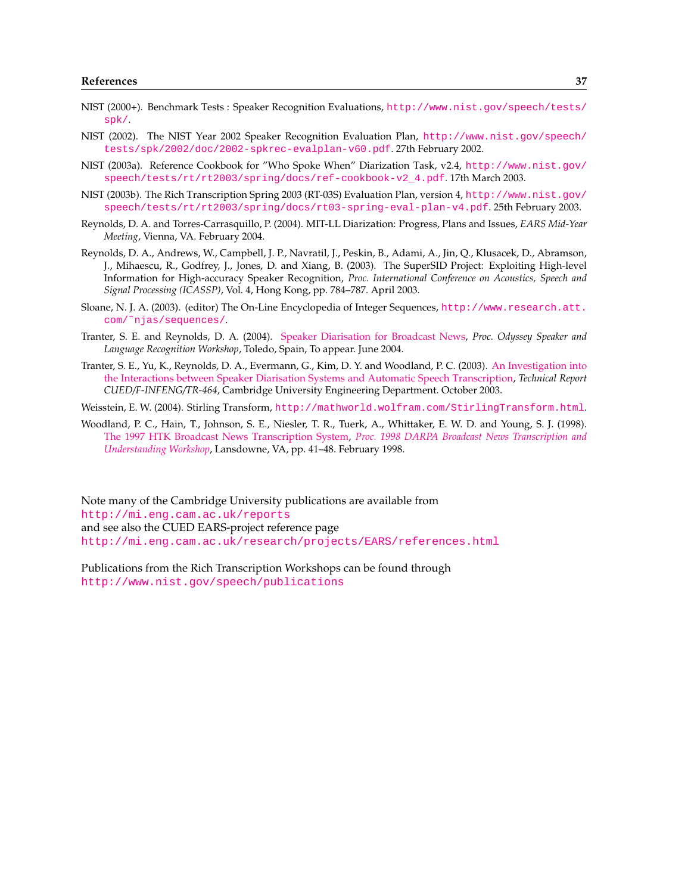NIST (2000+). Benchmark Tests : Speaker Recognition Evaluations, http://www.nist.gov/speech/tests/spk/.

NIST (2002). The NIST Year 2002 Speaker Recognition Evaluation Plan, http://www.nist.gov/speech/tests/spk/2002/doc/2002-spkrec-evalplan-v60.pdf. 27th February 2002.

NIST (2003a). Reference Cookbook for "Who Spoke When" Diarization Task, v2.4, http://www.nist.gov/speech/tests/rt/rt2003/spring/docs/ref-cookbook-v2_4.pdf. 17th March 2003.

NIST (2003b). The Rich Transcription Spring 2003 (RT-03S) Evaluation Plan, version 4, http://www.nist.gov/speech/tests/rt/rt2003/spring/docs/rt03-spring-eval-plan-v4.pdf. 25th February 2003.

Reynolds, D. A. and Torres-Carrasquillo, P. (2004). MIT-LL Diarization: Progress, Plans and Issues, *EARS Mid-Year Meeting*, Vienna, VA. February 2004.

Reynolds, D. A., Andrews, W., Campbell, J. P., Navratil, J., Peskin, B., Adami, A., Jin, Q., Klusacek, D., Abramson, J., Mihaescu, R., Godfrey, J., Jones, D. and Xiang, B. (2003). The SuperSID Project: Exploiting High-level Information for High-accuracy Speaker Recognition, *Proc. International Conference on Acoustics, Speech and Signal Processing (ICASSP)*, Vol. 4, Hong Kong, pp. 784–787. April 2003.

Sloane, N. J. A. (2003). (editor) The On-Line Encyclopedia of Integer Sequences, http://www.research.att.com/~njas/sequences/.

Tranter, S. E. and Reynolds, D. A. (2004). Speaker Diarisation for Broadcast News, *Proc. Odyssey Speaker and Language Recognition Workshop*, Toledo, Spain, To appear. June 2004.

Tranter, S. E., Yu, K., Reynolds, D. A., Evermann, G., Kim, D. Y. and Woodland, P. C. (2003). An Investigation into the Interactions between Speaker Diarisation Systems and Automatic Speech Transcription, *Technical Report CUED/F-INFENG/TR-464*, Cambridge University Engineering Department. October 2003.

Weisstein, E. W. (2004). Stirling Transform, http://mathworld.wolfram.com/StirlingTransform.html.

Woodland, P. C., Hain, T., Johnson, S. E., Niesler, T. R., Tuerk, A., Whittaker, E. W. D. and Young, S. J. (1998). The 1997 HTK Broadcast News Transcription System, *Proc. 1998 DARPA Broadcast News Transcription and Understanding Workshop*, Lansdowne, VA, pp. 41–48. February 1998.

Note many of the Cambridge University publications are available from
http://mi.eng.cam.ac.uk/reports
and see also the CUED EARS-project reference page
http://mi.eng.cam.ac.uk/research/projects/EARS/references.html

Publications from the Rich Transcription Workshops can be found through
http://www.nist.gov/speech/publications